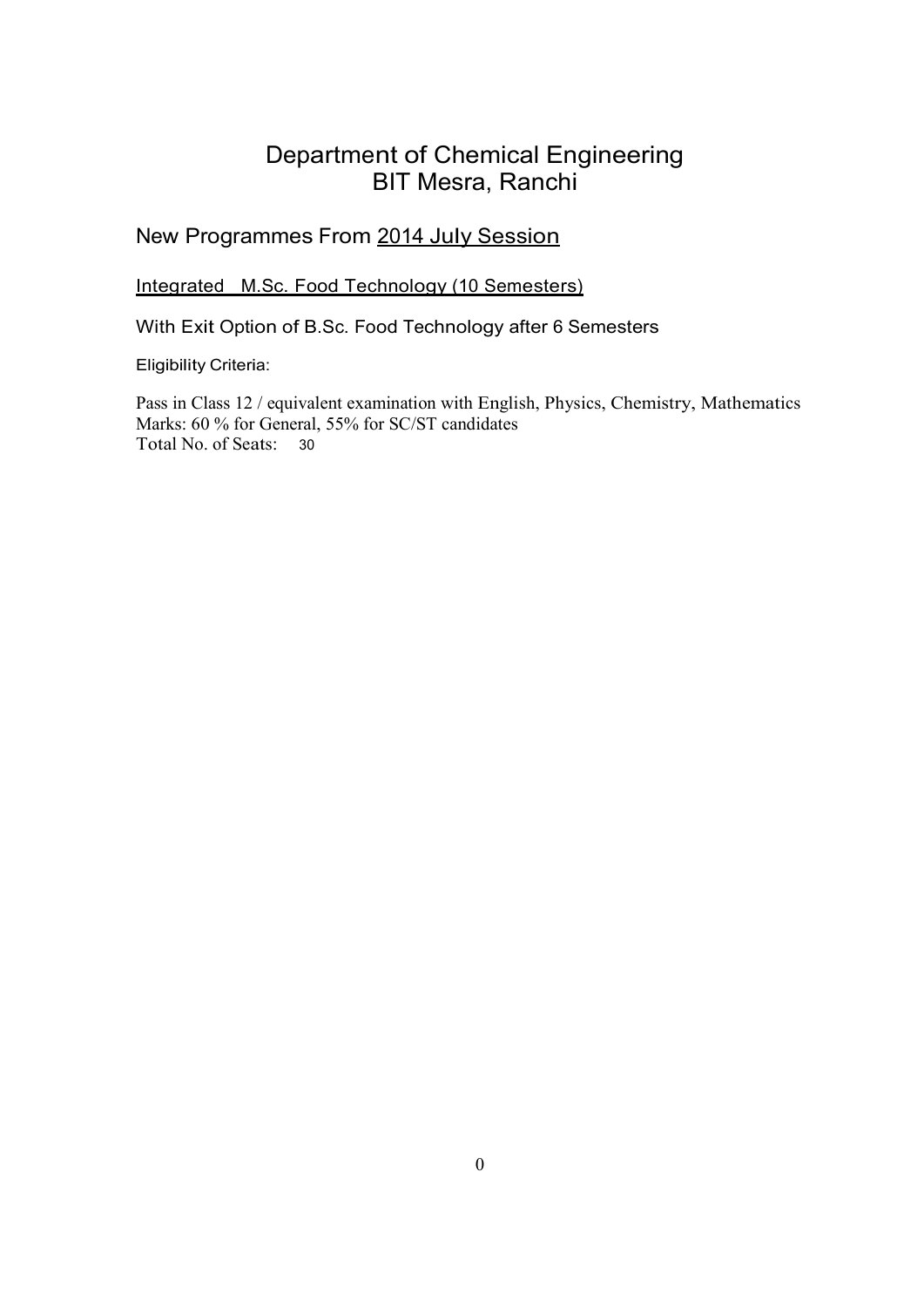# Department of Chemical Engineering
# BIT Mesra, Ranchi

## New Programmes From 2014 July Session

### Integrated M.Sc. Food Technology (10 Semesters)

With Exit Option of B.Sc. Food Technology after 6 Semesters

Eligibility Criteria:

Pass in Class 12 / equivalent examination with English, Physics, Chemistry, Mathematics
Marks: 60 % for General, 55% for SC/ST candidates
Total No. of Seats: 30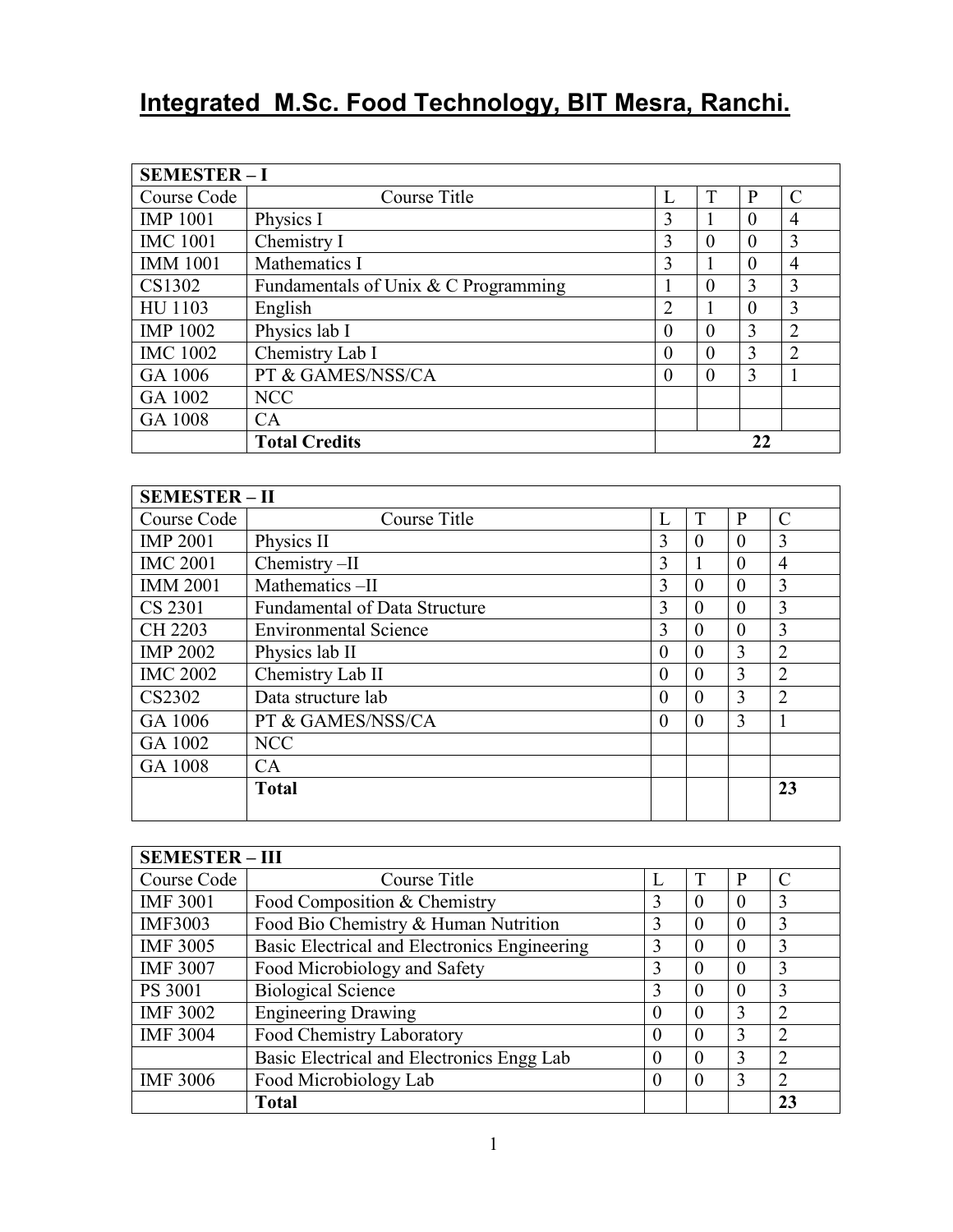# Integrated M.Sc. Food Technology, BIT Mesra, Ranchi.

| SEMESTER – I | | | | | |
|---|---|---|---|---|---|
| Course Code | Course Title | L | T | P | C |
| IMP 1001 | Physics I | 3 | 1 | 0 | 4 |
| IMC 1001 | Chemistry I | 3 | 0 | 0 | 3 |
| IMM 1001 | Mathematics I | 3 | 1 | 0 | 4 |
| CS1302 | Fundamentals of Unix & C Programming | 1 | 0 | 3 | 3 |
| HU 1103 | English | 2 | 1 | 0 | 3 |
| IMP 1002 | Physics lab I | 0 | 0 | 3 | 2 |
| IMC 1002 | Chemistry Lab I | 0 | 0 | 3 | 2 |
| GA 1006 | PT & GAMES/NSS/CA | 0 | 0 | 3 | 1 |
| GA 1002 | NCC | | | | |
| GA 1008 | CA | | | | |
| | **Total Credits** | | | **22** | |

| SEMESTER – II | | | | | |
|---|---|---|---|---|---|
| Course Code | Course Title | L | T | P | C |
| IMP 2001 | Physics II | 3 | 0 | 0 | 3 |
| IMC 2001 | Chemistry –II | 3 | 1 | 0 | 4 |
| IMM 2001 | Mathematics –II | 3 | 0 | 0 | 3 |
| CS 2301 | Fundamental of Data Structure | 3 | 0 | 0 | 3 |
| CH 2203 | Environmental Science | 3 | 0 | 0 | 3 |
| IMP 2002 | Physics lab II | 0 | 0 | 3 | 2 |
| IMC 2002 | Chemistry Lab II | 0 | 0 | 3 | 2 |
| CS2302 | Data structure lab | 0 | 0 | 3 | 2 |
| GA 1006 | PT & GAMES/NSS/CA | 0 | 0 | 3 | 1 |
| GA 1002 | NCC | | | | |
| GA 1008 | CA | | | | |
| | **Total** | | | | **23** |

| SEMESTER – III | | | | | |
|---|---|---|---|---|---|
| Course Code | Course Title | L | T | P | C |
| IMF 3001 | Food Composition & Chemistry | 3 | 0 | 0 | 3 |
| IMF3003 | Food Bio Chemistry & Human Nutrition | 3 | 0 | 0 | 3 |
| IMF 3005 | Basic Electrical and Electronics Engineering | 3 | 0 | 0 | 3 |
| IMF 3007 | Food Microbiology and Safety | 3 | 0 | 0 | 3 |
| PS 3001 | Biological Science | 3 | 0 | 0 | 3 |
| IMF 3002 | Engineering Drawing | 0 | 0 | 3 | 2 |
| IMF 3004 | Food Chemistry Laboratory | 0 | 0 | 3 | 2 |
| | Basic Electrical and Electronics Engg Lab | 0 | 0 | 3 | 2 |
| IMF 3006 | Food Microbiology Lab | 0 | 0 | 3 | 2 |
| | **Total** | | | | **23** |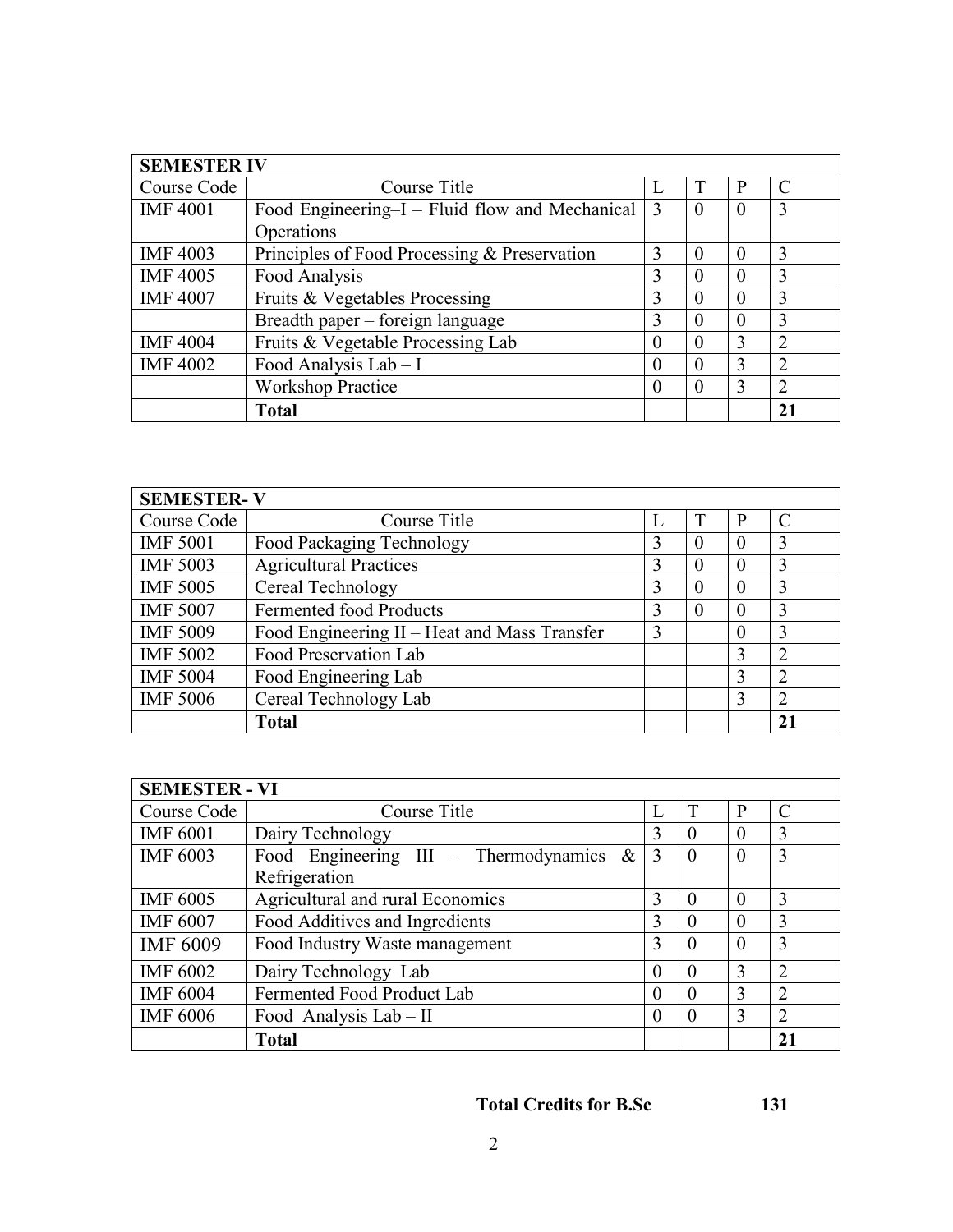| SEMESTER IV | | | | | |
|---|---|---|---|---|---|
| Course Code | Course Title | L | T | P | C |
| IMF 4001 | Food Engineering–I – Fluid flow and Mechanical Operations | 3 | 0 | 0 | 3 |
| IMF 4003 | Principles of Food Processing & Preservation | 3 | 0 | 0 | 3 |
| IMF 4005 | Food Analysis | 3 | 0 | 0 | 3 |
| IMF 4007 | Fruits & Vegetables Processing | 3 | 0 | 0 | 3 |
| | Breadth paper – foreign language | 3 | 0 | 0 | 3 |
| IMF 4004 | Fruits & Vegetable Processing Lab | 0 | 0 | 3 | 2 |
| IMF 4002 | Food Analysis Lab – I | 0 | 0 | 3 | 2 |
| | Workshop Practice | 0 | 0 | 3 | 2 |
| | **Total** | | | | **21** |

| SEMESTER- V | | | | | |
|---|---|---|---|---|---|
| Course Code | Course Title | L | T | P | C |
| IMF 5001 | Food Packaging Technology | 3 | 0 | 0 | 3 |
| IMF 5003 | Agricultural Practices | 3 | 0 | 0 | 3 |
| IMF 5005 | Cereal Technology | 3 | 0 | 0 | 3 |
| IMF 5007 | Fermented food Products | 3 | 0 | 0 | 3 |
| IMF 5009 | Food Engineering II – Heat and Mass Transfer | 3 | | 0 | 3 |
| IMF 5002 | Food Preservation Lab | | | 3 | 2 |
| IMF 5004 | Food Engineering Lab | | | 3 | 2 |
| IMF 5006 | Cereal Technology Lab | | | 3 | 2 |
| | **Total** | | | | **21** |

| SEMESTER - VI | | | | | |
|---|---|---|---|---|---|
| Course Code | Course Title | L | T | P | C |
| IMF 6001 | Dairy Technology | 3 | 0 | 0 | 3 |
| IMF 6003 | Food Engineering III – Thermodynamics & Refrigeration | 3 | 0 | 0 | 3 |
| IMF 6005 | Agricultural and rural Economics | 3 | 0 | 0 | 3 |
| IMF 6007 | Food Additives and Ingredients | 3 | 0 | 0 | 3 |
| IMF 6009 | Food Industry Waste management | 3 | 0 | 0 | 3 |
| IMF 6002 | Dairy Technology Lab | 0 | 0 | 3 | 2 |
| IMF 6004 | Fermented Food Product Lab | 0 | 0 | 3 | 2 |
| IMF 6006 | Food Analysis Lab – II | 0 | 0 | 3 | 2 |
| | **Total** | | | | **21** |

**Total Credits for B.Sc 131**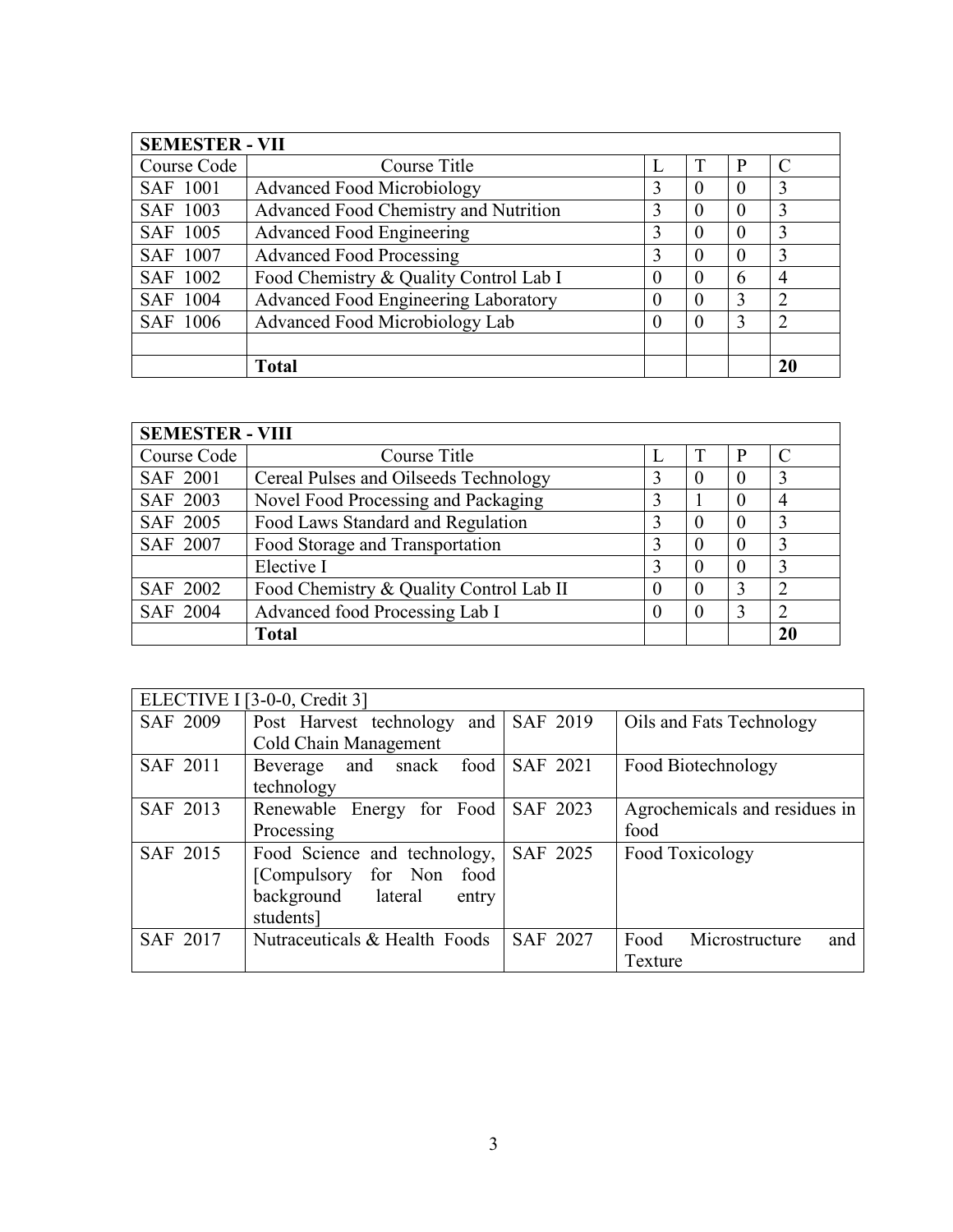| SEMESTER - VII | | | | | |
|---|---|---|---|---|---|
| Course Code | Course Title | L | T | P | C |
| SAF 1001 | Advanced Food Microbiology | 3 | 0 | 0 | 3 |
| SAF 1003 | Advanced Food Chemistry and Nutrition | 3 | 0 | 0 | 3 |
| SAF 1005 | Advanced Food Engineering | 3 | 0 | 0 | 3 |
| SAF 1007 | Advanced Food Processing | 3 | 0 | 0 | 3 |
| SAF 1002 | Food Chemistry & Quality Control Lab I | 0 | 0 | 6 | 4 |
| SAF 1004 | Advanced Food Engineering Laboratory | 0 | 0 | 3 | 2 |
| SAF 1006 | Advanced Food Microbiology Lab | 0 | 0 | 3 | 2 |
| | | | | | |
| | **Total** | | | | **20** |

| SEMESTER - VIII | | | | | |
|---|---|---|---|---|---|
| Course Code | Course Title | L | T | P | C |
| SAF 2001 | Cereal Pulses and Oilseeds Technology | 3 | 0 | 0 | 3 |
| SAF 2003 | Novel Food Processing and Packaging | 3 | 1 | 0 | 4 |
| SAF 2005 | Food Laws Standard and Regulation | 3 | 0 | 0 | 3 |
| SAF 2007 | Food Storage and Transportation | 3 | 0 | 0 | 3 |
| | Elective I | 3 | 0 | 0 | 3 |
| SAF 2002 | Food Chemistry & Quality Control Lab II | 0 | 0 | 3 | 2 |
| SAF 2004 | Advanced food Processing Lab I | 0 | 0 | 3 | 2 |
| | **Total** | | | | **20** |

| ELECTIVE I [3-0-0, Credit 3] | | | |
|---|---|---|---|
| SAF 2009 | Post Harvest technology and Cold Chain Management | SAF 2019 | Oils and Fats Technology |
| SAF 2011 | Beverage and snack food technology | SAF 2021 | Food Biotechnology |
| SAF 2013 | Renewable Energy for Food Processing | SAF 2023 | Agrochemicals and residues in food |
| SAF 2015 | Food Science and technology, [Compulsory for Non food background lateral entry students] | SAF 2025 | Food Toxicology |
| SAF 2017 | Nutraceuticals & Health Foods | SAF 2027 | Food Microstructure and Texture |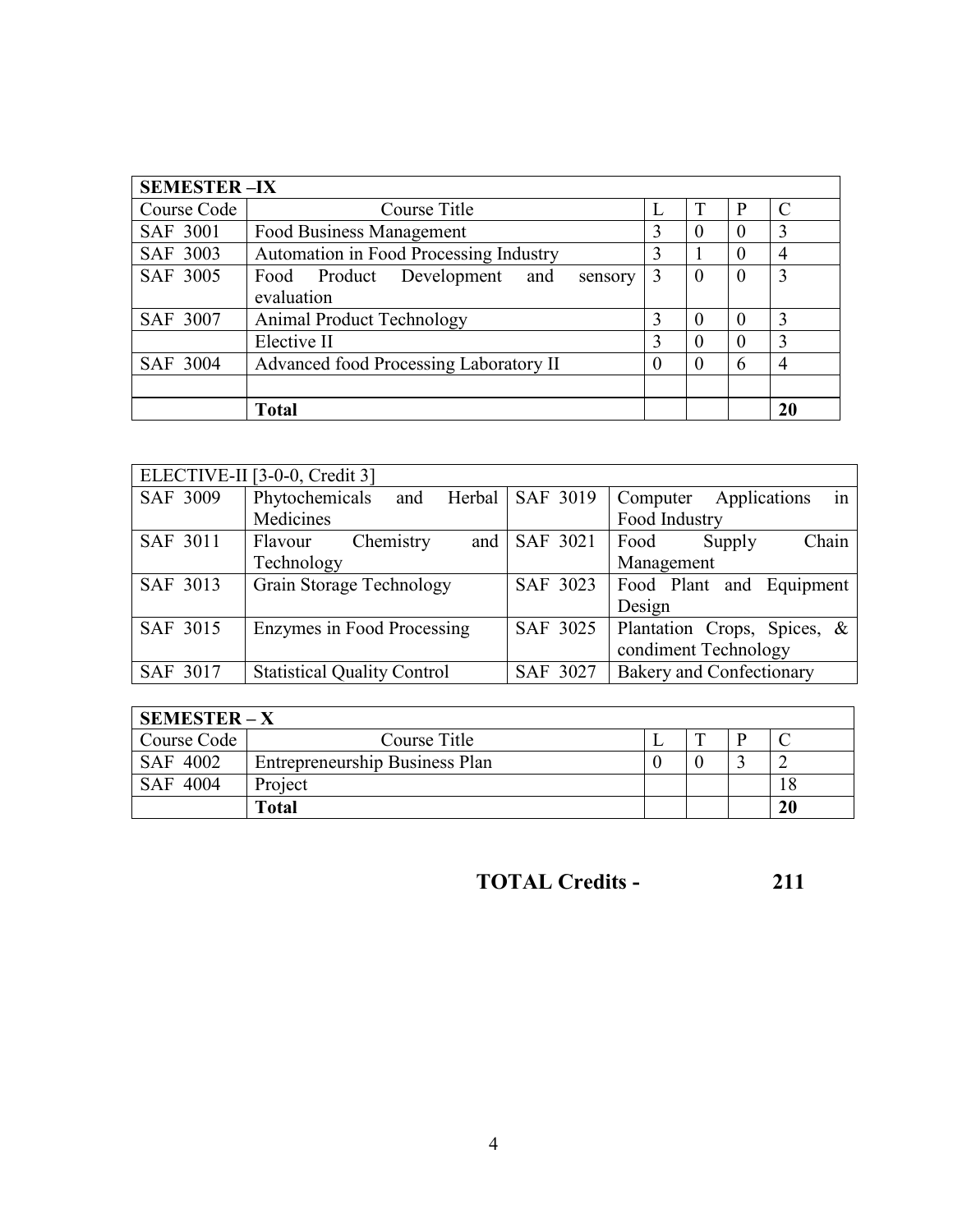| SEMESTER –IX | | | | | |
|---|---|---|---|---|---|
| Course Code | Course Title | L | T | P | C |
| SAF 3001 | Food Business Management | 3 | 0 | 0 | 3 |
| SAF 3003 | Automation in Food Processing Industry | 3 | 1 | 0 | 4 |
| SAF 3005 | Food Product Development and sensory evaluation | 3 | 0 | 0 | 3 |
| SAF 3007 | Animal Product Technology | 3 | 0 | 0 | 3 |
| | Elective II | 3 | 0 | 0 | 3 |
| SAF 3004 | Advanced food Processing Laboratory II | 0 | 0 | 6 | 4 |
| | | | | | |
| | **Total** | | | | **20** |

| ELECTIVE-II [3-0-0, Credit 3] | | | |
|---|---|---|---|
| SAF 3009 | Phytochemicals and Herbal Medicines | SAF 3019 | Computer Applications in Food Industry |
| SAF 3011 | Flavour Chemistry and Technology | SAF 3021 | Food Supply Chain Management |
| SAF 3013 | Grain Storage Technology | SAF 3023 | Food Plant and Equipment Design |
| SAF 3015 | Enzymes in Food Processing | SAF 3025 | Plantation Crops, Spices, & condiment Technology |
| SAF 3017 | Statistical Quality Control | SAF 3027 | Bakery and Confectionary |

| SEMESTER – X | | | | | |
|---|---|---|---|---|---|
| Course Code | Course Title | L | T | P | C |
| SAF 4002 | Entrepreneurship Business Plan | 0 | 0 | 3 | 2 |
| SAF 4004 | Project | | | | 18 |
| | **Total** | | | | **20** |

**TOTAL Credits - 211**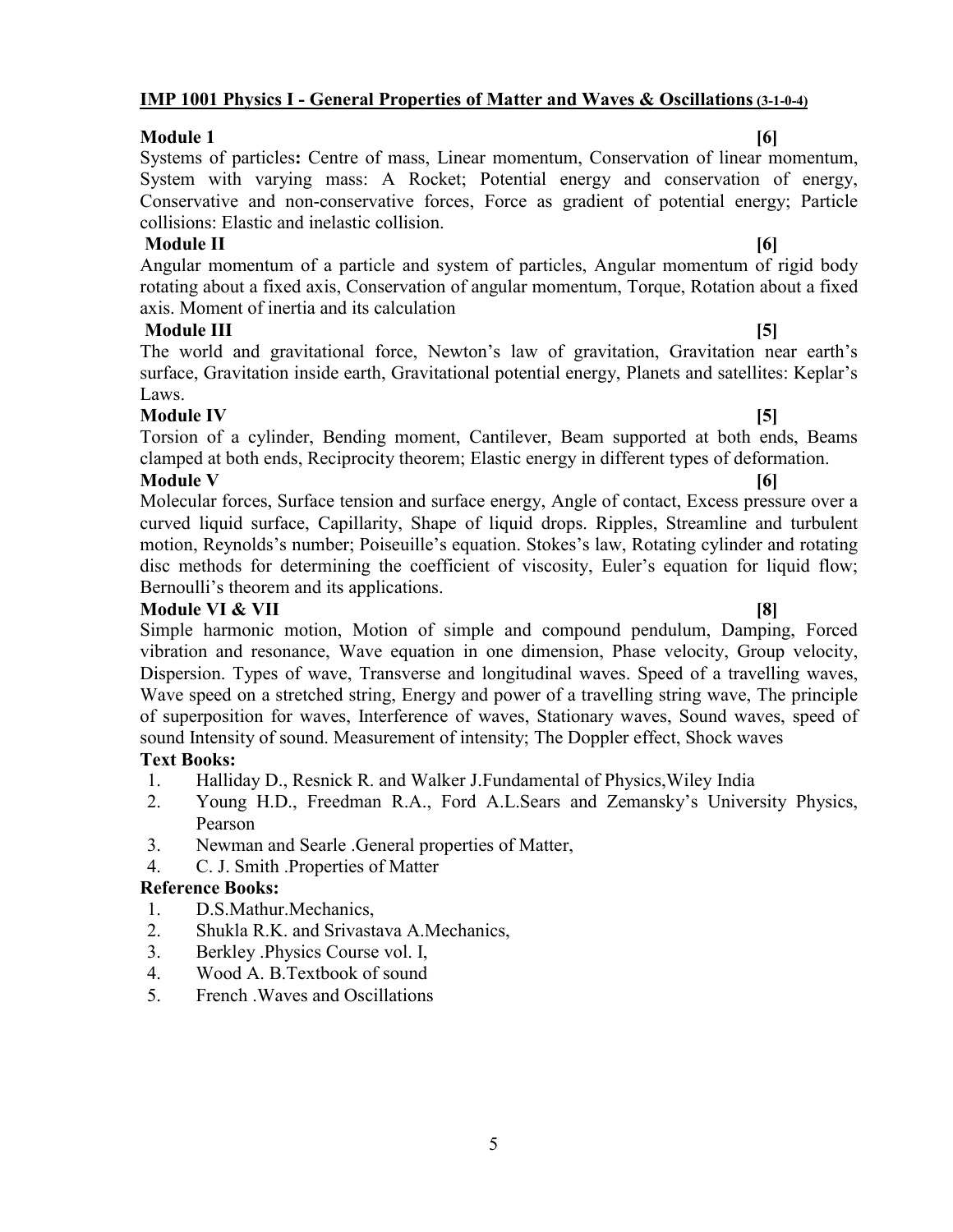## IMP 1001 Physics I - General Properties of Matter and Waves & Oscillations (3-1-0-4)

**Module 1** **[6]**

Systems of particles**:** Centre of mass, Linear momentum, Conservation of linear momentum, System with varying mass: A Rocket; Potential energy and conservation of energy, Conservative and non-conservative forces, Force as gradient of potential energy; Particle collisions: Elastic and inelastic collision.

**Module II** **[6]**

Angular momentum of a particle and system of particles, Angular momentum of rigid body rotating about a fixed axis, Conservation of angular momentum, Torque, Rotation about a fixed axis. Moment of inertia and its calculation

**Module III** **[5]**

The world and gravitational force, Newton's law of gravitation, Gravitation near earth's surface, Gravitation inside earth, Gravitational potential energy, Planets and satellites: Keplar's Laws.

**Module IV** **[5]**

Torsion of a cylinder, Bending moment, Cantilever, Beam supported at both ends, Beams clamped at both ends, Reciprocity theorem; Elastic energy in different types of deformation.

**Module V** **[6]**

Molecular forces, Surface tension and surface energy, Angle of contact, Excess pressure over a curved liquid surface, Capillarity, Shape of liquid drops. Ripples, Streamline and turbulent motion, Reynolds's number; Poiseuille's equation. Stokes's law, Rotating cylinder and rotating disc methods for determining the coefficient of viscosity, Euler's equation for liquid flow; Bernoulli's theorem and its applications.

**Module VI & VII** **[8]**

Simple harmonic motion, Motion of simple and compound pendulum, Damping, Forced vibration and resonance, Wave equation in one dimension, Phase velocity, Group velocity, Dispersion. Types of wave, Transverse and longitudinal waves. Speed of a travelling waves, Wave speed on a stretched string, Energy and power of a travelling string wave, The principle of superposition for waves, Interference of waves, Stationary waves, Sound waves, speed of sound Intensity of sound. Measurement of intensity; The Doppler effect, Shock waves

**Text Books:**

1. Halliday D., Resnick R. and Walker J.Fundamental of Physics,Wiley India
2. Young H.D., Freedman R.A., Ford A.L.Sears and Zemansky's University Physics, Pearson
3. Newman and Searle .General properties of Matter,
4. C. J. Smith .Properties of Matter

**Reference Books:**

1. D.S.Mathur.Mechanics,
2. Shukla R.K. and Srivastava A.Mechanics,
3. Berkley .Physics Course vol. I,
4. Wood A. B.Textbook of sound
5. French .Waves and Oscillations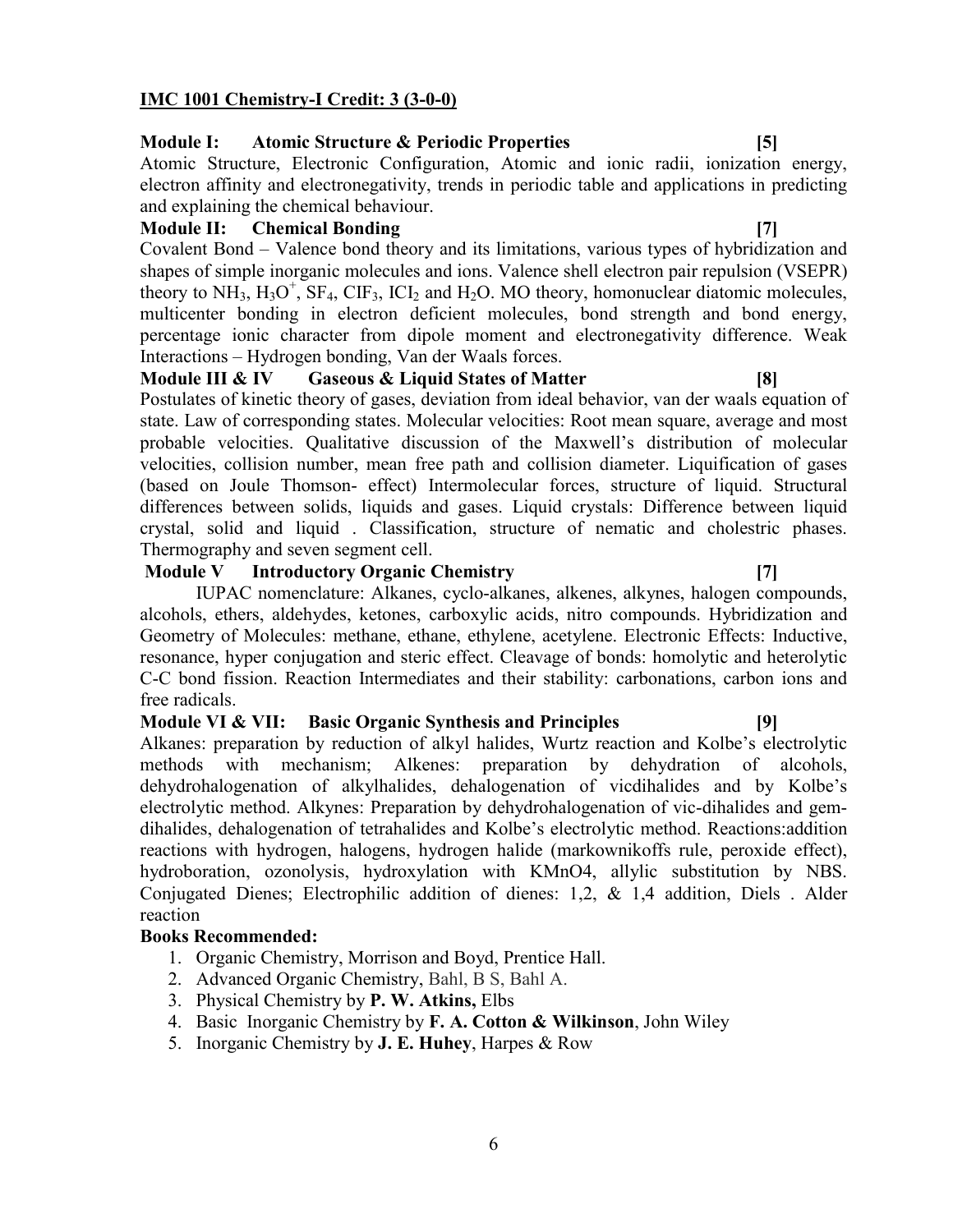**IMC 1001 Chemistry-I Credit: 3 (3-0-0)**

**Module I: Atomic Structure & Periodic Properties [5]**

Atomic Structure, Electronic Configuration, Atomic and ionic radii, ionization energy, electron affinity and electronegativity, trends in periodic table and applications in predicting and explaining the chemical behaviour.

**Module II: Chemical Bonding [7]**

Covalent Bond – Valence bond theory and its limitations, various types of hybridization and shapes of simple inorganic molecules and ions. Valence shell electron pair repulsion (VSEPR) theory to $NH_3$, $H_3O^+$, $SF_4$, $ClF_3$, $ICl_2$ and $H_2O$. MO theory, homonuclear diatomic molecules, multicenter bonding in electron deficient molecules, bond strength and bond energy, percentage ionic character from dipole moment and electronegativity difference. Weak Interactions – Hydrogen bonding, Van der Waals forces.

**Module III & IV Gaseous & Liquid States of Matter [8]**

Postulates of kinetic theory of gases, deviation from ideal behavior, van der waals equation of state. Law of corresponding states. Molecular velocities: Root mean square, average and most probable velocities. Qualitative discussion of the Maxwell's distribution of molecular velocities, collision number, mean free path and collision diameter. Liquification of gases (based on Joule Thomson- effect) Intermolecular forces, structure of liquid. Structural differences between solids, liquids and gases. Liquid crystals: Difference between liquid crystal, solid and liquid . Classification, structure of nematic and cholestric phases. Thermography and seven segment cell.

**Module V Introductory Organic Chemistry [7]**

IUPAC nomenclature: Alkanes, cyclo-alkanes, alkenes, alkynes, halogen compounds, alcohols, ethers, aldehydes, ketones, carboxylic acids, nitro compounds. Hybridization and Geometry of Molecules: methane, ethane, ethylene, acetylene. Electronic Effects: Inductive, resonance, hyper conjugation and steric effect. Cleavage of bonds: homolytic and heterolytic C-C bond fission. Reaction Intermediates and their stability: carbonations, carbon ions and free radicals.

**Module VI & VII: Basic Organic Synthesis and Principles [9]**

Alkanes: preparation by reduction of alkyl halides, Wurtz reaction and Kolbe's electrolytic methods with mechanism; Alkenes: preparation by dehydration of alcohols, dehydrohalogenation of alkylhalides, dehalogenation of vicdihalides and by Kolbe's electrolytic method. Alkynes: Preparation by dehydrohalogenation of vic-dihalides and gem-dihalides, dehalogenation of tetrahalides and Kolbe's electrolytic method. Reactions:addition reactions with hydrogen, halogens, hydrogen halide (markownikoffs rule, peroxide effect), hydroboration, ozonolysis, hydroxylation with $KMnO_4$, allylic substitution by NBS. Conjugated Dienes; Electrophilic addition of dienes: 1,2, & 1,4 addition, Diels . Alder reaction

**Books Recommended:**

1. Organic Chemistry, Morrison and Boyd, Prentice Hall.
2. Advanced Organic Chemistry, Bahl, B S, Bahl A.
3. Physical Chemistry by **P. W. Atkins,** Elbs
4. Basic Inorganic Chemistry by **F. A. Cotton & Wilkinson**, John Wiley
5. Inorganic Chemistry by **J. E. Huhey**, Harpes & Row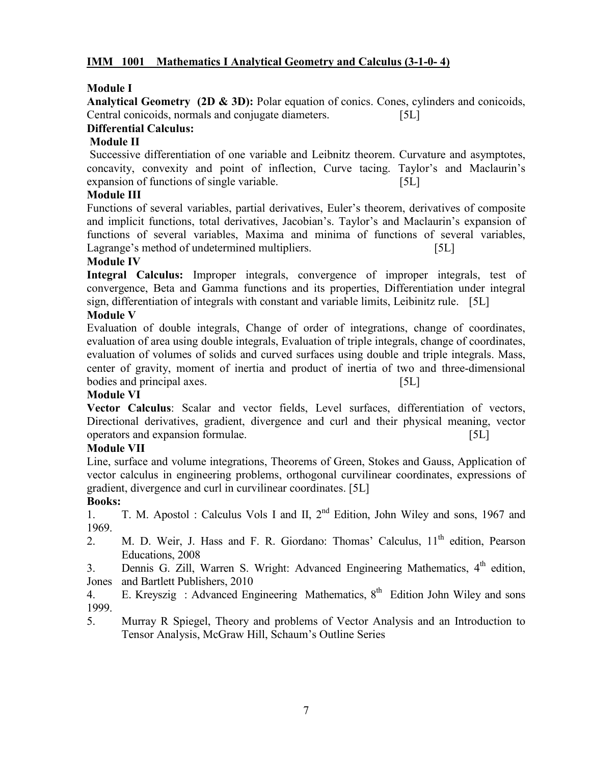## IMM 1001 Mathematics I Analytical Geometry and Calculus (3-1-0- 4)

### Module I

**Analytical Geometry (2D & 3D):** Polar equation of conics. Cones, cylinders and conicoids, Central conicoids, normals and conjugate diameters. [5L]

**Differential Calculus:**

### Module II

Successive differentiation of one variable and Leibnitz theorem. Curvature and asymptotes, concavity, convexity and point of inflection, Curve tacing. Taylor's and Maclaurin's expansion of functions of single variable. [5L]

### Module III

Functions of several variables, partial derivatives, Euler's theorem, derivatives of composite and implicit functions, total derivatives, Jacobian's. Taylor's and Maclaurin's expansion of functions of several variables, Maxima and minima of functions of several variables, Lagrange's method of undetermined multipliers. [5L]

### Module IV

**Integral Calculus:** Improper integrals, convergence of improper integrals, test of convergence, Beta and Gamma functions and its properties, Differentiation under integral sign, differentiation of integrals with constant and variable limits, Leibinitz rule. [5L]

### Module V

Evaluation of double integrals, Change of order of integrations, change of coordinates, evaluation of area using double integrals, Evaluation of triple integrals, change of coordinates, evaluation of volumes of solids and curved surfaces using double and triple integrals. Mass, center of gravity, moment of inertia and product of inertia of two and three-dimensional bodies and principal axes. [5L]

### Module VI

**Vector Calculus**: Scalar and vector fields, Level surfaces, differentiation of vectors, Directional derivatives, gradient, divergence and curl and their physical meaning, vector operators and expansion formulae. [5L]

### Module VII

Line, surface and volume integrations, Theorems of Green, Stokes and Gauss, Application of vector calculus in engineering problems, orthogonal curvilinear coordinates, expressions of gradient, divergence and curl in curvilinear coordinates. [5L]

**Books:**

1. T. M. Apostol : Calculus Vols I and II, 2nd Edition, John Wiley and sons, 1967 and 1969.
2. M. D. Weir, J. Hass and F. R. Giordano: Thomas' Calculus, 11th edition, Pearson Educations, 2008
3. Dennis G. Zill, Warren S. Wright: Advanced Engineering Mathematics, 4th edition, Jones and Bartlett Publishers, 2010
4. E. Kreyszig : Advanced Engineering Mathematics, 8th Edition John Wiley and sons 1999.
5. Murray R Spiegel, Theory and problems of Vector Analysis and an Introduction to Tensor Analysis, McGraw Hill, Schaum's Outline Series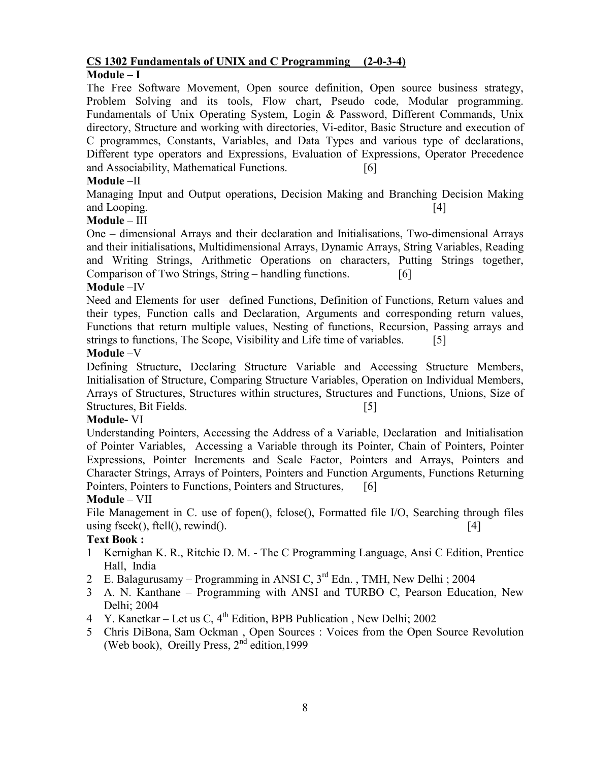**CS 1302 Fundamentals of UNIX and C Programming (2-0-3-4)**

**Module – I**

The Free Software Movement, Open source definition, Open source business strategy, Problem Solving and its tools, Flow chart, Pseudo code, Modular programming. Fundamentals of Unix Operating System, Login & Password, Different Commands, Unix directory, Structure and working with directories, Vi-editor, Basic Structure and execution of C programmes, Constants, Variables, and Data Types and various type of declarations, Different type operators and Expressions, Evaluation of Expressions, Operator Precedence and Associability, Mathematical Functions. [6]

**Module** –II

Managing Input and Output operations, Decision Making and Branching Decision Making and Looping. [4]

**Module** – III

One – dimensional Arrays and their declaration and Initialisations, Two-dimensional Arrays and their initialisations, Multidimensional Arrays, Dynamic Arrays, String Variables, Reading and Writing Strings, Arithmetic Operations on characters, Putting Strings together, Comparison of Two Strings, String – handling functions. [6]

**Module** –IV

Need and Elements for user –defined Functions, Definition of Functions, Return values and their types, Function calls and Declaration, Arguments and corresponding return values, Functions that return multiple values, Nesting of functions, Recursion, Passing arrays and strings to functions, The Scope, Visibility and Life time of variables. [5]

**Module** –V

Defining Structure, Declaring Structure Variable and Accessing Structure Members, Initialisation of Structure, Comparing Structure Variables, Operation on Individual Members, Arrays of Structures, Structures within structures, Structures and Functions, Unions, Size of Structures, Bit Fields. [5]

**Module-** VI

Understanding Pointers, Accessing the Address of a Variable, Declaration and Initialisation of Pointer Variables, Accessing a Variable through its Pointer, Chain of Pointers, Pointer Expressions, Pointer Increments and Scale Factor, Pointers and Arrays, Pointers and Character Strings, Arrays of Pointers, Pointers and Function Arguments, Functions Returning Pointers, Pointers to Functions, Pointers and Structures, [6]

**Module** – VII

File Management in C. use of fopen(), fclose(), Formatted file I/O, Searching through files using fseek(), ftell(), rewind(). [4]

**Text Book :**

1. Kernighan K. R., Ritchie D. M. - The C Programming Language, Ansi C Edition, Prentice Hall, India
2. E. Balagurusamy – Programming in ANSI C, 3rd Edn. , TMH, New Delhi ; 2004
3. A. N. Kanthane – Programming with ANSI and TURBO C, Pearson Education, New Delhi; 2004
4. Y. Kanetkar – Let us C, 4th Edition, BPB Publication , New Delhi; 2002
5. Chris DiBona, Sam Ockman , Open Sources : Voices from the Open Source Revolution (Web book), Oreilly Press, 2nd edition,1999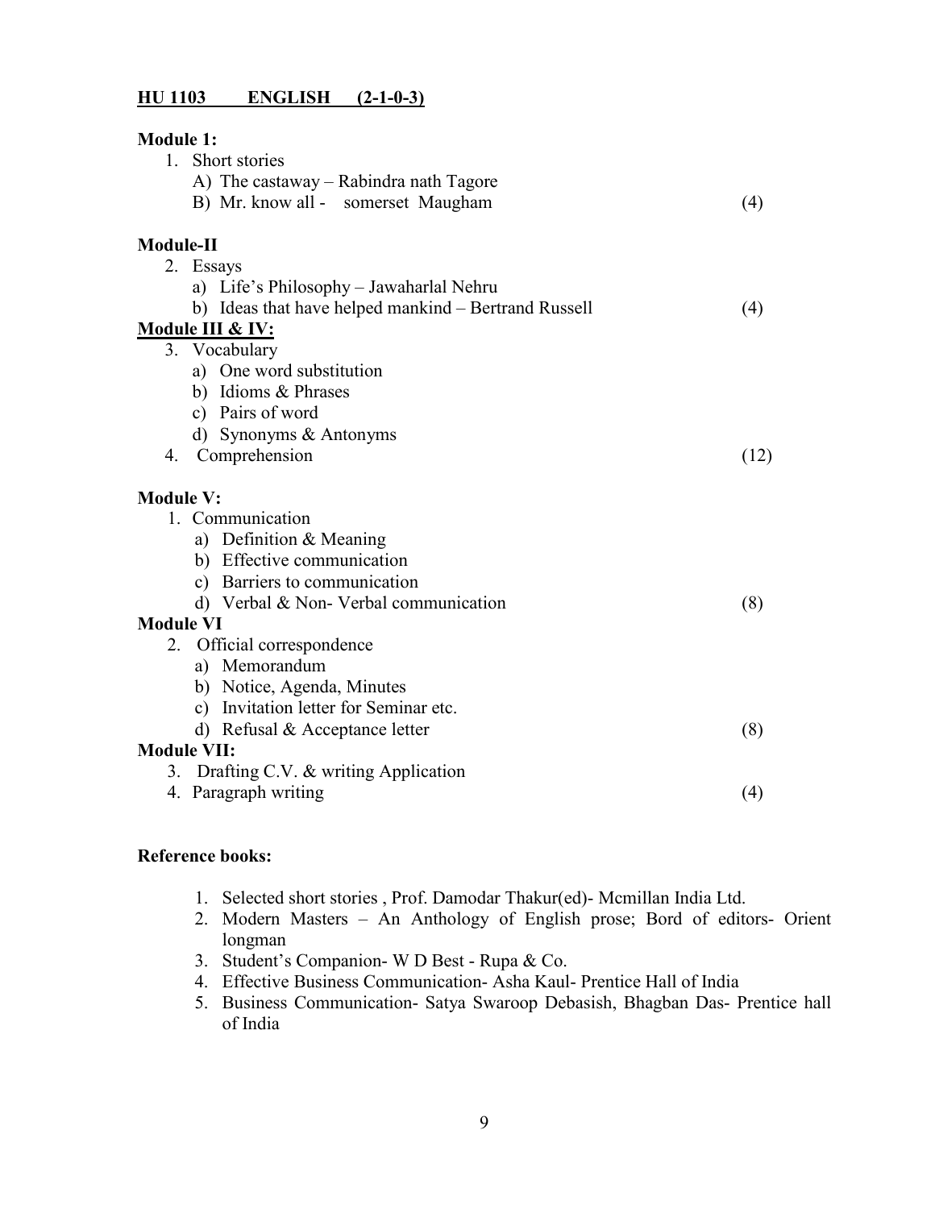## HU 1103 ENGLISH (2-1-0-3)

**Module 1:**

1. Short stories
   A) The castaway – Rabindra nath Tagore
   B) Mr. know all - somerset Maugham (4)

**Module-II**

2. Essays
   a) Life's Philosophy – Jawaharlal Nehru
   b) Ideas that have helped mankind – Bertrand Russell (4)

**Module III & IV:**

3. Vocabulary
   a) One word substitution
   b) Idioms & Phrases
   c) Pairs of word
   d) Synonyms & Antonyms
4. Comprehension (12)

**Module V:**

1. Communication
   a) Definition & Meaning
   b) Effective communication
   c) Barriers to communication
   d) Verbal & Non- Verbal communication (8)

**Module VI**

2. Official correspondence
   a) Memorandum
   b) Notice, Agenda, Minutes
   c) Invitation letter for Seminar etc.
   d) Refusal & Acceptance letter (8)

**Module VII:**

3. Drafting C.V. & writing Application
4. Paragraph writing (4)

**Reference books:**

1. Selected short stories , Prof. Damodar Thakur(ed)- Mcmillan India Ltd.
2. Modern Masters – An Anthology of English prose; Bord of editors- Orient longman
3. Student's Companion- W D Best - Rupa & Co.
4. Effective Business Communication- Asha Kaul- Prentice Hall of India
5. Business Communication- Satya Swaroop Debasish, Bhagban Das- Prentice hall of India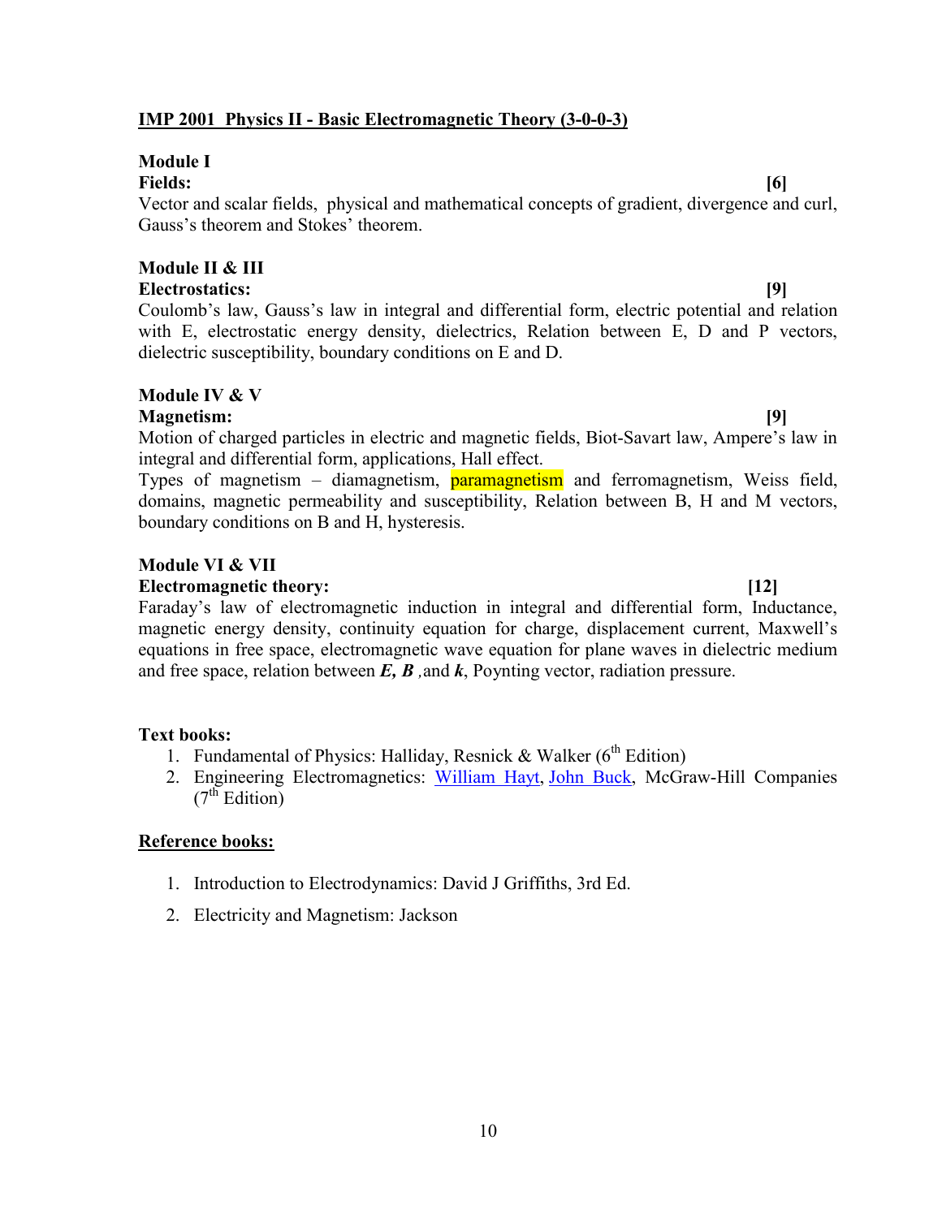## IMP 2001 Physics II - Basic Electromagnetic Theory (3-0-0-3)

### Module I

**Fields: [6]**

Vector and scalar fields, physical and mathematical concepts of gradient, divergence and curl, Gauss's theorem and Stokes' theorem.

### Module II & III

**Electrostatics: [9]**

Coulomb's law, Gauss's law in integral and differential form, electric potential and relation with E, electrostatic energy density, dielectrics, Relation between E, D and P vectors, dielectric susceptibility, boundary conditions on E and D.

### Module IV & V

**Magnetism: [9]**

Motion of charged particles in electric and magnetic fields, Biot-Savart law, Ampere's law in integral and differential form, applications, Hall effect.

Types of magnetism – diamagnetism, paramagnetism and ferromagnetism, Weiss field, domains, magnetic permeability and susceptibility, Relation between B, H and M vectors, boundary conditions on B and H, hysteresis.

### Module VI & VII

**Electromagnetic theory: [12]**

Faraday's law of electromagnetic induction in integral and differential form, Inductance, magnetic energy density, continuity equation for charge, displacement current, Maxwell's equations in free space, electromagnetic wave equation for plane waves in dielectric medium and free space, relation between ***E, B*** ,and ***k***, Poynting vector, radiation pressure.

**Text books:**

1. Fundamental of Physics: Halliday, Resnick & Walker (6th Edition)
2. Engineering Electromagnetics: William Hayt, John Buck, McGraw-Hill Companies (7th Edition)

**Reference books:**

1. Introduction to Electrodynamics: David J Griffiths, 3rd Ed.
2. Electricity and Magnetism: Jackson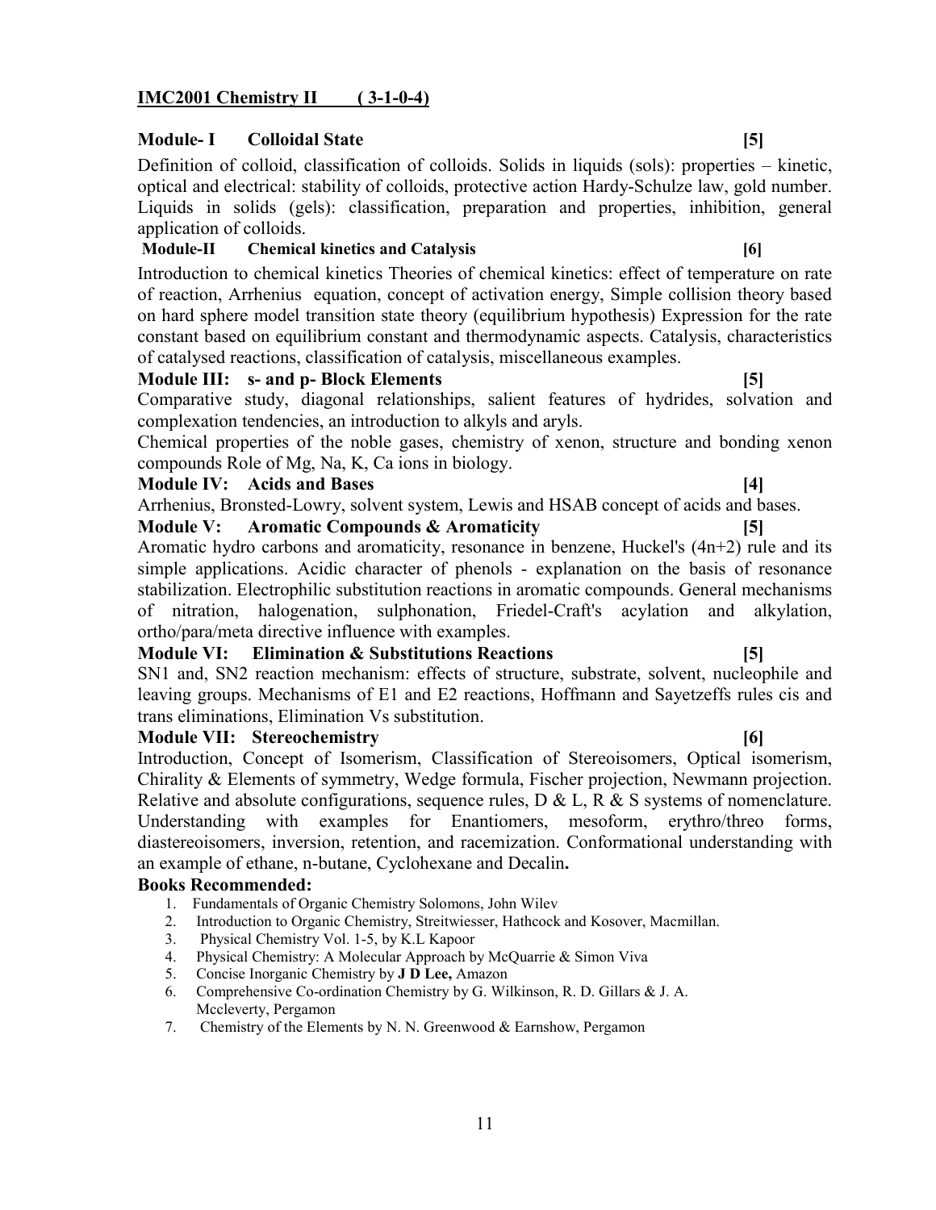## IMC2001 Chemistry II ( 3-1-0-4)

### Module- I Colloidal State [5]

Definition of colloid, classification of colloids. Solids in liquids (sols): properties – kinetic, optical and electrical: stability of colloids, protective action Hardy-Schulze law, gold number. Liquids in solids (gels): classification, preparation and properties, inhibition, general application of colloids.

### Module-II Chemical kinetics and Catalysis [6]

Introduction to chemical kinetics Theories of chemical kinetics: effect of temperature on rate of reaction, Arrhenius equation, concept of activation energy, Simple collision theory based on hard sphere model transition state theory (equilibrium hypothesis) Expression for the rate constant based on equilibrium constant and thermodynamic aspects. Catalysis, characteristics of catalysed reactions, classification of catalysis, miscellaneous examples.

### Module III: s- and p- Block Elements [5]

Comparative study, diagonal relationships, salient features of hydrides, solvation and complexation tendencies, an introduction to alkyls and aryls.

Chemical properties of the noble gases, chemistry of xenon, structure and bonding xenon compounds Role of Mg, Na, K, Ca ions in biology.

### Module IV: Acids and Bases [4]

Arrhenius, Bronsted-Lowry, solvent system, Lewis and HSAB concept of acids and bases.

### Module V: Aromatic Compounds & Aromaticity [5]

Aromatic hydro carbons and aromaticity, resonance in benzene, Huckel's (4n+2) rule and its simple applications. Acidic character of phenols - explanation on the basis of resonance stabilization. Electrophilic substitution reactions in aromatic compounds. General mechanisms of nitration, halogenation, sulphonation, Friedel-Craft's acylation and alkylation, ortho/para/meta directive influence with examples.

### Module VI: Elimination & Substitutions Reactions [5]

SN1 and, SN2 reaction mechanism: effects of structure, substrate, solvent, nucleophile and leaving groups. Mechanisms of E1 and E2 reactions, Hoffmann and Sayetzeffs rules cis and trans eliminations, Elimination Vs substitution.

### Module VII: Stereochemistry [6]

Introduction, Concept of Isomerism, Classification of Stereoisomers, Optical isomerism, Chirality & Elements of symmetry, Wedge formula, Fischer projection, Newmann projection. Relative and absolute configurations, sequence rules, D & L, R & S systems of nomenclature. Understanding with examples for Enantiomers, mesoform, erythro/threo forms, diastereoisomers, inversion, retention, and racemization. Conformational understanding with an example of ethane, n-butane, Cyclohexane and Decalin**.**

### Books Recommended:

1. Fundamentals of Organic Chemistry Solomons, John Wilev
2. Introduction to Organic Chemistry, Streitwiesser, Hathcock and Kosover, Macmillan.
3. Physical Chemistry Vol. 1-5, by K.L Kapoor
4. Physical Chemistry: A Molecular Approach by McQuarrie & Simon Viva
5. Concise Inorganic Chemistry by **J D Lee,** Amazon
6. Comprehensive Co-ordination Chemistry by G. Wilkinson, R. D. Gillars & J. A. Mccleverty, Pergamon
7. Chemistry of the Elements by N. N. Greenwood & Earnshow, Pergamon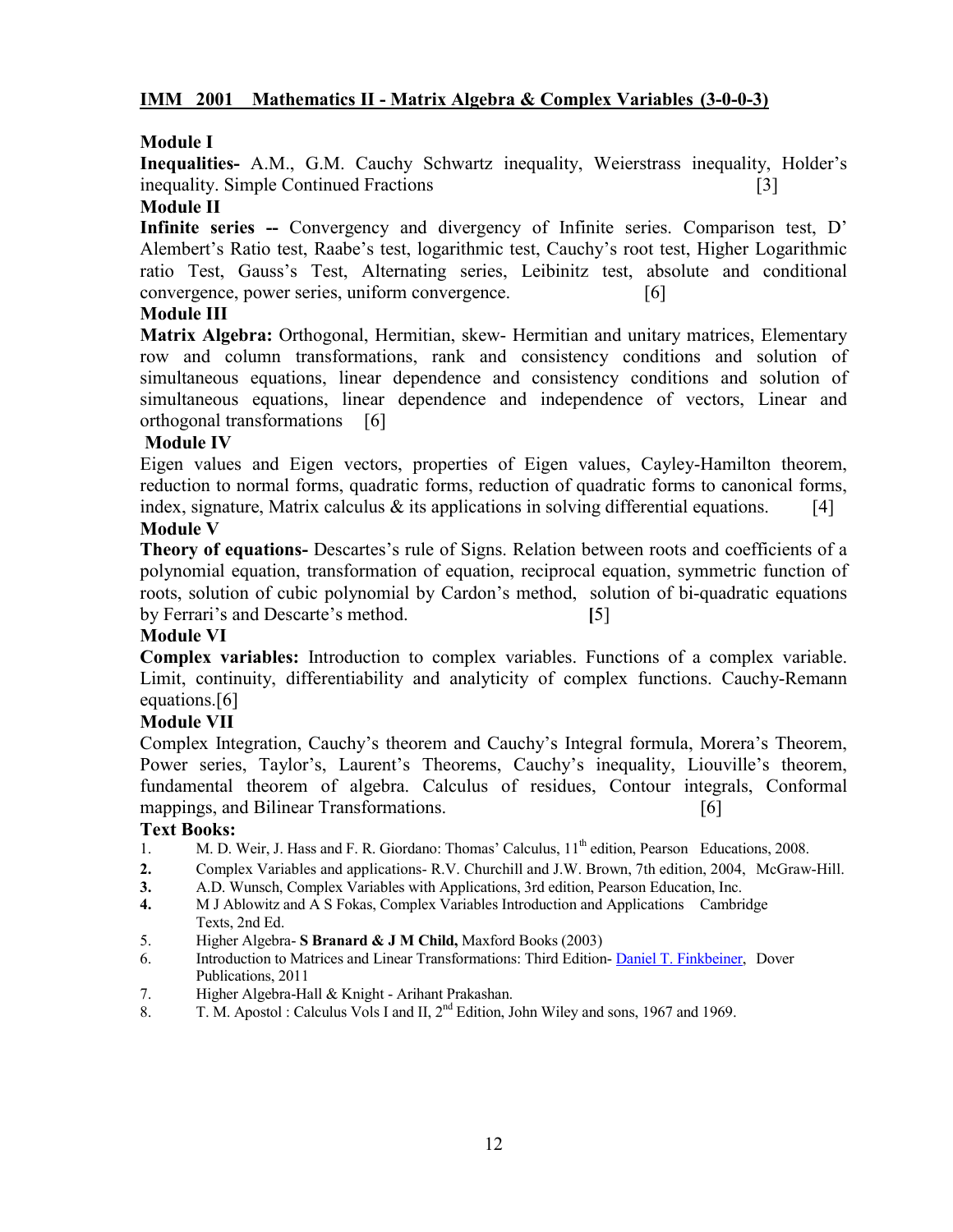## IMM 2001 Mathematics II - Matrix Algebra & Complex Variables (3-0-0-3)

### Module I

**Inequalities-** A.M., G.M. Cauchy Schwartz inequality, Weierstrass inequality, Holder's inequality. Simple Continued Fractions [3]

### Module II

**Infinite series --** Convergency and divergency of Infinite series. Comparison test, D' Alembert's Ratio test, Raabe's test, logarithmic test, Cauchy's root test, Higher Logarithmic ratio Test, Gauss's Test, Alternating series, Leibinitz test, absolute and conditional convergence, power series, uniform convergence. [6]

### Module III

**Matrix Algebra:** Orthogonal, Hermitian, skew- Hermitian and unitary matrices, Elementary row and column transformations, rank and consistency conditions and solution of simultaneous equations, linear dependence and consistency conditions and solution of simultaneous equations, linear dependence and independence of vectors, Linear and orthogonal transformations [6]

### Module IV

Eigen values and Eigen vectors, properties of Eigen values, Cayley-Hamilton theorem, reduction to normal forms, quadratic forms, reduction of quadratic forms to canonical forms, index, signature, Matrix calculus & its applications in solving differential equations. [4]

### Module V

**Theory of equations-** Descartes's rule of Signs. Relation between roots and coefficients of a polynomial equation, transformation of equation, reciprocal equation, symmetric function of roots, solution of cubic polynomial by Cardon's method, solution of bi-quadratic equations by Ferrari's and Descarte's method. **[**5]

### Module VI

**Complex variables:** Introduction to complex variables. Functions of a complex variable. Limit, continuity, differentiability and analyticity of complex functions. Cauchy-Remann equations.[6]

### Module VII

Complex Integration, Cauchy's theorem and Cauchy's Integral formula, Morera's Theorem, Power series, Taylor's, Laurent's Theorems, Cauchy's inequality, Liouville's theorem, fundamental theorem of algebra. Calculus of residues, Contour integrals, Conformal mappings, and Bilinear Transformations. [6]

### Text Books:

1. M. D. Weir, J. Hass and F. R. Giordano: Thomas' Calculus, 11th edition, Pearson Educations, 2008.
2. Complex Variables and applications- R.V. Churchill and J.W. Brown, 7th edition, 2004, McGraw-Hill.
3. A.D. Wunsch, Complex Variables with Applications, 3rd edition, Pearson Education, Inc.
4. M J Ablowitz and A S Fokas, Complex Variables Introduction and Applications Cambridge Texts, 2nd Ed.
5. Higher Algebra- **S Branard & J M Child,** Maxford Books (2003)
6. Introduction to Matrices and Linear Transformations: Third Edition- Daniel T. Finkbeiner, Dover Publications, 2011
7. Higher Algebra-Hall & Knight - Arihant Prakashan.
8. T. M. Apostol : Calculus Vols I and II, 2nd Edition, John Wiley and sons, 1967 and 1969.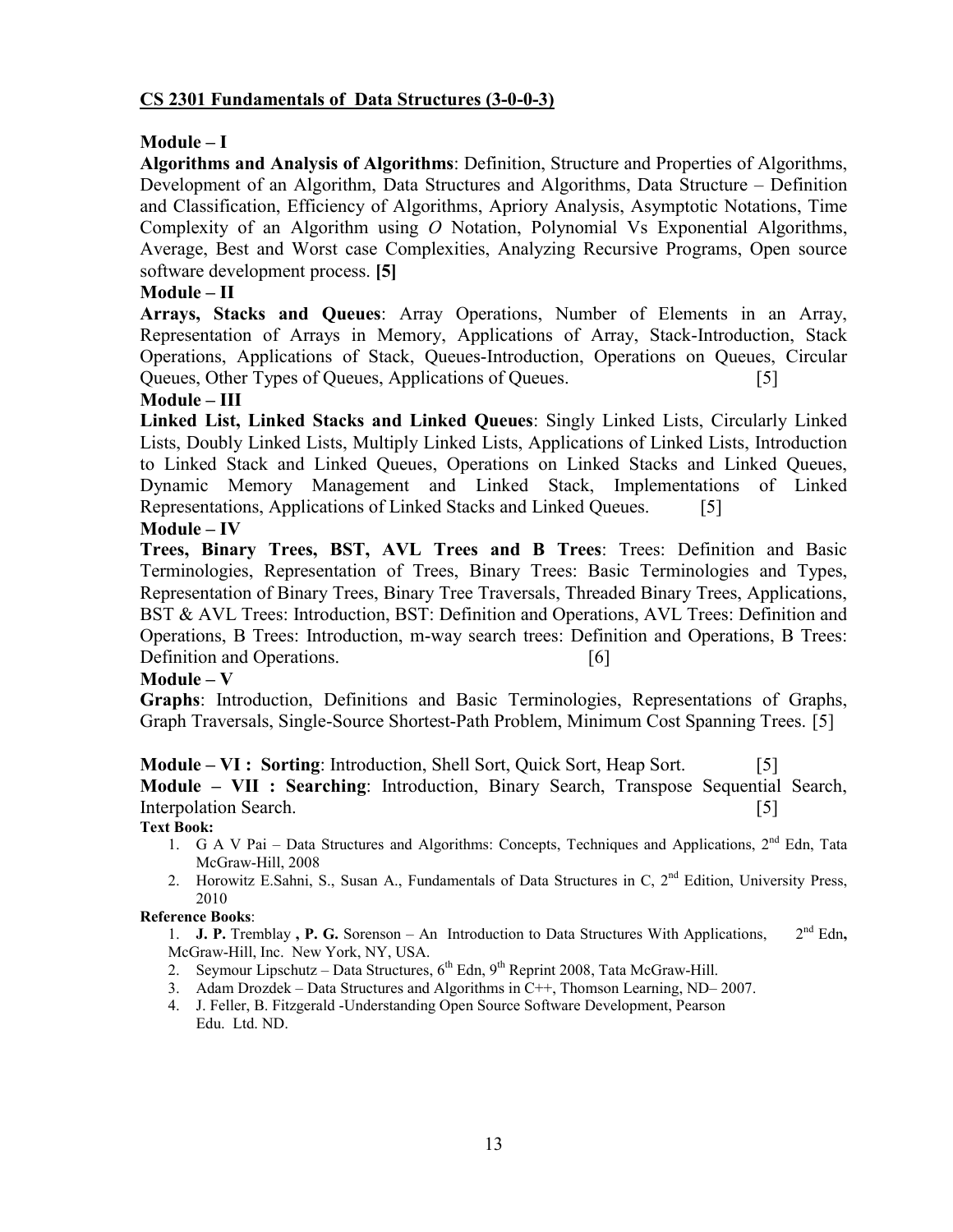## CS 2301 Fundamentals of Data Structures (3-0-0-3)

**Module – I**

**Algorithms and Analysis of Algorithms**: Definition, Structure and Properties of Algorithms, Development of an Algorithm, Data Structures and Algorithms, Data Structure – Definition and Classification, Efficiency of Algorithms, Apriory Analysis, Asymptotic Notations, Time Complexity of an Algorithm using *O* Notation, Polynomial Vs Exponential Algorithms, Average, Best and Worst case Complexities, Analyzing Recursive Programs, Open source software development process. **[5]**

**Module – II**

**Arrays, Stacks and Queues**: Array Operations, Number of Elements in an Array, Representation of Arrays in Memory, Applications of Array, Stack-Introduction, Stack Operations, Applications of Stack, Queues-Introduction, Operations on Queues, Circular Queues, Other Types of Queues, Applications of Queues. [5]

**Module – III**

**Linked List, Linked Stacks and Linked Queues**: Singly Linked Lists, Circularly Linked Lists, Doubly Linked Lists, Multiply Linked Lists, Applications of Linked Lists, Introduction to Linked Stack and Linked Queues, Operations on Linked Stacks and Linked Queues, Dynamic Memory Management and Linked Stack, Implementations of Linked Representations, Applications of Linked Stacks and Linked Queues. [5]

**Module – IV**

**Trees, Binary Trees, BST, AVL Trees and B Trees**: Trees: Definition and Basic Terminologies, Representation of Trees, Binary Trees: Basic Terminologies and Types, Representation of Binary Trees, Binary Tree Traversals, Threaded Binary Trees, Applications, BST & AVL Trees: Introduction, BST: Definition and Operations, AVL Trees: Definition and Operations, B Trees: Introduction, m-way search trees: Definition and Operations, B Trees: Definition and Operations. [6]

**Module – V**

**Graphs**: Introduction, Definitions and Basic Terminologies, Representations of Graphs, Graph Traversals, Single-Source Shortest-Path Problem, Minimum Cost Spanning Trees. [5]

**Module – VI : Sorting**: Introduction, Shell Sort, Quick Sort, Heap Sort. [5]

**Module – VII : Searching**: Introduction, Binary Search, Transpose Sequential Search, Interpolation Search. [5]

**Text Book:**

1. G A V Pai – Data Structures and Algorithms: Concepts, Techniques and Applications, 2nd Edn, Tata McGraw-Hill, 2008
2. Horowitz E.Sahni, S., Susan A., Fundamentals of Data Structures in C, 2nd Edition, University Press, 2010

**Reference Books**:

1. **J. P.** Tremblay **, P. G.** Sorenson – An Introduction to Data Structures With Applications, 2nd Edn**,** McGraw-Hill, Inc. New York, NY, USA.
2. Seymour Lipschutz – Data Structures, 6th Edn, 9th Reprint 2008, Tata McGraw-Hill.
3. Adam Drozdek – Data Structures and Algorithms in C++, Thomson Learning, ND– 2007.
4. J. Feller, B. Fitzgerald -Understanding Open Source Software Development, Pearson Edu. Ltd. ND.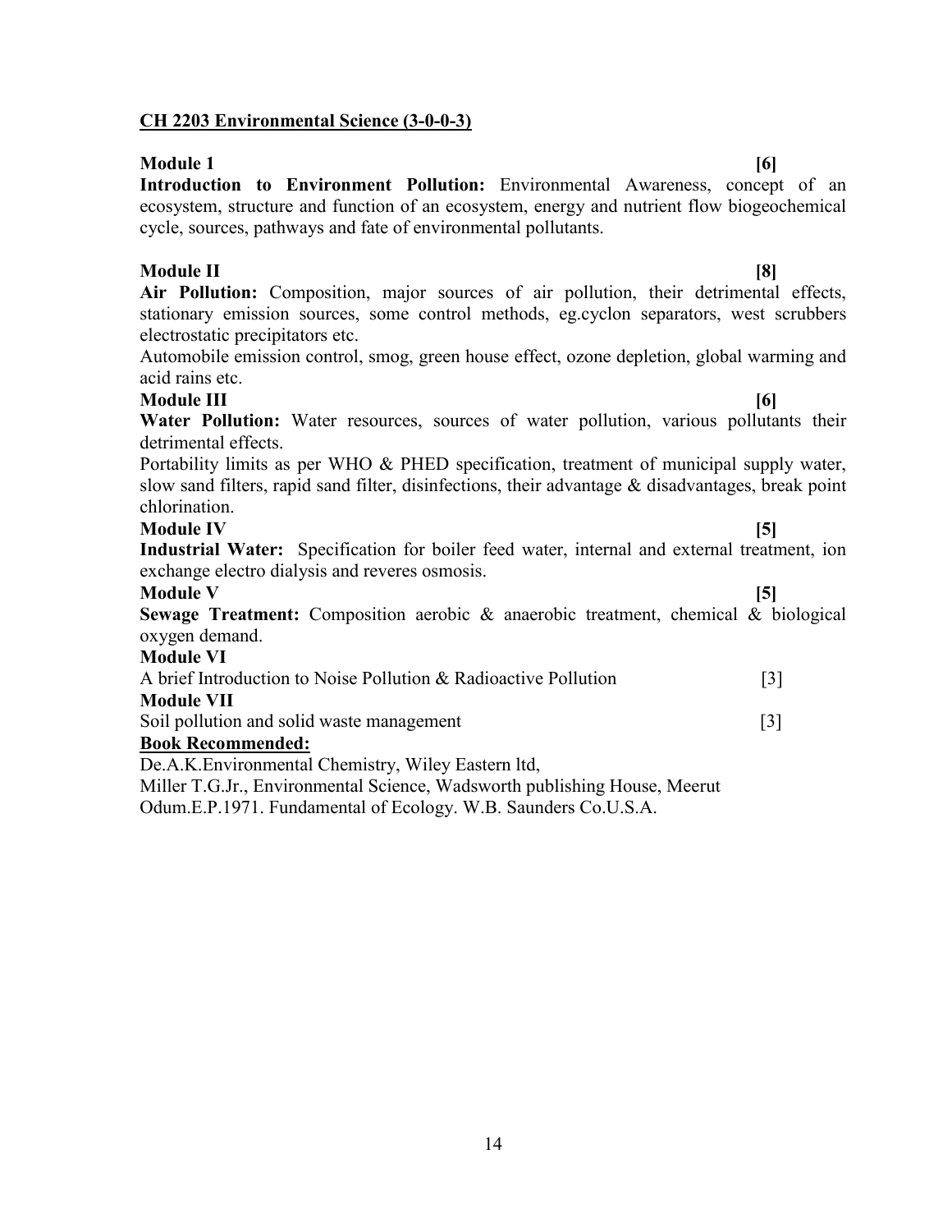## CH 2203 Environmental Science (3-0-0-3)

**Module 1** **[6]**

**Introduction to Environment Pollution:** Environmental Awareness, concept of an ecosystem, structure and function of an ecosystem, energy and nutrient flow biogeochemical cycle, sources, pathways and fate of environmental pollutants.

**Module II** **[8]**

**Air Pollution:** Composition, major sources of air pollution, their detrimental effects, stationary emission sources, some control methods, eg.cyclon separators, west scrubbers electrostatic precipitators etc.

Automobile emission control, smog, green house effect, ozone depletion, global warming and acid rains etc.

**Module III** **[6]**

**Water Pollution:** Water resources, sources of water pollution, various pollutants their detrimental effects.

Portability limits as per WHO & PHED specification, treatment of municipal supply water, slow sand filters, rapid sand filter, disinfections, their advantage & disadvantages, break point chlorination.

**Module IV** **[5]**

**Industrial Water:** Specification for boiler feed water, internal and external treatment, ion exchange electro dialysis and reveres osmosis.

**Module V** **[5]**

**Sewage Treatment:** Composition aerobic & anaerobic treatment, chemical & biological oxygen demand.

**Module VI**

A brief Introduction to Noise Pollution & Radioactive Pollution [3]

**Module VII**

Soil pollution and solid waste management [3]

**Book Recommended:**

De.A.K.Environmental Chemistry, Wiley Eastern ltd,

Miller T.G.Jr., Environmental Science, Wadsworth publishing House, Meerut

Odum.E.P.1971. Fundamental of Ecology. W.B. Saunders Co.U.S.A.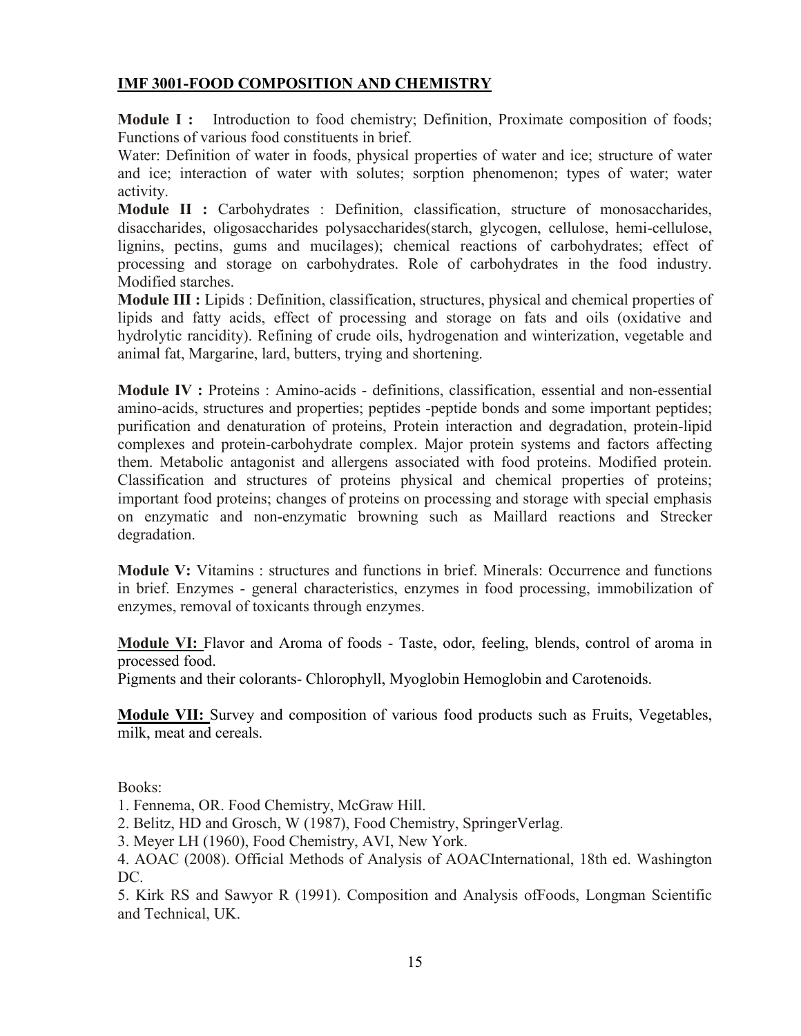## IMF 3001-FOOD COMPOSITION AND CHEMISTRY

**Module I :** Introduction to food chemistry; Definition, Proximate composition of foods; Functions of various food constituents in brief.

Water: Definition of water in foods, physical properties of water and ice; structure of water and ice; interaction of water with solutes; sorption phenomenon; types of water; water activity.

**Module II :** Carbohydrates : Definition, classification, structure of monosaccharides, disaccharides, oligosaccharides polysaccharides(starch, glycogen, cellulose, hemi-cellulose, lignins, pectins, gums and mucilages); chemical reactions of carbohydrates; effect of processing and storage on carbohydrates. Role of carbohydrates in the food industry. Modified starches.

**Module III :** Lipids : Definition, classification, structures, physical and chemical properties of lipids and fatty acids, effect of processing and storage on fats and oils (oxidative and hydrolytic rancidity). Refining of crude oils, hydrogenation and winterization, vegetable and animal fat, Margarine, lard, butters, trying and shortening.

**Module IV :** Proteins : Amino-acids - definitions, classification, essential and non-essential amino-acids, structures and properties; peptides -peptide bonds and some important peptides; purification and denaturation of proteins, Protein interaction and degradation, protein-lipid complexes and protein-carbohydrate complex. Major protein systems and factors affecting them. Metabolic antagonist and allergens associated with food proteins. Modified protein. Classification and structures of proteins physical and chemical properties of proteins; important food proteins; changes of proteins on processing and storage with special emphasis on enzymatic and non-enzymatic browning such as Maillard reactions and Strecker degradation.

**Module V:** Vitamins : structures and functions in brief. Minerals: Occurrence and functions in brief. Enzymes - general characteristics, enzymes in food processing, immobilization of enzymes, removal of toxicants through enzymes.

**Module VI:** Flavor and Aroma of foods - Taste, odor, feeling, blends, control of aroma in processed food.

Pigments and their colorants- Chlorophyll, Myoglobin Hemoglobin and Carotenoids.

**Module VII:** Survey and composition of various food products such as Fruits, Vegetables, milk, meat and cereals.

Books:

1. Fennema, OR. Food Chemistry, McGraw Hill.
2. Belitz, HD and Grosch, W (1987), Food Chemistry, SpringerVerlag.
3. Meyer LH (1960), Food Chemistry, AVI, New York.
4. AOAC (2008). Official Methods of Analysis of AOACInternational, 18th ed. Washington DC.
5. Kirk RS and Sawyor R (1991). Composition and Analysis ofFoods, Longman Scientific and Technical, UK.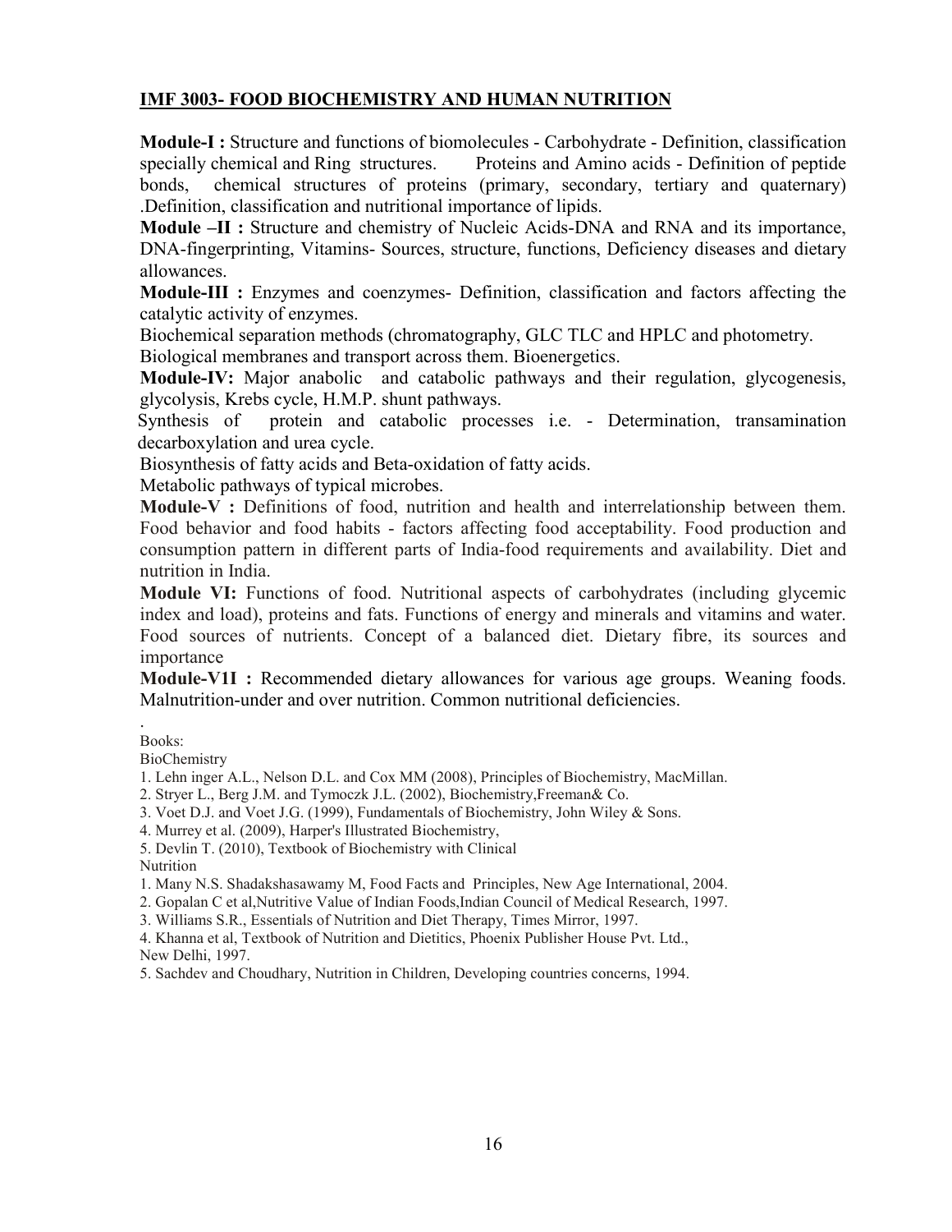## IMF 3003- FOOD BIOCHEMISTRY AND HUMAN NUTRITION

**Module-I :** Structure and functions of biomolecules - Carbohydrate - Definition, classification specially chemical and Ring structures. Proteins and Amino acids - Definition of peptide bonds, chemical structures of proteins (primary, secondary, tertiary and quaternary) .Definition, classification and nutritional importance of lipids.

**Module –II :** Structure and chemistry of Nucleic Acids-DNA and RNA and its importance, DNA-fingerprinting, Vitamins- Sources, structure, functions, Deficiency diseases and dietary allowances.

**Module-III :** Enzymes and coenzymes- Definition, classification and factors affecting the catalytic activity of enzymes.

Biochemical separation methods (chromatography, GLC TLC and HPLC and photometry.

Biological membranes and transport across them. Bioenergetics.

**Module-IV:** Major anabolic and catabolic pathways and their regulation, glycogenesis, glycolysis, Krebs cycle, H.M.P. shunt pathways.

Synthesis of protein and catabolic processes i.e. - Determination, transamination decarboxylation and urea cycle.

Biosynthesis of fatty acids and Beta-oxidation of fatty acids.

Metabolic pathways of typical microbes.

**Module-V :** Definitions of food, nutrition and health and interrelationship between them. Food behavior and food habits - factors affecting food acceptability. Food production and consumption pattern in different parts of India-food requirements and availability. Diet and nutrition in India.

**Module VI:** Functions of food. Nutritional aspects of carbohydrates (including glycemic index and load), proteins and fats. Functions of energy and minerals and vitamins and water. Food sources of nutrients. Concept of a balanced diet. Dietary fibre, its sources and importance

**Module-V1I :** Recommended dietary allowances for various age groups. Weaning foods. Malnutrition-under and over nutrition. Common nutritional deficiencies.

.

Books:

BioChemistry

1. Lehn inger A.L., Nelson D.L. and Cox MM (2008), Principles of Biochemistry, MacMillan.
2. Stryer L., Berg J.M. and Tymoczk J.L. (2002), Biochemistry,Freeman& Co.
3. Voet D.J. and Voet J.G. (1999), Fundamentals of Biochemistry, John Wiley & Sons.
4. Murrey et al. (2009), Harper's Illustrated Biochemistry,
5. Devlin T. (2010), Textbook of Biochemistry with Clinical

Nutrition

1. Many N.S. Shadakshasawamy M, Food Facts and Principles, New Age International, 2004.
2. Gopalan C et al,Nutritive Value of Indian Foods,Indian Council of Medical Research, 1997.
3. Williams S.R., Essentials of Nutrition and Diet Therapy, Times Mirror, 1997.
4. Khanna et al, Textbook of Nutrition and Dietitics, Phoenix Publisher House Pvt. Ltd., New Delhi, 1997.
5. Sachdev and Choudhary, Nutrition in Children, Developing countries concerns, 1994.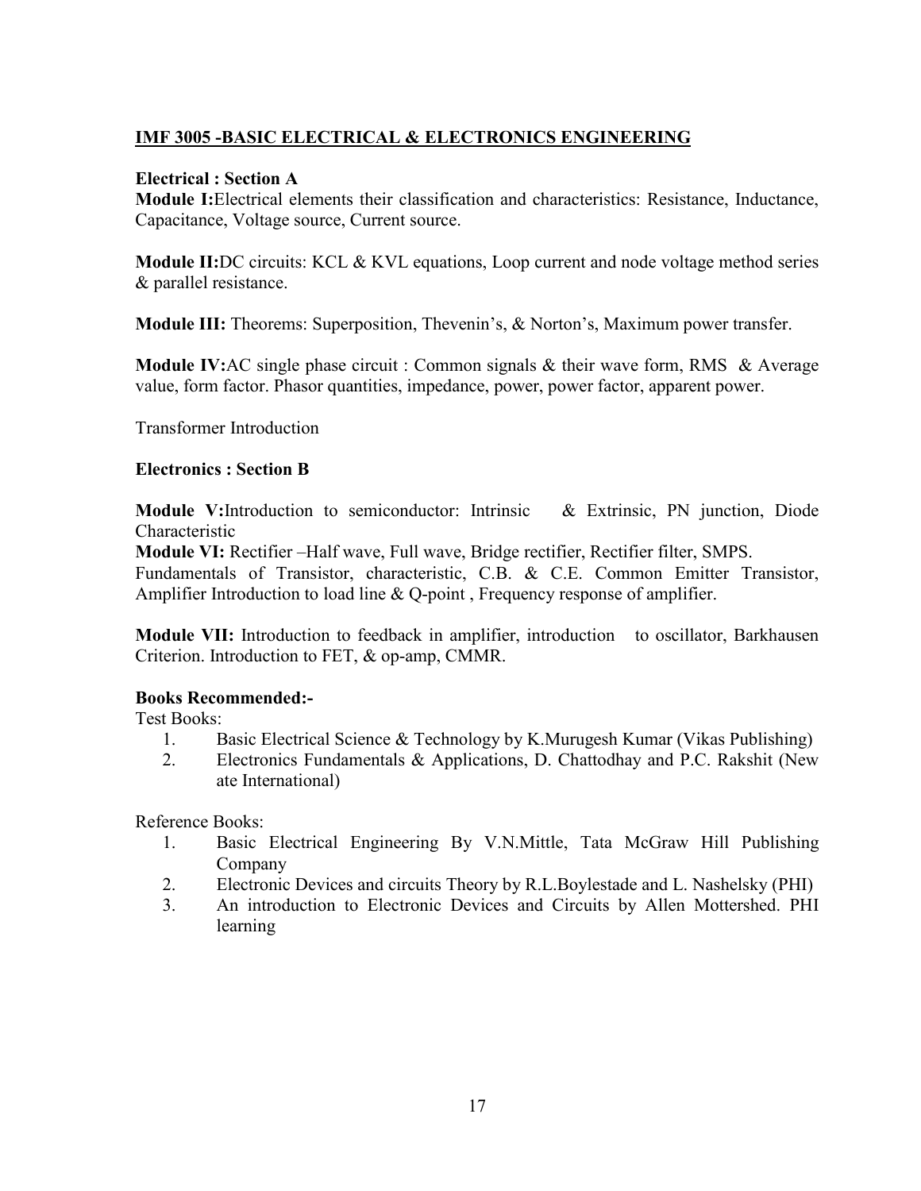## IMF 3005 -BASIC ELECTRICAL & ELECTRONICS ENGINEERING

### Electrical : Section A

**Module I:**Electrical elements their classification and characteristics: Resistance, Inductance, Capacitance, Voltage source, Current source.

**Module II:**DC circuits: KCL & KVL equations, Loop current and node voltage method series & parallel resistance.

**Module III:** Theorems: Superposition, Thevenin's, & Norton's, Maximum power transfer.

**Module IV:**AC single phase circuit : Common signals & their wave form, RMS & Average value, form factor. Phasor quantities, impedance, power, power factor, apparent power.

Transformer Introduction

### Electronics : Section B

**Module V:**Introduction to semiconductor: Intrinsic & Extrinsic, PN junction, Diode Characteristic

**Module VI:** Rectifier –Half wave, Full wave, Bridge rectifier, Rectifier filter, SMPS. Fundamentals of Transistor, characteristic, C.B. & C.E. Common Emitter Transistor, Amplifier Introduction to load line & Q-point , Frequency response of amplifier.

**Module VII:** Introduction to feedback in amplifier, introduction to oscillator, Barkhausen Criterion. Introduction to FET, & op-amp, CMMR.

### Books Recommended:-

Test Books:

1. Basic Electrical Science & Technology by K.Murugesh Kumar (Vikas Publishing)
2. Electronics Fundamentals & Applications, D. Chattodhay and P.C. Rakshit (New ate International)

Reference Books:

1. Basic Electrical Engineering By V.N.Mittle, Tata McGraw Hill Publishing Company
2. Electronic Devices and circuits Theory by R.L.Boylestade and L. Nashelsky (PHI)
3. An introduction to Electronic Devices and Circuits by Allen Mottershed. PHI learning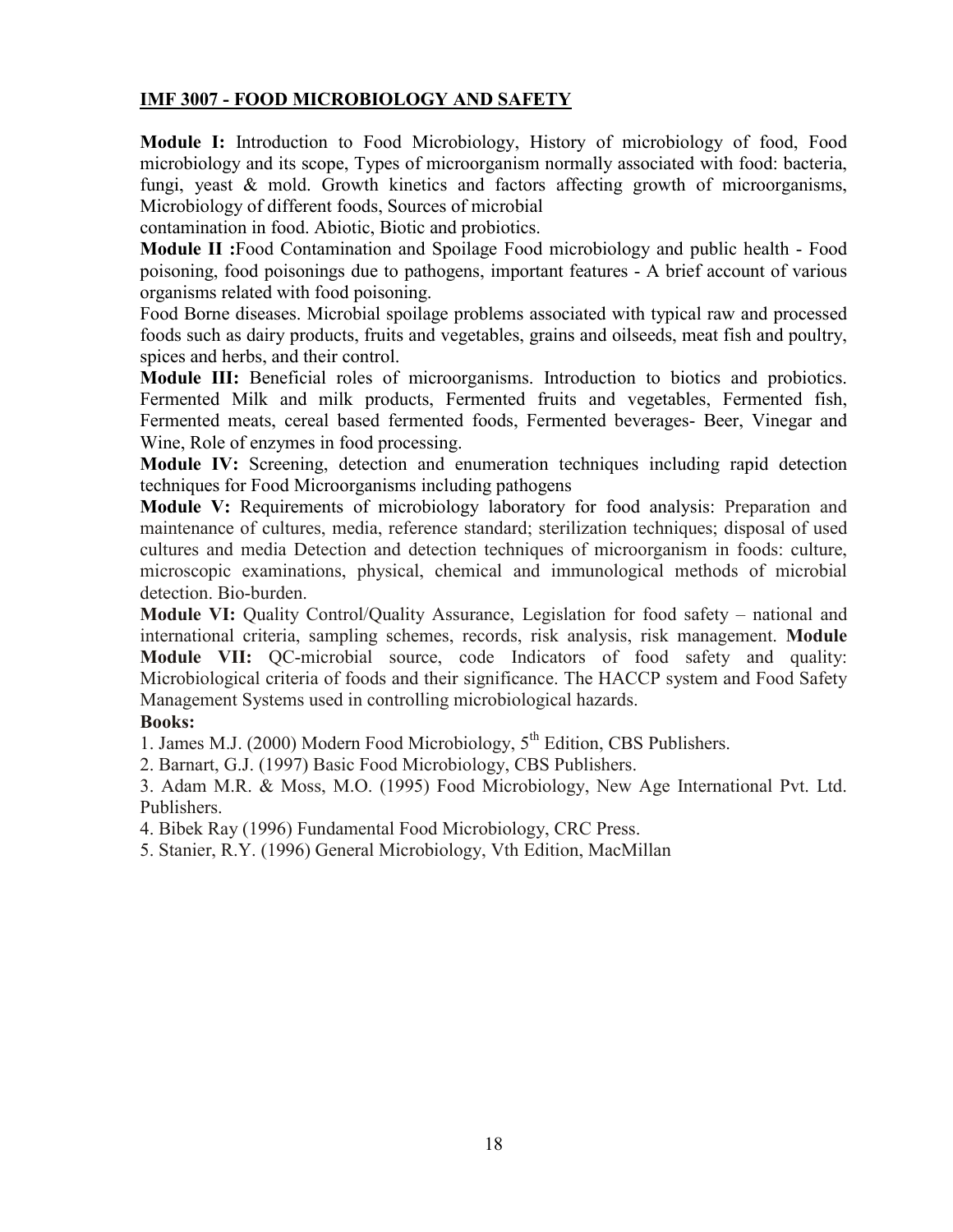## IMF 3007 - FOOD MICROBIOLOGY AND SAFETY

**Module I:** Introduction to Food Microbiology, History of microbiology of food, Food microbiology and its scope, Types of microorganism normally associated with food: bacteria, fungi, yeast & mold. Growth kinetics and factors affecting growth of microorganisms, Microbiology of different foods, Sources of microbial
contamination in food. Abiotic, Biotic and probiotics.

**Module II :**Food Contamination and Spoilage Food microbiology and public health - Food poisoning, food poisonings due to pathogens, important features - A brief account of various organisms related with food poisoning.

Food Borne diseases. Microbial spoilage problems associated with typical raw and processed foods such as dairy products, fruits and vegetables, grains and oilseeds, meat fish and poultry, spices and herbs, and their control.

**Module III:** Beneficial roles of microorganisms. Introduction to biotics and probiotics. Fermented Milk and milk products, Fermented fruits and vegetables, Fermented fish, Fermented meats, cereal based fermented foods, Fermented beverages- Beer, Vinegar and Wine, Role of enzymes in food processing.

**Module IV:** Screening, detection and enumeration techniques including rapid detection techniques for Food Microorganisms including pathogens

**Module V:** Requirements of microbiology laboratory for food analysis: Preparation and maintenance of cultures, media, reference standard; sterilization techniques; disposal of used cultures and media Detection and detection techniques of microorganism in foods: culture, microscopic examinations, physical, chemical and immunological methods of microbial detection. Bio-burden.

**Module VI:** Quality Control/Quality Assurance, Legislation for food safety – national and international criteria, sampling schemes, records, risk analysis, risk management. **Module Module VII:** QC-microbial source, code Indicators of food safety and quality: Microbiological criteria of foods and their significance. The HACCP system and Food Safety Management Systems used in controlling microbiological hazards.

**Books:**

1. James M.J. (2000) Modern Food Microbiology, 5th Edition, CBS Publishers.
2. Barnart, G.J. (1997) Basic Food Microbiology, CBS Publishers.
3. Adam M.R. & Moss, M.O. (1995) Food Microbiology, New Age International Pvt. Ltd. Publishers.
4. Bibek Ray (1996) Fundamental Food Microbiology, CRC Press.
5. Stanier, R.Y. (1996) General Microbiology, Vth Edition, MacMillan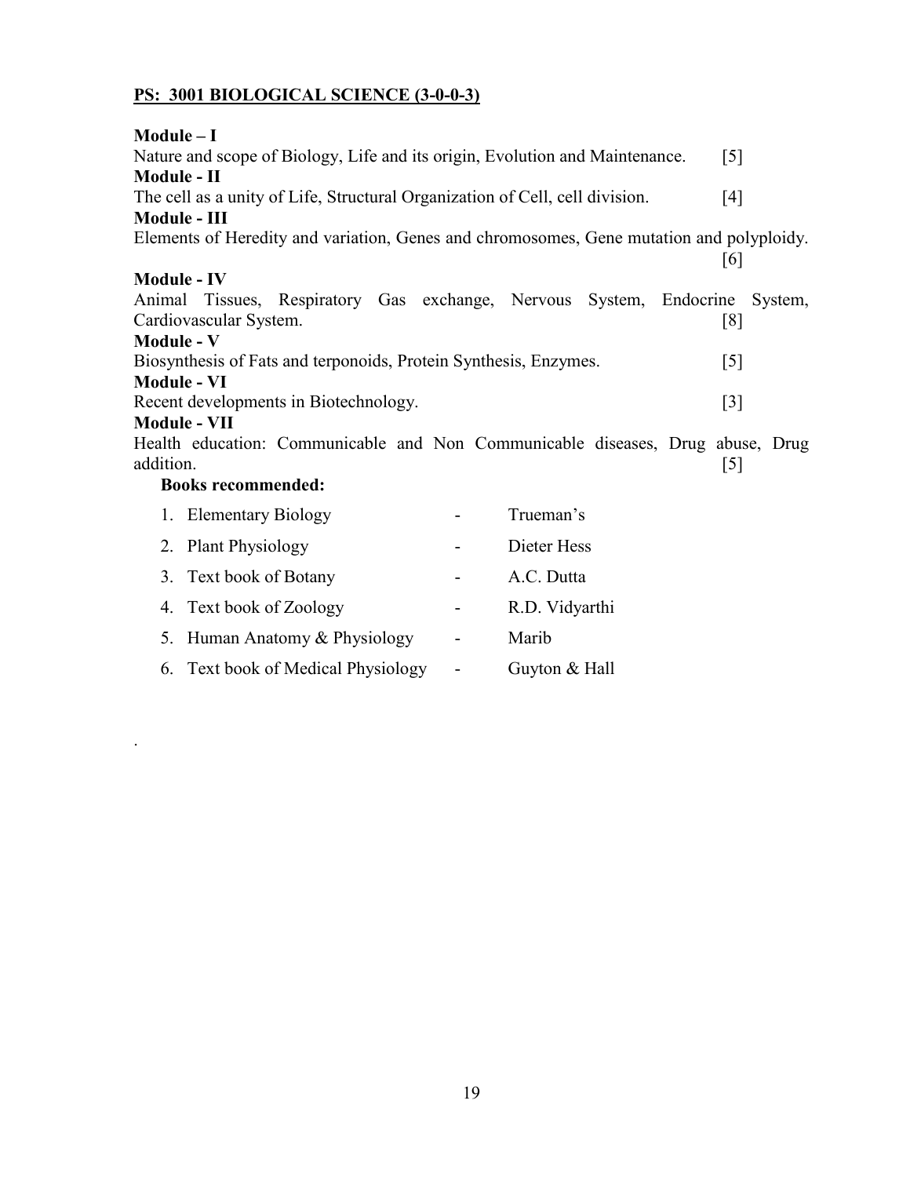## PS: 3001 BIOLOGICAL SCIENCE (3-0-0-3)

**Module – I**
Nature and scope of Biology, Life and its origin, Evolution and Maintenance. [5]

**Module - II**
The cell as a unity of Life, Structural Organization of Cell, cell division. [4]

**Module - III**
Elements of Heredity and variation, Genes and chromosomes, Gene mutation and polyploidy. [6]

**Module - IV**
Animal Tissues, Respiratory Gas exchange, Nervous System, Endocrine System, Cardiovascular System. [8]

**Module - V**
Biosynthesis of Fats and terponoids, Protein Synthesis, Enzymes. [5]

**Module - VI**
Recent developments in Biotechnology. [3]

**Module - VII**
Health education: Communicable and Non Communicable diseases, Drug abuse, Drug addition. [5]

**Books recommended:**

1. Elementary Biology - Trueman's
2. Plant Physiology - Dieter Hess
3. Text book of Botany - A.C. Dutta
4. Text book of Zoology - R.D. Vidyarthi
5. Human Anatomy & Physiology - Marib
6. Text book of Medical Physiology - Guyton & Hall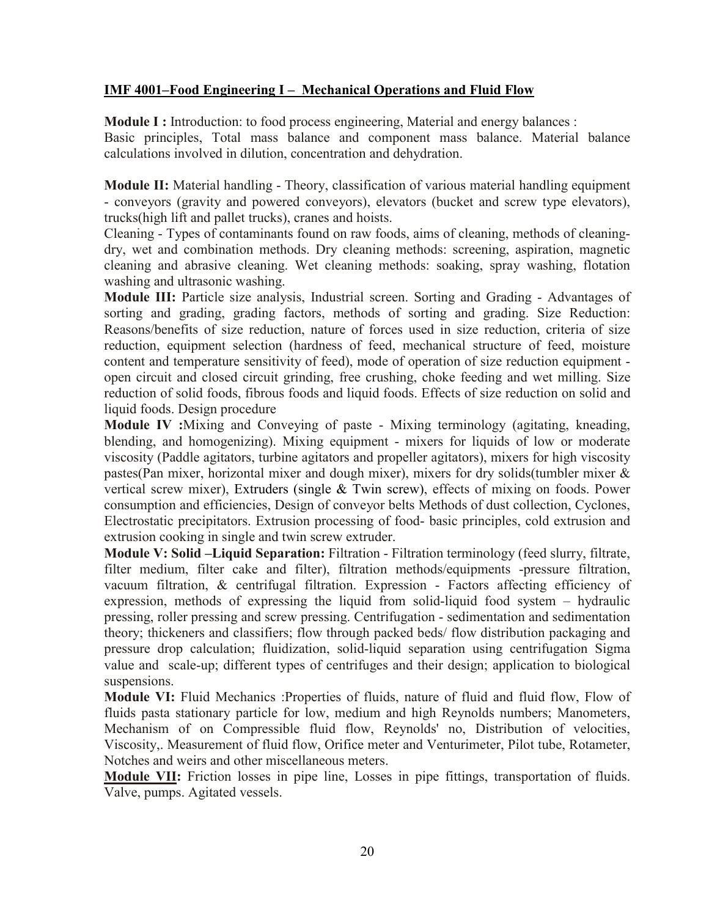## IMF 4001–Food Engineering I – Mechanical Operations and Fluid Flow

**Module I :** Introduction: to food process engineering, Material and energy balances : Basic principles, Total mass balance and component mass balance. Material balance calculations involved in dilution, concentration and dehydration.

**Module II:** Material handling - Theory, classification of various material handling equipment - conveyors (gravity and powered conveyors), elevators (bucket and screw type elevators), trucks(high lift and pallet trucks), cranes and hoists.

Cleaning - Types of contaminants found on raw foods, aims of cleaning, methods of cleaning-dry, wet and combination methods. Dry cleaning methods: screening, aspiration, magnetic cleaning and abrasive cleaning. Wet cleaning methods: soaking, spray washing, flotation washing and ultrasonic washing.

**Module III:** Particle size analysis, Industrial screen. Sorting and Grading - Advantages of sorting and grading, grading factors, methods of sorting and grading. Size Reduction: Reasons/benefits of size reduction, nature of forces used in size reduction, criteria of size reduction, equipment selection (hardness of feed, mechanical structure of feed, moisture content and temperature sensitivity of feed), mode of operation of size reduction equipment - open circuit and closed circuit grinding, free crushing, choke feeding and wet milling. Size reduction of solid foods, fibrous foods and liquid foods. Effects of size reduction on solid and liquid foods. Design procedure

**Module IV :**Mixing and Conveying of paste - Mixing terminology (agitating, kneading, blending, and homogenizing). Mixing equipment - mixers for liquids of low or moderate viscosity (Paddle agitators, turbine agitators and propeller agitators), mixers for high viscosity pastes(Pan mixer, horizontal mixer and dough mixer), mixers for dry solids(tumbler mixer & vertical screw mixer), Extruders (single & Twin screw), effects of mixing on foods. Power consumption and efficiencies, Design of conveyor belts Methods of dust collection, Cyclones, Electrostatic precipitators. Extrusion processing of food- basic principles, cold extrusion and extrusion cooking in single and twin screw extruder.

**Module V: Solid –Liquid Separation:** Filtration - Filtration terminology (feed slurry, filtrate, filter medium, filter cake and filter), filtration methods/equipments -pressure filtration, vacuum filtration, & centrifugal filtration. Expression - Factors affecting efficiency of expression, methods of expressing the liquid from solid-liquid food system – hydraulic pressing, roller pressing and screw pressing. Centrifugation - sedimentation and sedimentation theory; thickeners and classifiers; flow through packed beds/ flow distribution packaging and pressure drop calculation; fluidization, solid-liquid separation using centrifugation Sigma value and scale-up; different types of centrifuges and their design; application to biological suspensions.

**Module VI:** Fluid Mechanics :Properties of fluids, nature of fluid and fluid flow, Flow of fluids pasta stationary particle for low, medium and high Reynolds numbers; Manometers, Mechanism of on Compressible fluid flow, Reynolds' no, Distribution of velocities, Viscosity,. Measurement of fluid flow, Orifice meter and Venturimeter, Pilot tube, Rotameter, Notches and weirs and other miscellaneous meters.

**Module VII:** Friction losses in pipe line, Losses in pipe fittings, transportation of fluids. Valve, pumps. Agitated vessels.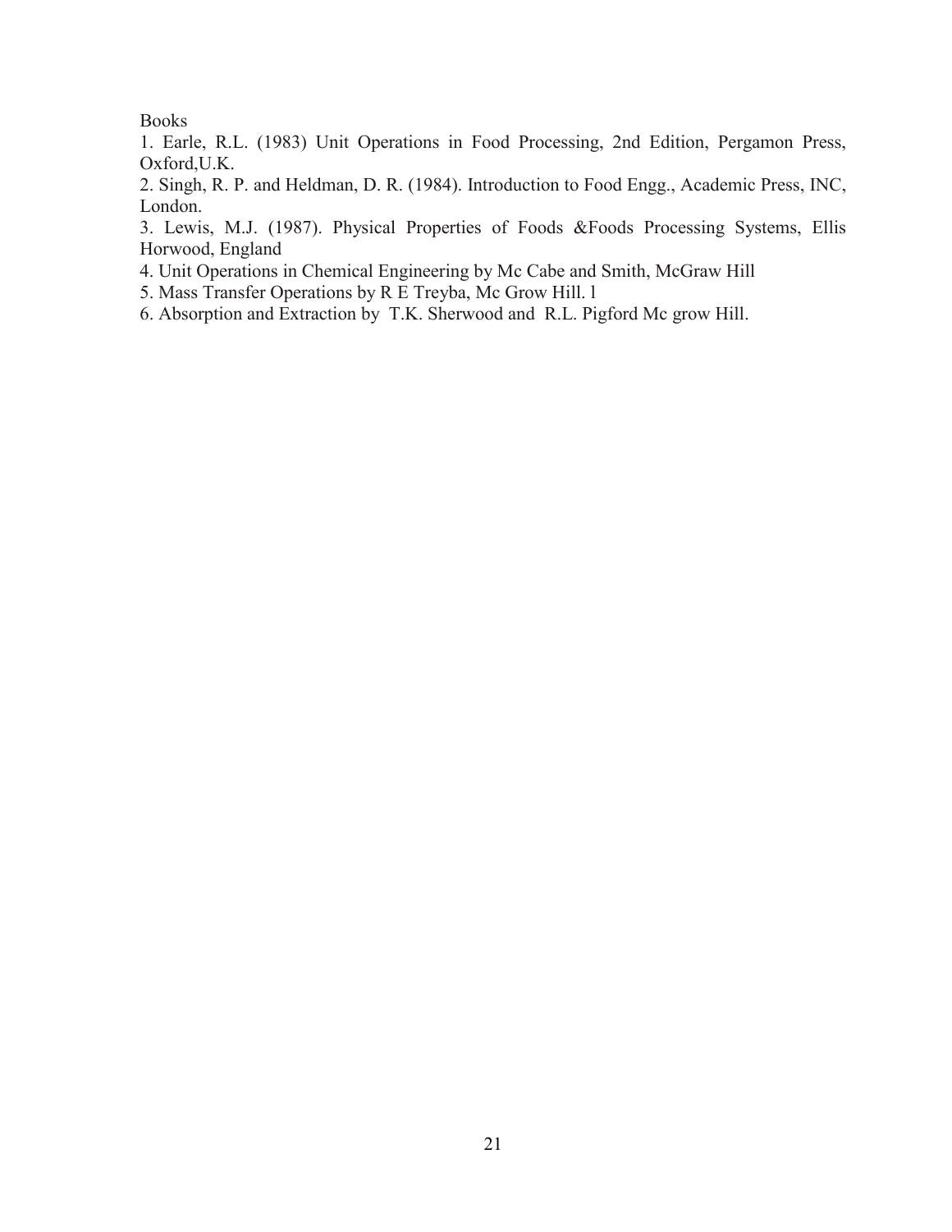Books

1. Earle, R.L. (1983) Unit Operations in Food Processing, 2nd Edition, Pergamon Press, Oxford,U.K.
2. Singh, R. P. and Heldman, D. R. (1984). Introduction to Food Engg., Academic Press, INC, London.
3. Lewis, M.J. (1987). Physical Properties of Foods &Foods Processing Systems, Ellis Horwood, England
4. Unit Operations in Chemical Engineering by Mc Cabe and Smith, McGraw Hill
5. Mass Transfer Operations by R E Treyba, Mc Grow Hill. l
6. Absorption and Extraction by T.K. Sherwood and R.L. Pigford Mc grow Hill.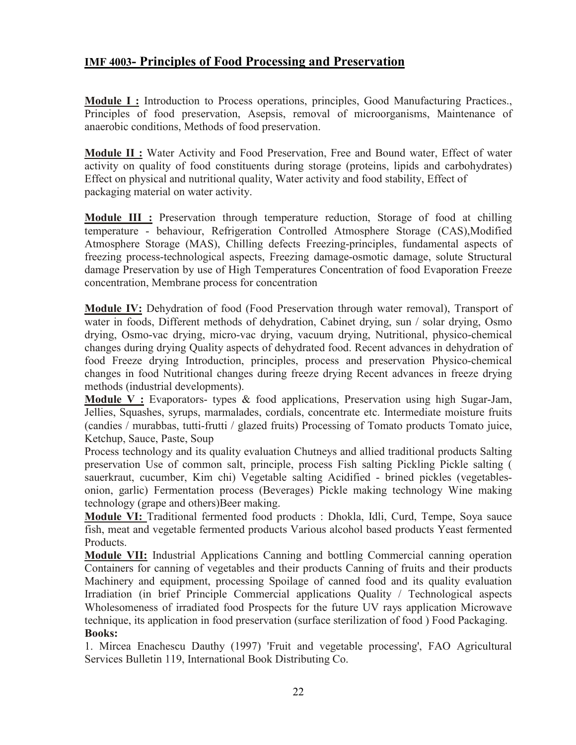## IMF 4003- Principles of Food Processing and Preservation

**Module I :** Introduction to Process operations, principles, Good Manufacturing Practices., Principles of food preservation, Asepsis, removal of microorganisms, Maintenance of anaerobic conditions, Methods of food preservation.

**Module II :** Water Activity and Food Preservation, Free and Bound water, Effect of water activity on quality of food constituents during storage (proteins, lipids and carbohydrates) Effect on physical and nutritional quality, Water activity and food stability, Effect of packaging material on water activity.

**Module III :** Preservation through temperature reduction, Storage of food at chilling temperature - behaviour, Refrigeration Controlled Atmosphere Storage (CAS),Modified Atmosphere Storage (MAS), Chilling defects Freezing-principles, fundamental aspects of freezing process-technological aspects, Freezing damage-osmotic damage, solute Structural damage Preservation by use of High Temperatures Concentration of food Evaporation Freeze concentration, Membrane process for concentration

**Module IV:** Dehydration of food (Food Preservation through water removal), Transport of water in foods, Different methods of dehydration, Cabinet drying, sun / solar drying, Osmo drying, Osmo-vac drying, micro-vac drying, vacuum drying, Nutritional, physico-chemical changes during drying Quality aspects of dehydrated food. Recent advances in dehydration of food Freeze drying Introduction, principles, process and preservation Physico-chemical changes in food Nutritional changes during freeze drying Recent advances in freeze drying methods (industrial developments).

**Module V :** Evaporators- types & food applications, Preservation using high Sugar-Jam, Jellies, Squashes, syrups, marmalades, cordials, concentrate etc. Intermediate moisture fruits (candies / murabbas, tutti-frutti / glazed fruits) Processing of Tomato products Tomato juice, Ketchup, Sauce, Paste, Soup

Process technology and its quality evaluation Chutneys and allied traditional products Salting preservation Use of common salt, principle, process Fish salting Pickling Pickle salting ( sauerkraut, cucumber, Kim chi) Vegetable salting Acidified - brined pickles (vegetables-onion, garlic) Fermentation process (Beverages) Pickle making technology Wine making technology (grape and others)Beer making.

**Module VI:** Traditional fermented food products : Dhokla, Idli, Curd, Tempe, Soya sauce fish, meat and vegetable fermented products Various alcohol based products Yeast fermented Products.

**Module VII:** Industrial Applications Canning and bottling Commercial canning operation Containers for canning of vegetables and their products Canning of fruits and their products Machinery and equipment, processing Spoilage of canned food and its quality evaluation Irradiation (in brief Principle Commercial applications Quality / Technological aspects Wholesomeness of irradiated food Prospects for the future UV rays application Microwave technique, its application in food preservation (surface sterilization of food ) Food Packaging.

**Books:**

1. Mircea Enachescu Dauthy (1997) 'Fruit and vegetable processing', FAO Agricultural Services Bulletin 119, International Book Distributing Co.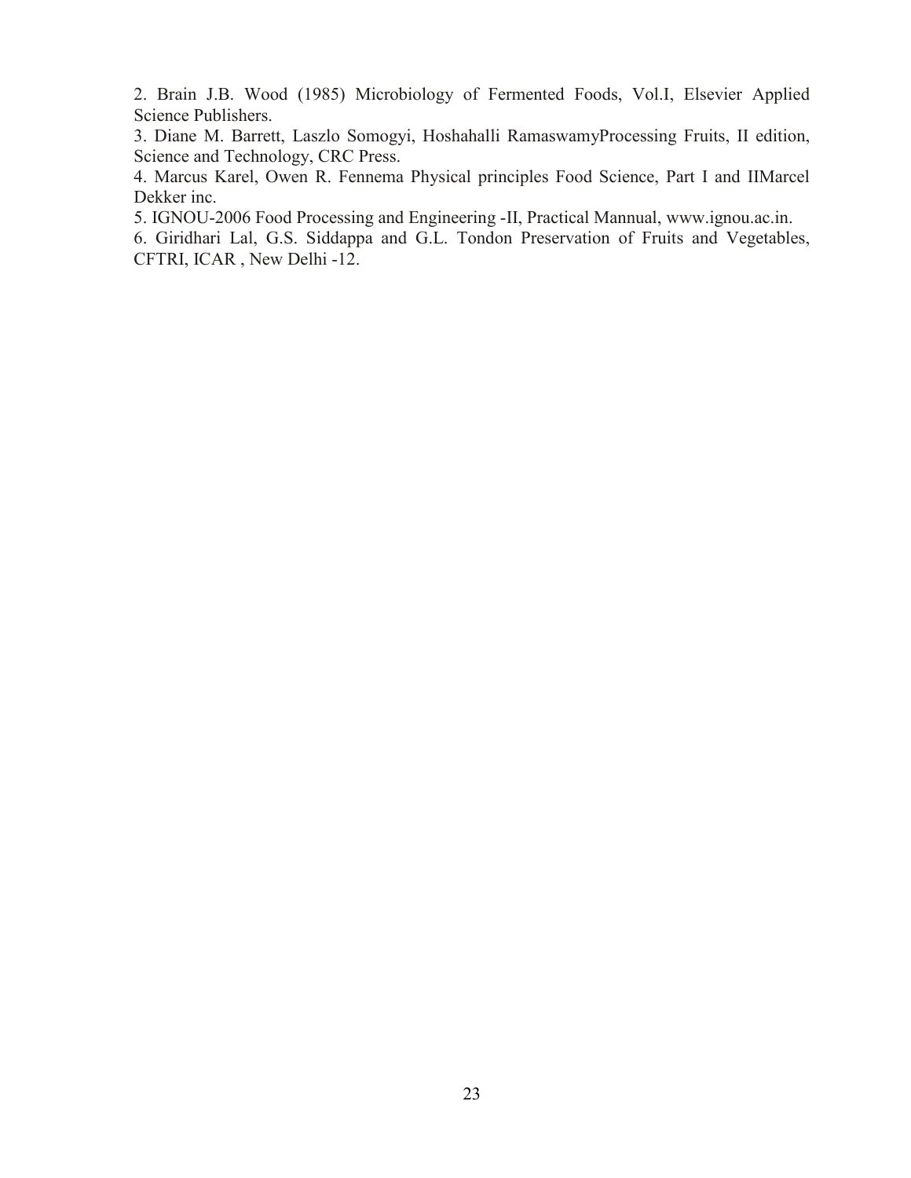2. Brain J.B. Wood (1985) Microbiology of Fermented Foods, Vol.I, Elsevier Applied Science Publishers.

3. Diane M. Barrett, Laszlo Somogyi, Hoshahalli RamaswamyProcessing Fruits, II edition, Science and Technology, CRC Press.

4. Marcus Karel, Owen R. Fennema Physical principles Food Science, Part I and IIMarcel Dekker inc.

5. IGNOU-2006 Food Processing and Engineering -II, Practical Mannual, www.ignou.ac.in.

6. Giridhari Lal, G.S. Siddappa and G.L. Tondon Preservation of Fruits and Vegetables, CFTRI, ICAR , New Delhi -12.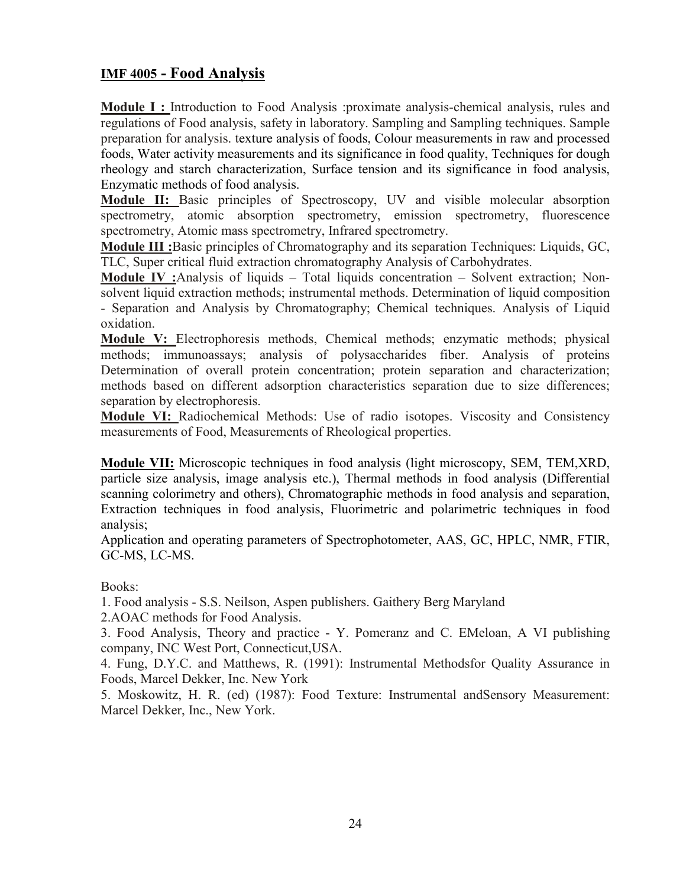## IMF 4005 - Food Analysis

**Module I :** Introduction to Food Analysis :proximate analysis-chemical analysis, rules and regulations of Food analysis, safety in laboratory. Sampling and Sampling techniques. Sample preparation for analysis. texture analysis of foods, Colour measurements in raw and processed foods, Water activity measurements and its significance in food quality, Techniques for dough rheology and starch characterization, Surface tension and its significance in food analysis, Enzymatic methods of food analysis.

**Module II:** Basic principles of Spectroscopy, UV and visible molecular absorption spectrometry, atomic absorption spectrometry, emission spectrometry, fluorescence spectrometry, Atomic mass spectrometry, Infrared spectrometry.

**Module III :**Basic principles of Chromatography and its separation Techniques: Liquids, GC, TLC, Super critical fluid extraction chromatography Analysis of Carbohydrates.

**Module IV :**Analysis of liquids – Total liquids concentration – Solvent extraction; Non-solvent liquid extraction methods; instrumental methods. Determination of liquid composition - Separation and Analysis by Chromatography; Chemical techniques. Analysis of Liquid oxidation.

**Module V:** Electrophoresis methods, Chemical methods; enzymatic methods; physical methods; immunoassays; analysis of polysaccharides fiber. Analysis of proteins Determination of overall protein concentration; protein separation and characterization; methods based on different adsorption characteristics separation due to size differences; separation by electrophoresis.

**Module VI:** Radiochemical Methods: Use of radio isotopes. Viscosity and Consistency measurements of Food, Measurements of Rheological properties.

**Module VII:** Microscopic techniques in food analysis (light microscopy, SEM, TEM,XRD, particle size analysis, image analysis etc.), Thermal methods in food analysis (Differential scanning colorimetry and others), Chromatographic methods in food analysis and separation, Extraction techniques in food analysis, Fluorimetric and polarimetric techniques in food analysis;

Application and operating parameters of Spectrophotometer, AAS, GC, HPLC, NMR, FTIR, GC-MS, LC-MS.

Books:

1. Food analysis - S.S. Neilson, Aspen publishers. Gaithery Berg Maryland
2. AOAC methods for Food Analysis.
3. Food Analysis, Theory and practice - Y. Pomeranz and C. EMeloan, A VI publishing company, INC West Port, Connecticut,USA.
4. Fung, D.Y.C. and Matthews, R. (1991): Instrumental Methodsfor Quality Assurance in Foods, Marcel Dekker, Inc. New York
5. Moskowitz, H. R. (ed) (1987): Food Texture: Instrumental andSensory Measurement: Marcel Dekker, Inc., New York.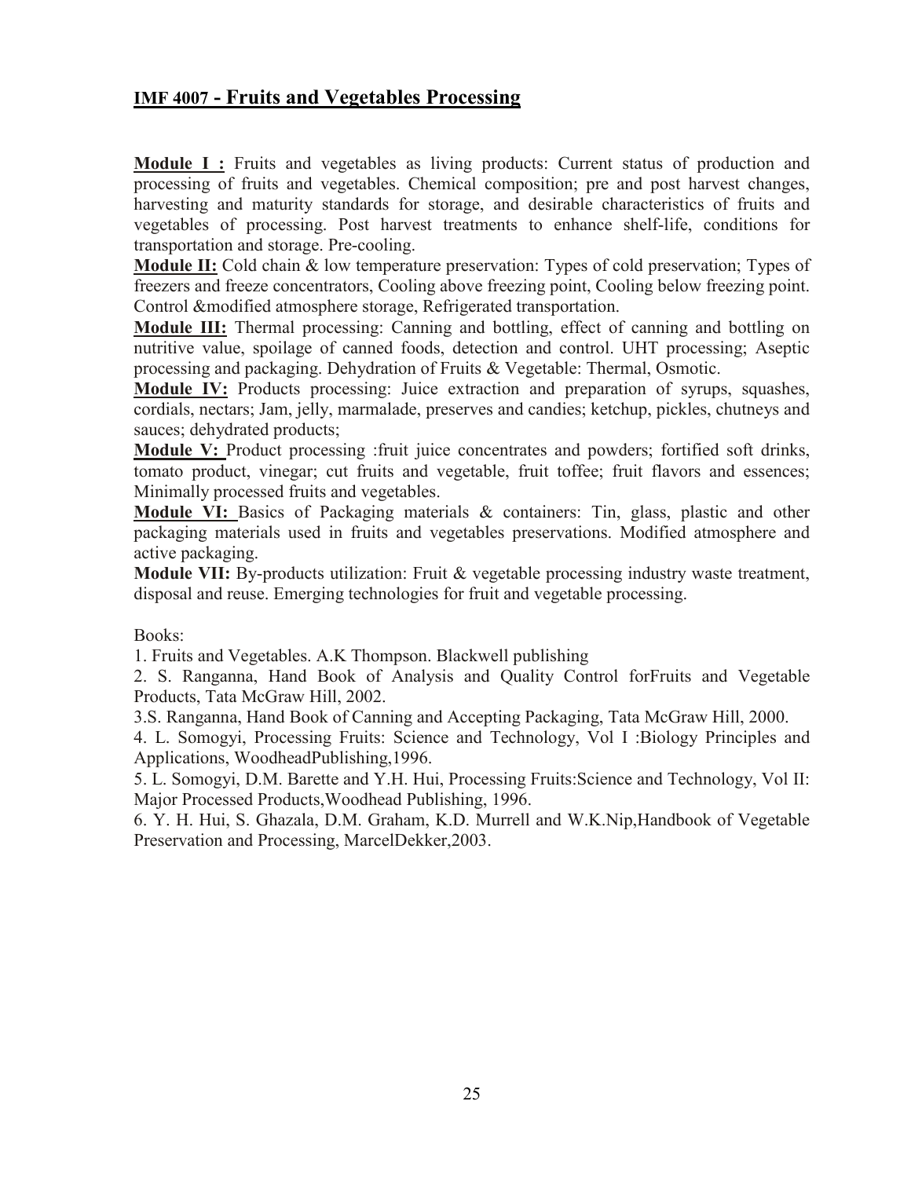## IMF 4007 - Fruits and Vegetables Processing

**Module I :** Fruits and vegetables as living products: Current status of production and processing of fruits and vegetables. Chemical composition; pre and post harvest changes, harvesting and maturity standards for storage, and desirable characteristics of fruits and vegetables of processing. Post harvest treatments to enhance shelf-life, conditions for transportation and storage. Pre-cooling.

**Module II:** Cold chain & low temperature preservation: Types of cold preservation; Types of freezers and freeze concentrators, Cooling above freezing point, Cooling below freezing point. Control &modified atmosphere storage, Refrigerated transportation.

**Module III:** Thermal processing: Canning and bottling, effect of canning and bottling on nutritive value, spoilage of canned foods, detection and control. UHT processing; Aseptic processing and packaging. Dehydration of Fruits & Vegetable: Thermal, Osmotic.

**Module IV:** Products processing: Juice extraction and preparation of syrups, squashes, cordials, nectars; Jam, jelly, marmalade, preserves and candies; ketchup, pickles, chutneys and sauces; dehydrated products;

**Module V:** Product processing :fruit juice concentrates and powders; fortified soft drinks, tomato product, vinegar; cut fruits and vegetable, fruit toffee; fruit flavors and essences; Minimally processed fruits and vegetables.

**Module VI:** Basics of Packaging materials & containers: Tin, glass, plastic and other packaging materials used in fruits and vegetables preservations. Modified atmosphere and active packaging.

**Module VII:** By-products utilization: Fruit & vegetable processing industry waste treatment, disposal and reuse. Emerging technologies for fruit and vegetable processing.

Books:

1. Fruits and Vegetables. A.K Thompson. Blackwell publishing
2. S. Ranganna, Hand Book of Analysis and Quality Control forFruits and Vegetable Products, Tata McGraw Hill, 2002.
3. S. Ranganna, Hand Book of Canning and Accepting Packaging, Tata McGraw Hill, 2000.
4. L. Somogyi, Processing Fruits: Science and Technology, Vol I :Biology Principles and Applications, WoodheadPublishing,1996.
5. L. Somogyi, D.M. Barette and Y.H. Hui, Processing Fruits:Science and Technology, Vol II: Major Processed Products,Woodhead Publishing, 1996.
6. Y. H. Hui, S. Ghazala, D.M. Graham, K.D. Murrell and W.K.Nip,Handbook of Vegetable Preservation and Processing, MarcelDekker,2003.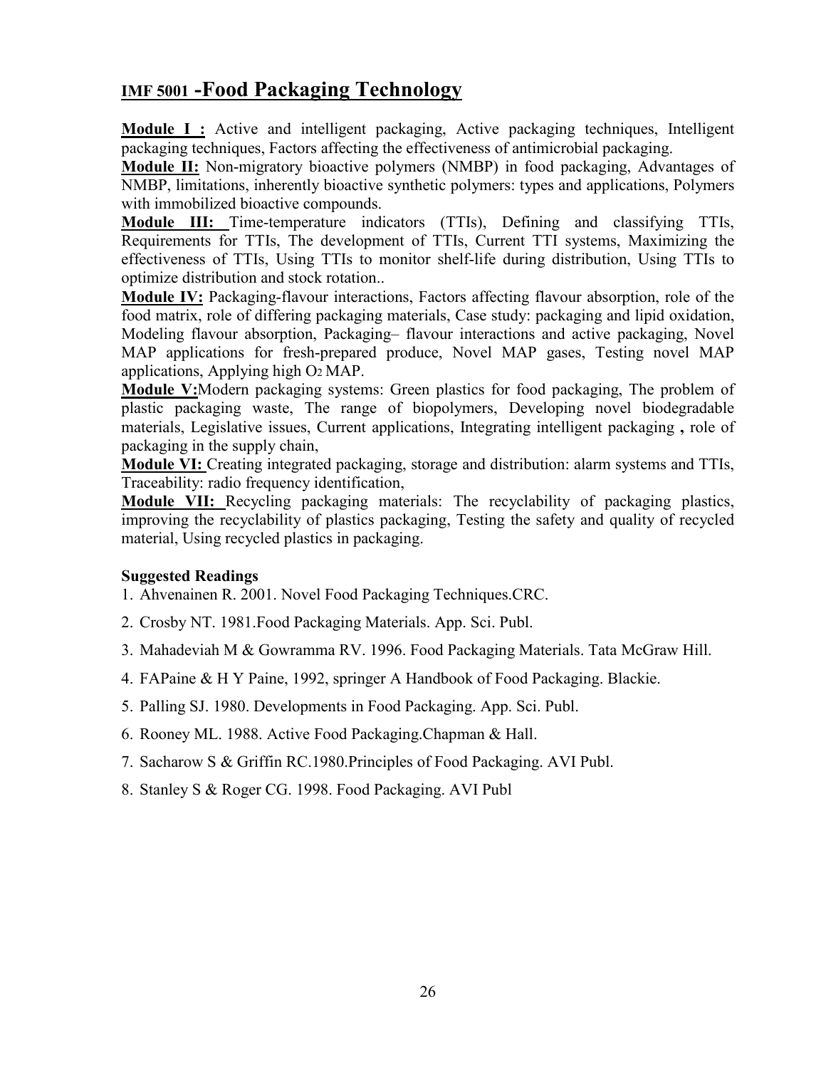## IMF 5001 -Food Packaging Technology

**Module I :** Active and intelligent packaging, Active packaging techniques, Intelligent packaging techniques, Factors affecting the effectiveness of antimicrobial packaging.

**Module II:** Non-migratory bioactive polymers (NMBP) in food packaging, Advantages of NMBP, limitations, inherently bioactive synthetic polymers: types and applications, Polymers with immobilized bioactive compounds.

**Module III:** Time-temperature indicators (TTIs), Defining and classifying TTIs, Requirements for TTIs, The development of TTIs, Current TTI systems, Maximizing the effectiveness of TTIs, Using TTIs to monitor shelf-life during distribution, Using TTIs to optimize distribution and stock rotation..

**Module IV:** Packaging-flavour interactions, Factors affecting flavour absorption, role of the food matrix, role of differing packaging materials, Case study: packaging and lipid oxidation, Modeling flavour absorption, Packaging– flavour interactions and active packaging, Novel MAP applications for fresh-prepared produce, Novel MAP gases, Testing novel MAP applications, Applying high $O_2$ MAP.

**Module V:**Modern packaging systems: Green plastics for food packaging, The problem of plastic packaging waste, The range of biopolymers, Developing novel biodegradable materials, Legislative issues, Current applications, Integrating intelligent packaging **,** role of packaging in the supply chain,

**Module VI:** Creating integrated packaging, storage and distribution: alarm systems and TTIs, Traceability: radio frequency identification,

**Module VII:** Recycling packaging materials: The recyclability of packaging plastics, improving the recyclability of plastics packaging, Testing the safety and quality of recycled material, Using recycled plastics in packaging.

### Suggested Readings

1. Ahvenainen R. 2001. Novel Food Packaging Techniques.CRC.
2. Crosby NT. 1981.Food Packaging Materials. App. Sci. Publ.
3. Mahadeviah M & Gowramma RV. 1996. Food Packaging Materials. Tata McGraw Hill.
4. FAPaine & H Y Paine, 1992, springer A Handbook of Food Packaging. Blackie.
5. Palling SJ. 1980. Developments in Food Packaging. App. Sci. Publ.
6. Rooney ML. 1988. Active Food Packaging.Chapman & Hall.
7. Sacharow S & Griffin RC.1980.Principles of Food Packaging. AVI Publ.
8. Stanley S & Roger CG. 1998. Food Packaging. AVI Publ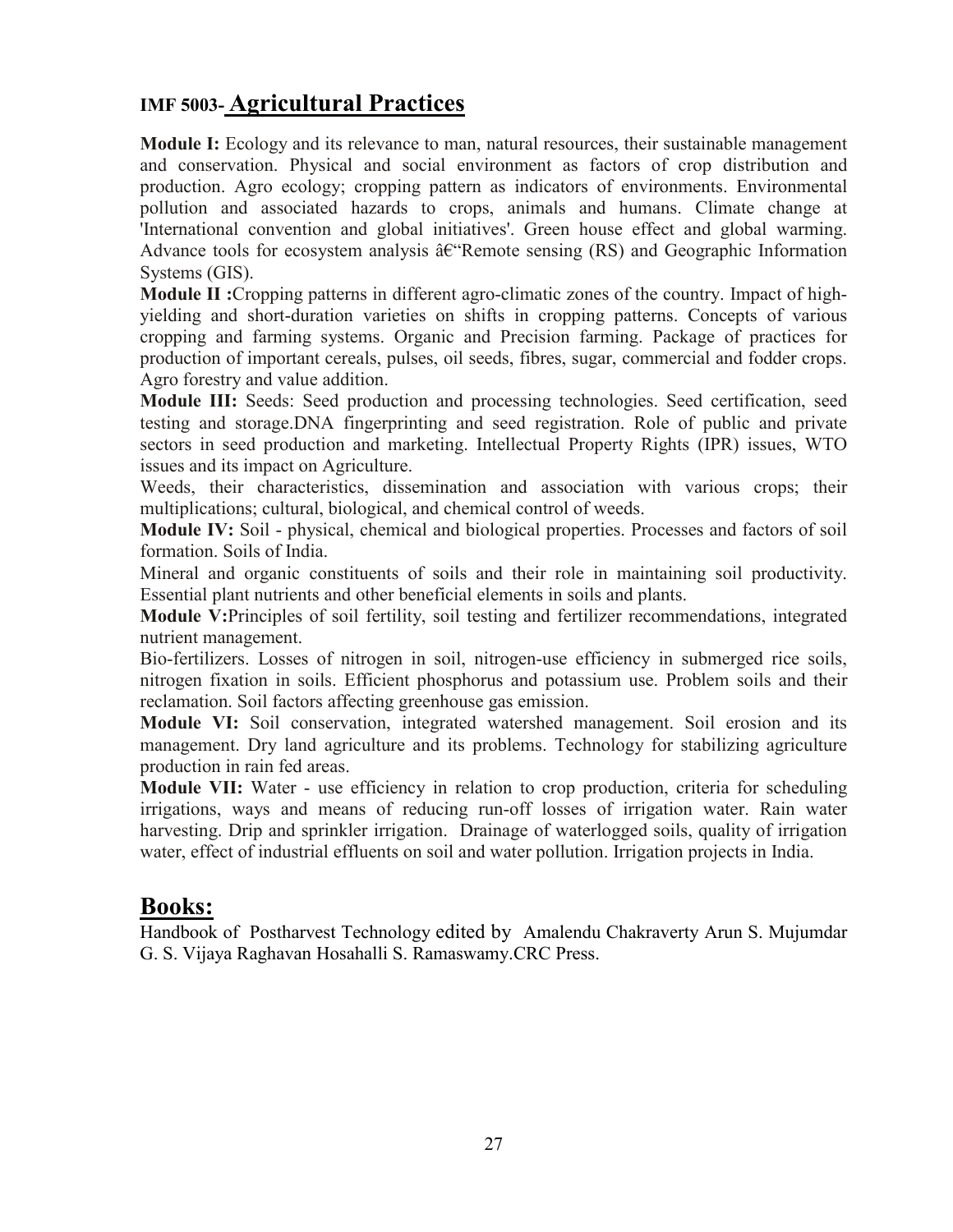## IMF 5003- Agricultural Practices

**Module I:** Ecology and its relevance to man, natural resources, their sustainable management and conservation. Physical and social environment as factors of crop distribution and production. Agro ecology; cropping pattern as indicators of environments. Environmental pollution and associated hazards to crops, animals and humans. Climate change at 'International convention and global initiatives'. Green house effect and global warming. Advance tools for ecosystem analysis â€"Remote sensing (RS) and Geographic Information Systems (GIS).

**Module II :**Cropping patterns in different agro-climatic zones of the country. Impact of high-yielding and short-duration varieties on shifts in cropping patterns. Concepts of various cropping and farming systems. Organic and Precision farming. Package of practices for production of important cereals, pulses, oil seeds, fibres, sugar, commercial and fodder crops. Agro forestry and value addition.

**Module III:** Seeds: Seed production and processing technologies. Seed certification, seed testing and storage.DNA fingerprinting and seed registration. Role of public and private sectors in seed production and marketing. Intellectual Property Rights (IPR) issues, WTO issues and its impact on Agriculture.

Weeds, their characteristics, dissemination and association with various crops; their multiplications; cultural, biological, and chemical control of weeds.

**Module IV:** Soil - physical, chemical and biological properties. Processes and factors of soil formation. Soils of India.

Mineral and organic constituents of soils and their role in maintaining soil productivity. Essential plant nutrients and other beneficial elements in soils and plants.

**Module V:**Principles of soil fertility, soil testing and fertilizer recommendations, integrated nutrient management.

Bio-fertilizers. Losses of nitrogen in soil, nitrogen-use efficiency in submerged rice soils, nitrogen fixation in soils. Efficient phosphorus and potassium use. Problem soils and their reclamation. Soil factors affecting greenhouse gas emission.

**Module VI:** Soil conservation, integrated watershed management. Soil erosion and its management. Dry land agriculture and its problems. Technology for stabilizing agriculture production in rain fed areas.

**Module VII:** Water - use efficiency in relation to crop production, criteria for scheduling irrigations, ways and means of reducing run-off losses of irrigation water. Rain water harvesting. Drip and sprinkler irrigation. Drainage of waterlogged soils, quality of irrigation water, effect of industrial effluents on soil and water pollution. Irrigation projects in India.

## Books:

Handbook of Postharvest Technology edited by Amalendu Chakraverty Arun S. Mujumdar G. S. Vijaya Raghavan Hosahalli S. Ramaswamy.CRC Press.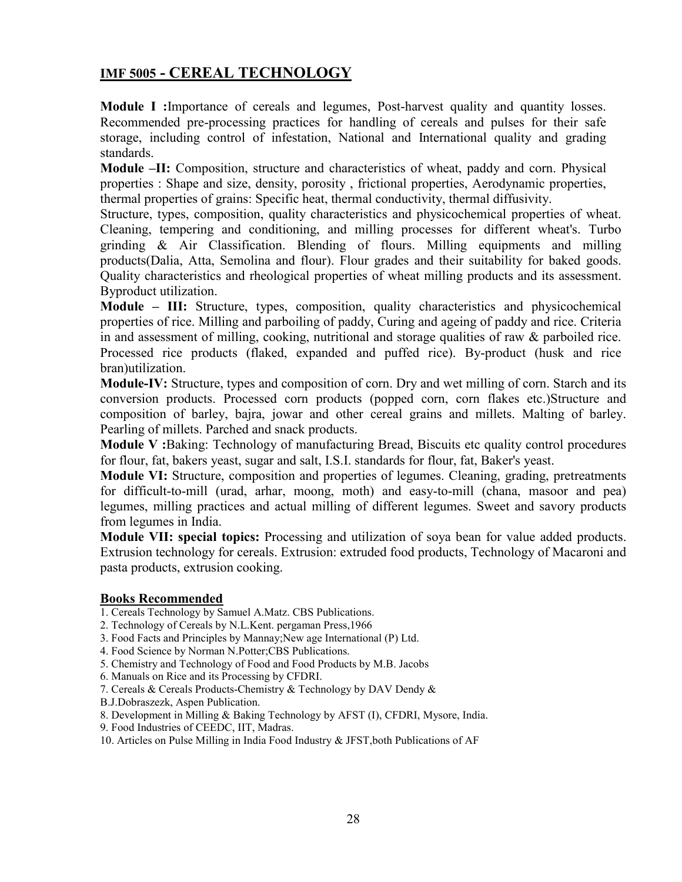## IMF 5005 - CEREAL TECHNOLOGY

**Module I :**Importance of cereals and legumes, Post-harvest quality and quantity losses. Recommended pre-processing practices for handling of cereals and pulses for their safe storage, including control of infestation, National and International quality and grading standards.

**Module –II:** Composition, structure and characteristics of wheat, paddy and corn. Physical properties : Shape and size, density, porosity , frictional properties, Aerodynamic properties, thermal properties of grains: Specific heat, thermal conductivity, thermal diffusivity.

Structure, types, composition, quality characteristics and physicochemical properties of wheat. Cleaning, tempering and conditioning, and milling processes for different wheat's. Turbo grinding & Air Classification. Blending of flours. Milling equipments and milling products(Dalia, Atta, Semolina and flour). Flour grades and their suitability for baked goods. Quality characteristics and rheological properties of wheat milling products and its assessment. Byproduct utilization.

**Module – III:** Structure, types, composition, quality characteristics and physicochemical properties of rice. Milling and parboiling of paddy, Curing and ageing of paddy and rice. Criteria in and assessment of milling, cooking, nutritional and storage qualities of raw & parboiled rice. Processed rice products (flaked, expanded and puffed rice). By-product (husk and rice bran)utilization.

**Module-IV:** Structure, types and composition of corn. Dry and wet milling of corn. Starch and its conversion products. Processed corn products (popped corn, corn flakes etc.)Structure and composition of barley, bajra, jowar and other cereal grains and millets. Malting of barley. Pearling of millets. Parched and snack products.

**Module V :**Baking: Technology of manufacturing Bread, Biscuits etc quality control procedures for flour, fat, bakers yeast, sugar and salt, I.S.I. standards for flour, fat, Baker's yeast.

**Module VI:** Structure, composition and properties of legumes. Cleaning, grading, pretreatments for difficult-to-mill (urad, arhar, moong, moth) and easy-to-mill (chana, masoor and pea) legumes, milling practices and actual milling of different legumes. Sweet and savory products from legumes in India.

**Module VII: special topics:** Processing and utilization of soya bean for value added products. Extrusion technology for cereals. Extrusion: extruded food products, Technology of Macaroni and pasta products, extrusion cooking.

**Books Recommended**

1. Cereals Technology by Samuel A.Matz. CBS Publications.
2. Technology of Cereals by N.L.Kent. pergaman Press,1966
3. Food Facts and Principles by Mannay;New age International (P) Ltd.
4. Food Science by Norman N.Potter;CBS Publications.
5. Chemistry and Technology of Food and Food Products by M.B. Jacobs
6. Manuals on Rice and its Processing by CFDRI.
7. Cereals & Cereals Products-Chemistry & Technology by DAV Dendy & B.J.Dobraszezk, Aspen Publication.
8. Development in Milling & Baking Technology by AFST (I), CFDRI, Mysore, India.
9. Food Industries of CEEDC, IIT, Madras.
10. Articles on Pulse Milling in India Food Industry & JFST,both Publications of AF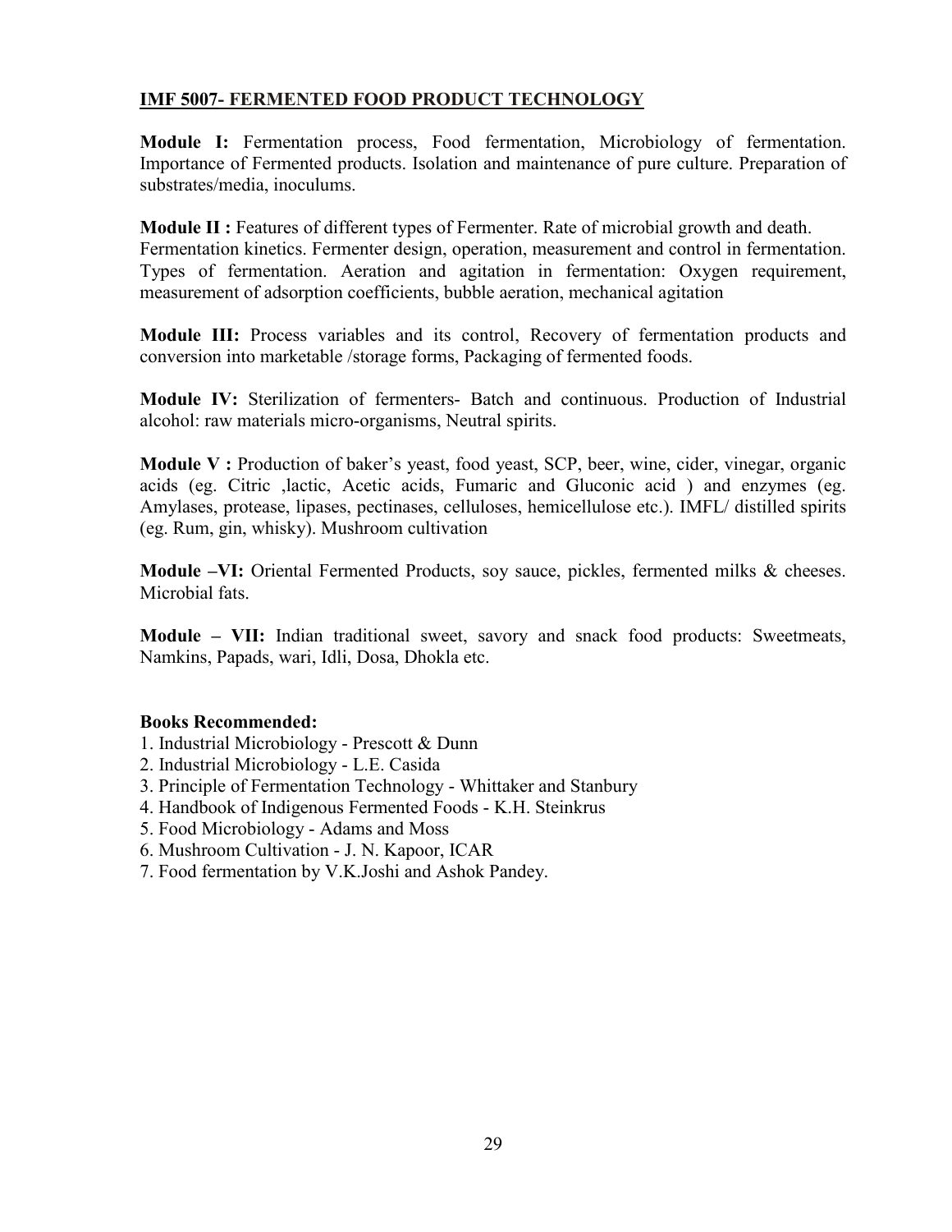## IMF 5007- FERMENTED FOOD PRODUCT TECHNOLOGY

**Module I:** Fermentation process, Food fermentation, Microbiology of fermentation. Importance of Fermented products. Isolation and maintenance of pure culture. Preparation of substrates/media, inoculums.

**Module II :** Features of different types of Fermenter. Rate of microbial growth and death. Fermentation kinetics. Fermenter design, operation, measurement and control in fermentation. Types of fermentation. Aeration and agitation in fermentation: Oxygen requirement, measurement of adsorption coefficients, bubble aeration, mechanical agitation

**Module III:** Process variables and its control, Recovery of fermentation products and conversion into marketable /storage forms, Packaging of fermented foods.

**Module IV:** Sterilization of fermenters- Batch and continuous. Production of Industrial alcohol: raw materials micro-organisms, Neutral spirits.

**Module V :** Production of baker's yeast, food yeast, SCP, beer, wine, cider, vinegar, organic acids (eg. Citric ,lactic, Acetic acids, Fumaric and Gluconic acid ) and enzymes (eg. Amylases, protease, lipases, pectinases, celluloses, hemicellulose etc.). IMFL/ distilled spirits (eg. Rum, gin, whisky). Mushroom cultivation

**Module –VI:** Oriental Fermented Products, soy sauce, pickles, fermented milks & cheeses. Microbial fats.

**Module – VII:** Indian traditional sweet, savory and snack food products: Sweetmeats, Namkins, Papads, wari, Idli, Dosa, Dhokla etc.

**Books Recommended:**

1. Industrial Microbiology - Prescott & Dunn
2. Industrial Microbiology - L.E. Casida
3. Principle of Fermentation Technology - Whittaker and Stanbury
4. Handbook of Indigenous Fermented Foods - K.H. Steinkrus
5. Food Microbiology - Adams and Moss
6. Mushroom Cultivation - J. N. Kapoor, ICAR
7. Food fermentation by V.K.Joshi and Ashok Pandey.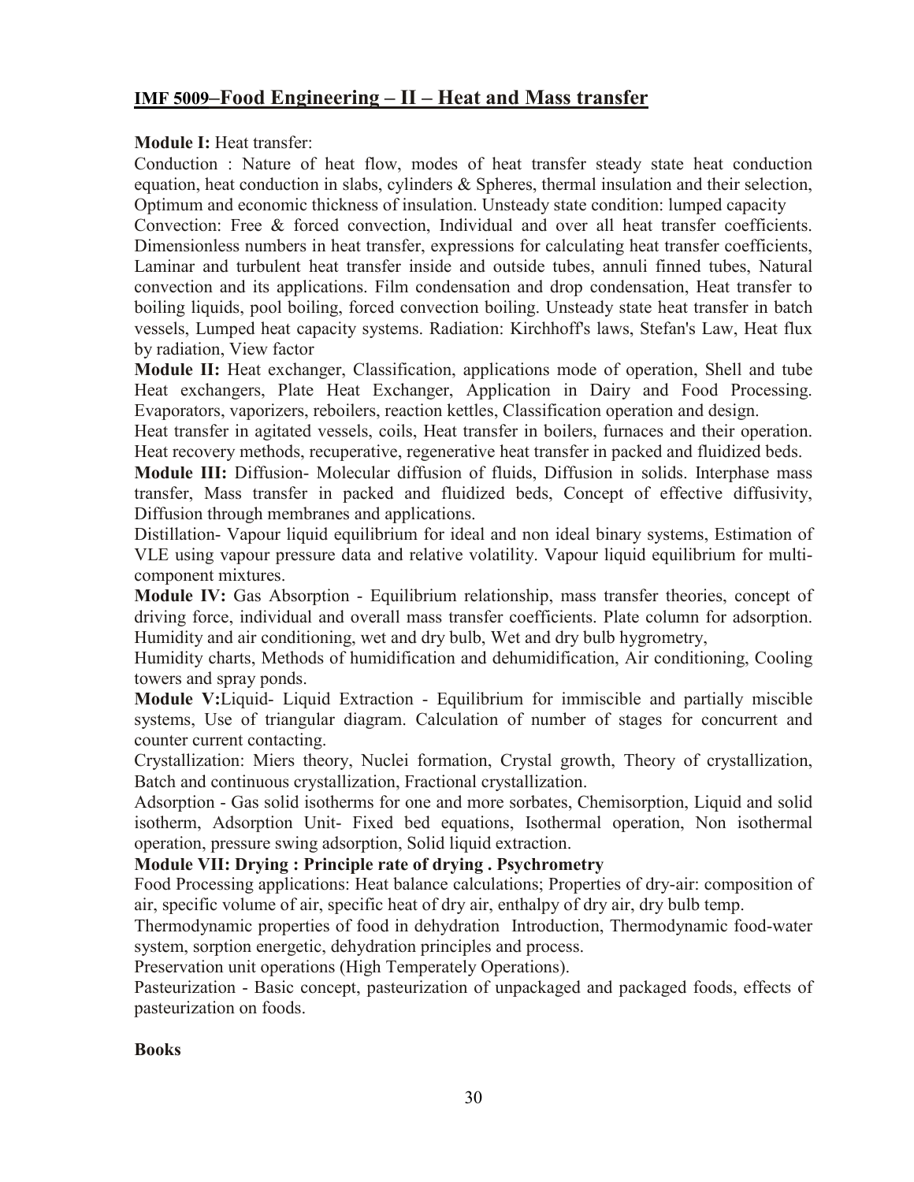## IMF 5009–Food Engineering – II – Heat and Mass transfer

**Module I:** Heat transfer:

Conduction : Nature of heat flow, modes of heat transfer steady state heat conduction equation, heat conduction in slabs, cylinders & Spheres, thermal insulation and their selection, Optimum and economic thickness of insulation. Unsteady state condition: lumped capacity

Convection: Free & forced convection, Individual and over all heat transfer coefficients. Dimensionless numbers in heat transfer, expressions for calculating heat transfer coefficients, Laminar and turbulent heat transfer inside and outside tubes, annuli finned tubes, Natural convection and its applications. Film condensation and drop condensation, Heat transfer to boiling liquids, pool boiling, forced convection boiling. Unsteady state heat transfer in batch vessels, Lumped heat capacity systems. Radiation: Kirchhoff's laws, Stefan's Law, Heat flux by radiation, View factor

**Module II:** Heat exchanger, Classification, applications mode of operation, Shell and tube Heat exchangers, Plate Heat Exchanger, Application in Dairy and Food Processing. Evaporators, vaporizers, reboilers, reaction kettles, Classification operation and design.

Heat transfer in agitated vessels, coils, Heat transfer in boilers, furnaces and their operation. Heat recovery methods, recuperative, regenerative heat transfer in packed and fluidized beds.

**Module III:** Diffusion- Molecular diffusion of fluids, Diffusion in solids. Interphase mass transfer, Mass transfer in packed and fluidized beds, Concept of effective diffusivity, Diffusion through membranes and applications.

Distillation- Vapour liquid equilibrium for ideal and non ideal binary systems, Estimation of VLE using vapour pressure data and relative volatility. Vapour liquid equilibrium for multi-component mixtures.

**Module IV:** Gas Absorption - Equilibrium relationship, mass transfer theories, concept of driving force, individual and overall mass transfer coefficients. Plate column for adsorption. Humidity and air conditioning, wet and dry bulb, Wet and dry bulb hygrometry,

Humidity charts, Methods of humidification and dehumidification, Air conditioning, Cooling towers and spray ponds.

**Module V:**Liquid- Liquid Extraction - Equilibrium for immiscible and partially miscible systems, Use of triangular diagram. Calculation of number of stages for concurrent and counter current contacting.

Crystallization: Miers theory, Nuclei formation, Crystal growth, Theory of crystallization, Batch and continuous crystallization, Fractional crystallization.

Adsorption - Gas solid isotherms for one and more sorbates, Chemisorption, Liquid and solid isotherm, Adsorption Unit- Fixed bed equations, Isothermal operation, Non isothermal operation, pressure swing adsorption, Solid liquid extraction.

**Module VII: Drying : Principle rate of drying . Psychrometry**

Food Processing applications: Heat balance calculations; Properties of dry-air: composition of air, specific volume of air, specific heat of dry air, enthalpy of dry air, dry bulb temp.

Thermodynamic properties of food in dehydration Introduction, Thermodynamic food-water system, sorption energetic, dehydration principles and process.

Preservation unit operations (High Temperately Operations).

Pasteurization - Basic concept, pasteurization of unpackaged and packaged foods, effects of pasteurization on foods.

**Books**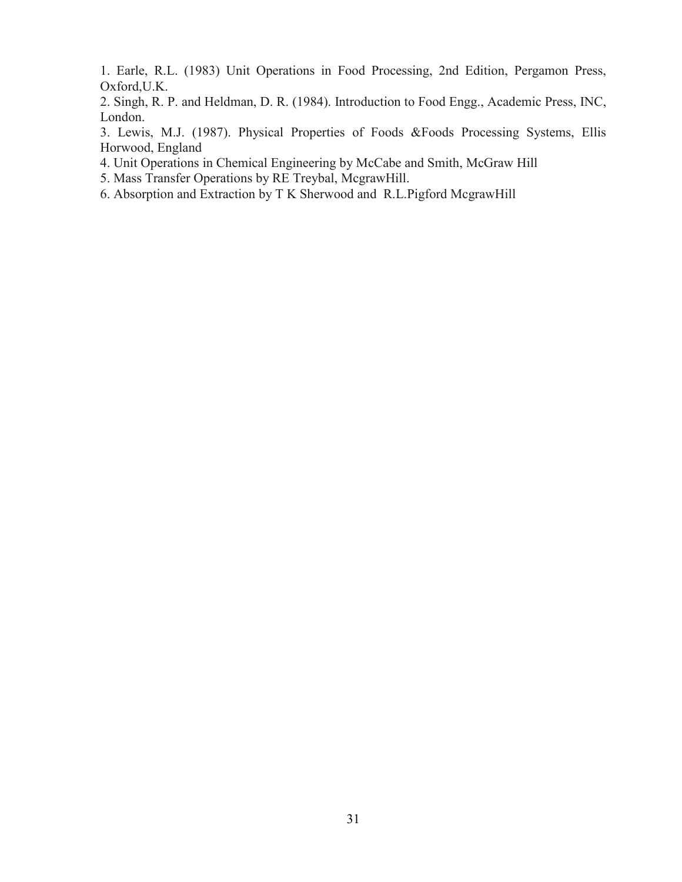1. Earle, R.L. (1983) Unit Operations in Food Processing, 2nd Edition, Pergamon Press, Oxford,U.K.
2. Singh, R. P. and Heldman, D. R. (1984). Introduction to Food Engg., Academic Press, INC, London.
3. Lewis, M.J. (1987). Physical Properties of Foods &Foods Processing Systems, Ellis Horwood, England
4. Unit Operations in Chemical Engineering by McCabe and Smith, McGraw Hill
5. Mass Transfer Operations by RE Treybal, McgrawHill.
6. Absorption and Extraction by T K Sherwood and R.L.Pigford McgrawHill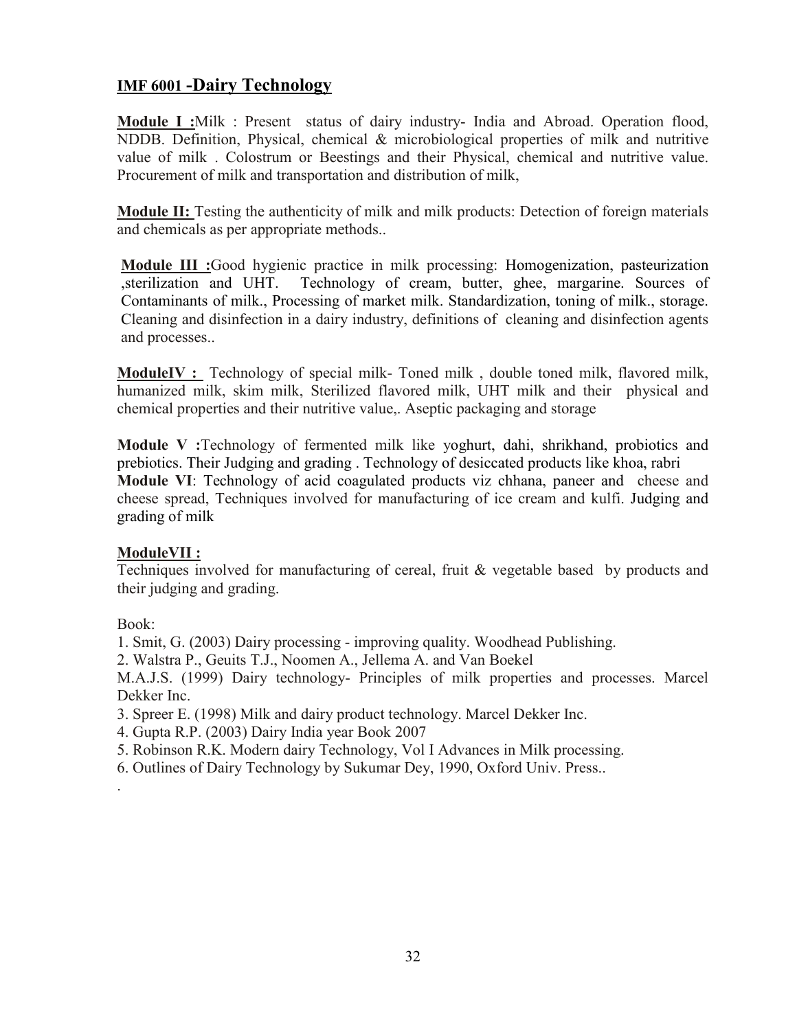## IMF 6001 -Dairy Technology

**Module I :**Milk : Present status of dairy industry- India and Abroad. Operation flood, NDDB. Definition, Physical, chemical & microbiological properties of milk and nutritive value of milk . Colostrum or Beestings and their Physical, chemical and nutritive value. Procurement of milk and transportation and distribution of milk,

**Module II:** Testing the authenticity of milk and milk products: Detection of foreign materials and chemicals as per appropriate methods..

**Module III :**Good hygienic practice in milk processing: Homogenization, pasteurization ,sterilization and UHT. Technology of cream, butter, ghee, margarine. Sources of Contaminants of milk., Processing of market milk. Standardization, toning of milk., storage. Cleaning and disinfection in a dairy industry, definitions of cleaning and disinfection agents and processes..

**ModuleIV :** Technology of special milk- Toned milk , double toned milk, flavored milk, humanized milk, skim milk, Sterilized flavored milk, UHT milk and their physical and chemical properties and their nutritive value,. Aseptic packaging and storage

**Module V :**Technology of fermented milk like yoghurt, dahi, shrikhand, probiotics and prebiotics. Their Judging and grading . Technology of desiccated products like khoa, rabri

**Module VI**: Technology of acid coagulated products viz chhana, paneer and cheese and cheese spread, Techniques involved for manufacturing of ice cream and kulfi. Judging and grading of milk

**ModuleVII :**

Techniques involved for manufacturing of cereal, fruit & vegetable based by products and their judging and grading.

Book:

1. Smit, G. (2003) Dairy processing - improving quality. Woodhead Publishing.
2. Walstra P., Geuits T.J., Noomen A., Jellema A. and Van Boekel M.A.J.S. (1999) Dairy technology- Principles of milk properties and processes. Marcel Dekker Inc.
3. Spreer E. (1998) Milk and dairy product technology. Marcel Dekker Inc.
4. Gupta R.P. (2003) Dairy India year Book 2007
5. Robinson R.K. Modern dairy Technology, Vol I Advances in Milk processing.
6. Outlines of Dairy Technology by Sukumar Dey, 1990, Oxford Univ. Press..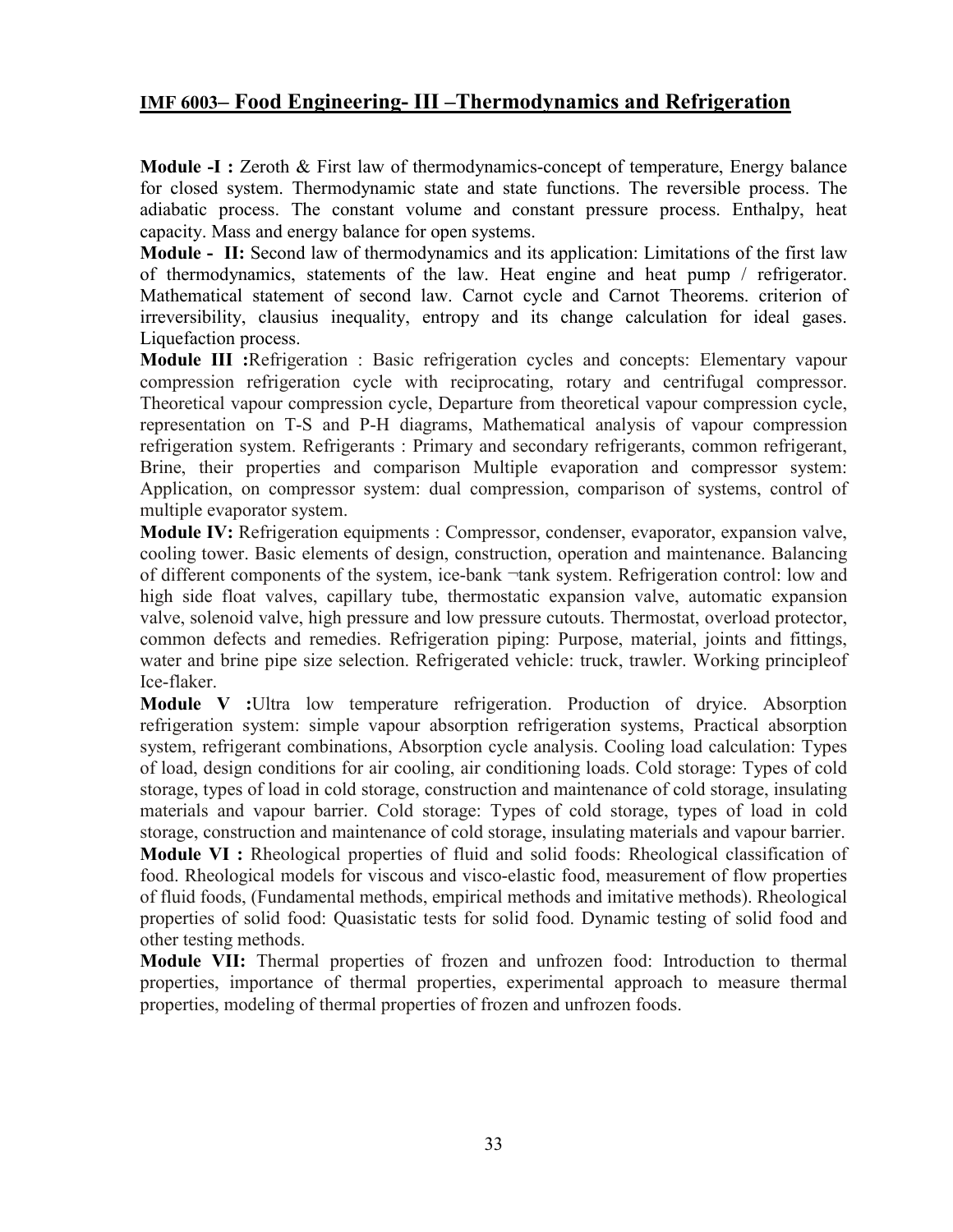## IMF 6003– Food Engineering- III –Thermodynamics and Refrigeration

**Module -I :** Zeroth & First law of thermodynamics-concept of temperature, Energy balance for closed system. Thermodynamic state and state functions. The reversible process. The adiabatic process. The constant volume and constant pressure process. Enthalpy, heat capacity. Mass and energy balance for open systems.

**Module - II:** Second law of thermodynamics and its application: Limitations of the first law of thermodynamics, statements of the law. Heat engine and heat pump / refrigerator. Mathematical statement of second law. Carnot cycle and Carnot Theorems. criterion of irreversibility, clausius inequality, entropy and its change calculation for ideal gases. Liquefaction process.

**Module III :**Refrigeration : Basic refrigeration cycles and concepts: Elementary vapour compression refrigeration cycle with reciprocating, rotary and centrifugal compressor. Theoretical vapour compression cycle, Departure from theoretical vapour compression cycle, representation on T-S and P-H diagrams, Mathematical analysis of vapour compression refrigeration system. Refrigerants : Primary and secondary refrigerants, common refrigerant, Brine, their properties and comparison Multiple evaporation and compressor system: Application, on compressor system: dual compression, comparison of systems, control of multiple evaporator system.

**Module IV:** Refrigeration equipments : Compressor, condenser, evaporator, expansion valve, cooling tower. Basic elements of design, construction, operation and maintenance. Balancing of different components of the system, ice-bank ¬tank system. Refrigeration control: low and high side float valves, capillary tube, thermostatic expansion valve, automatic expansion valve, solenoid valve, high pressure and low pressure cutouts. Thermostat, overload protector, common defects and remedies. Refrigeration piping: Purpose, material, joints and fittings, water and brine pipe size selection. Refrigerated vehicle: truck, trawler. Working principleof Ice-flaker.

**Module V :**Ultra low temperature refrigeration. Production of dryice. Absorption refrigeration system: simple vapour absorption refrigeration systems, Practical absorption system, refrigerant combinations, Absorption cycle analysis. Cooling load calculation: Types of load, design conditions for air cooling, air conditioning loads. Cold storage: Types of cold storage, types of load in cold storage, construction and maintenance of cold storage, insulating materials and vapour barrier. Cold storage: Types of cold storage, types of load in cold storage, construction and maintenance of cold storage, insulating materials and vapour barrier.

**Module VI :** Rheological properties of fluid and solid foods: Rheological classification of food. Rheological models for viscous and visco-elastic food, measurement of flow properties of fluid foods, (Fundamental methods, empirical methods and imitative methods). Rheological properties of solid food: Quasistatic tests for solid food. Dynamic testing of solid food and other testing methods.

**Module VII:** Thermal properties of frozen and unfrozen food: Introduction to thermal properties, importance of thermal properties, experimental approach to measure thermal properties, modeling of thermal properties of frozen and unfrozen foods.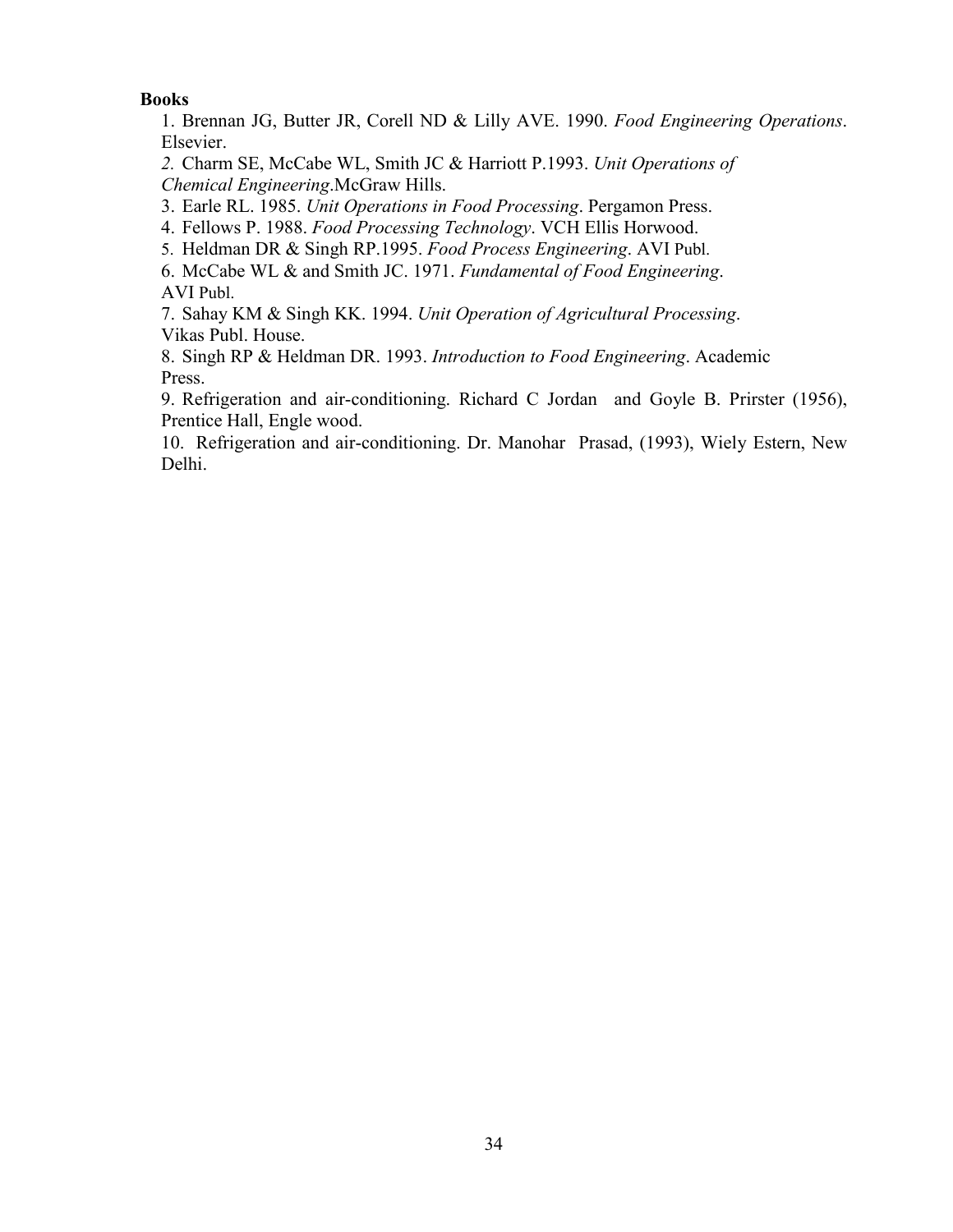**Books**

1. Brennan JG, Butter JR, Corell ND & Lilly AVE. 1990. *Food Engineering Operations*. Elsevier.
2. Charm SE, McCabe WL, Smith JC & Harriott P.1993. *Unit Operations of Chemical Engineering*.McGraw Hills.
3. Earle RL. 1985. *Unit Operations in Food Processing*. Pergamon Press.
4. Fellows P. 1988. *Food Processing Technology*. VCH Ellis Horwood.
5. Heldman DR & Singh RP.1995. *Food Process Engineering*. AVI Publ.
6. McCabe WL & and Smith JC. 1971. *Fundamental of Food Engineering*. AVI Publ.
7. Sahay KM & Singh KK. 1994. *Unit Operation of Agricultural Processing*. Vikas Publ. House.
8. Singh RP & Heldman DR. 1993. *Introduction to Food Engineering*. Academic Press.
9. Refrigeration and air-conditioning. Richard C Jordan and Goyle B. Prirster (1956), Prentice Hall, Engle wood.
10. Refrigeration and air-conditioning. Dr. Manohar Prasad, (1993), Wiely Estern, New Delhi.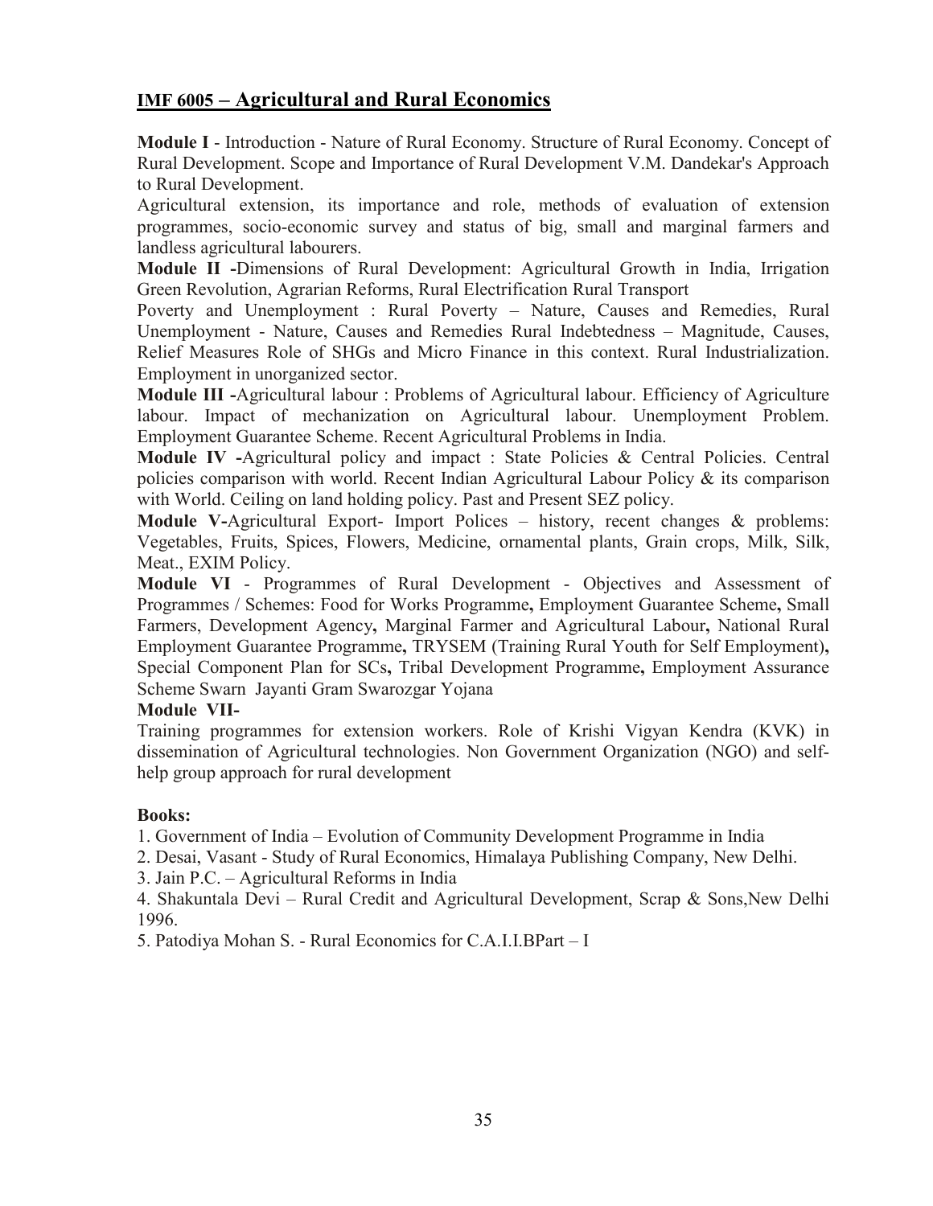## IMF 6005 – Agricultural and Rural Economics

**Module I** - Introduction - Nature of Rural Economy. Structure of Rural Economy. Concept of Rural Development. Scope and Importance of Rural Development V.M. Dandekar's Approach to Rural Development.

Agricultural extension, its importance and role, methods of evaluation of extension programmes, socio-economic survey and status of big, small and marginal farmers and landless agricultural labourers.

**Module II -**Dimensions of Rural Development: Agricultural Growth in India, Irrigation Green Revolution, Agrarian Reforms, Rural Electrification Rural Transport

Poverty and Unemployment : Rural Poverty – Nature, Causes and Remedies, Rural Unemployment - Nature, Causes and Remedies Rural Indebtedness – Magnitude, Causes, Relief Measures Role of SHGs and Micro Finance in this context. Rural Industrialization. Employment in unorganized sector.

**Module III -**Agricultural labour : Problems of Agricultural labour. Efficiency of Agriculture labour. Impact of mechanization on Agricultural labour. Unemployment Problem. Employment Guarantee Scheme. Recent Agricultural Problems in India.

**Module IV -**Agricultural policy and impact : State Policies & Central Policies. Central policies comparison with world. Recent Indian Agricultural Labour Policy & its comparison with World. Ceiling on land holding policy. Past and Present SEZ policy.

**Module V-**Agricultural Export- Import Polices – history, recent changes & problems: Vegetables, Fruits, Spices, Flowers, Medicine, ornamental plants, Grain crops, Milk, Silk, Meat., EXIM Policy.

**Module VI** - Programmes of Rural Development - Objectives and Assessment of Programmes / Schemes: Food for Works Programme**,** Employment Guarantee Scheme**,** Small Farmers, Development Agency**,** Marginal Farmer and Agricultural Labour**,** National Rural Employment Guarantee Programme**,** TRYSEM (Training Rural Youth for Self Employment)**,** Special Component Plan for SCs**,** Tribal Development Programme**,** Employment Assurance Scheme Swarn Jayanti Gram Swarozgar Yojana

**Module VII-**

Training programmes for extension workers. Role of Krishi Vigyan Kendra (KVK) in dissemination of Agricultural technologies. Non Government Organization (NGO) and self-help group approach for rural development

**Books:**

1. Government of India – Evolution of Community Development Programme in India
2. Desai, Vasant - Study of Rural Economics, Himalaya Publishing Company, New Delhi.
3. Jain P.C. – Agricultural Reforms in India
4. Shakuntala Devi – Rural Credit and Agricultural Development, Scrap & Sons,New Delhi 1996.
5. Patodiya Mohan S. - Rural Economics for C.A.I.I.BPart – I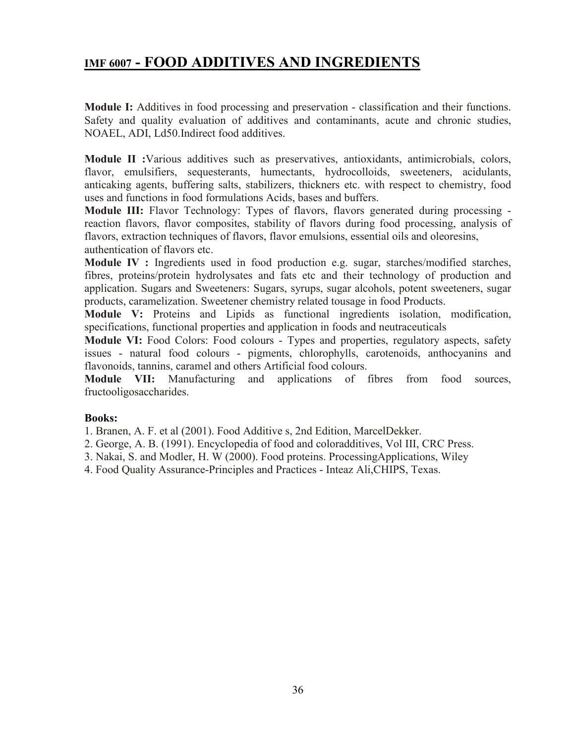## IMF 6007 - FOOD ADDITIVES AND INGREDIENTS

**Module I:** Additives in food processing and preservation - classification and their functions. Safety and quality evaluation of additives and contaminants, acute and chronic studies, NOAEL, ADI, Ld50.Indirect food additives.

**Module II :**Various additives such as preservatives, antioxidants, antimicrobials, colors, flavor, emulsifiers, sequesterants, humectants, hydrocolloids, sweeteners, acidulants, anticaking agents, buffering salts, stabilizers, thickners etc. with respect to chemistry, food uses and functions in food formulations Acids, bases and buffers.

**Module III:** Flavor Technology: Types of flavors, flavors generated during processing - reaction flavors, flavor composites, stability of flavors during food processing, analysis of flavors, extraction techniques of flavors, flavor emulsions, essential oils and oleoresins, authentication of flavors etc.

**Module IV :** Ingredients used in food production e.g. sugar, starches/modified starches, fibres, proteins/protein hydrolysates and fats etc and their technology of production and application. Sugars and Sweeteners: Sugars, syrups, sugar alcohols, potent sweeteners, sugar products, caramelization. Sweetener chemistry related tousage in food Products.

**Module V:** Proteins and Lipids as functional ingredients isolation, modification, specifications, functional properties and application in foods and neutraceuticals

**Module VI:** Food Colors: Food colours - Types and properties, regulatory aspects, safety issues - natural food colours - pigments, chlorophylls, carotenoids, anthocyanins and flavonoids, tannins, caramel and others Artificial food colours.

**Module VII:** Manufacturing and applications of fibres from food sources, fructooligosaccharides.

**Books:**

1. Branen, A. F. et al (2001). Food Additive s, 2nd Edition, MarcelDekker.
2. George, A. B. (1991). Encyclopedia of food and coloradditives, Vol III, CRC Press.
3. Nakai, S. and Modler, H. W (2000). Food proteins. ProcessingApplications, Wiley
4. Food Quality Assurance-Principles and Practices - Inteaz Ali,CHIPS, Texas.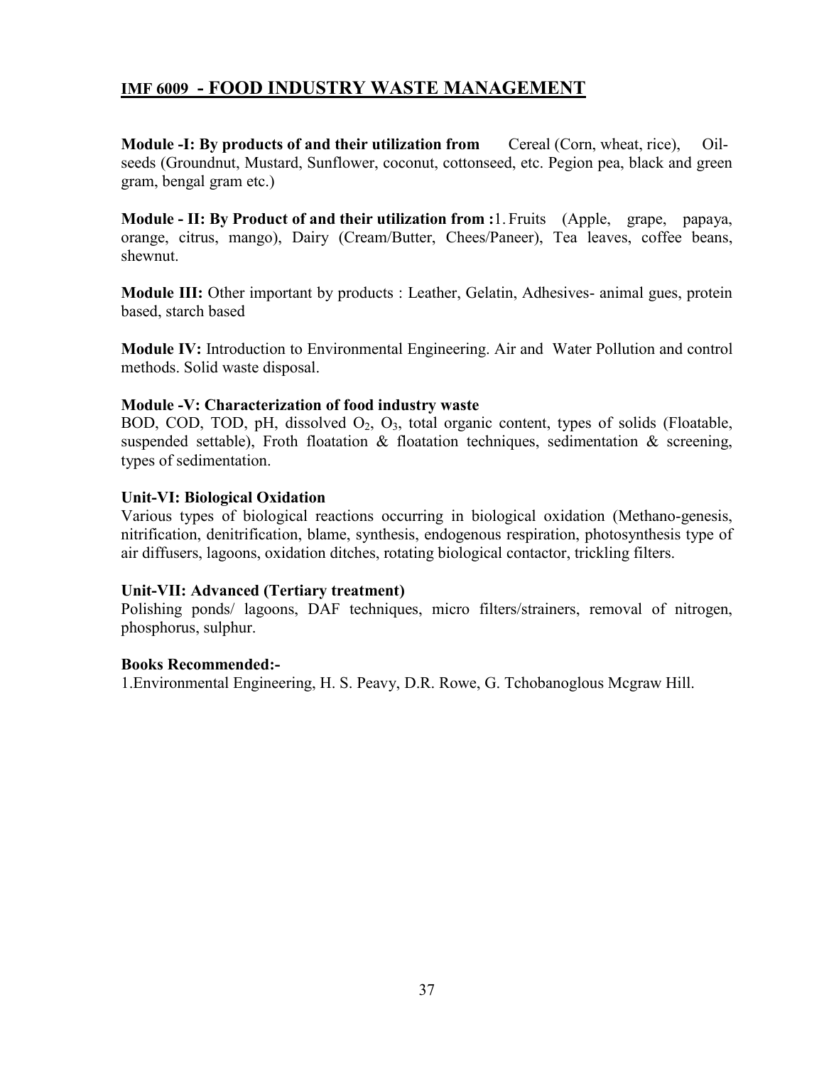## IMF 6009 - FOOD INDUSTRY WASTE MANAGEMENT

**Module -I: By products of and their utilization from** Cereal (Corn, wheat, rice), Oil-seeds (Groundnut, Mustard, Sunflower, coconut, cottonseed, etc. Pegion pea, black and green gram, bengal gram etc.)

**Module - II: By Product of and their utilization from :**1. Fruits (Apple, grape, papaya, orange, citrus, mango), Dairy (Cream/Butter, Chees/Paneer), Tea leaves, coffee beans, shewnut.

**Module III:** Other important by products : Leather, Gelatin, Adhesives- animal gues, protein based, starch based

**Module IV:** Introduction to Environmental Engineering. Air and Water Pollution and control methods. Solid waste disposal.

**Module -V: Characterization of food industry waste**

BOD, COD, TOD, pH, dissolved $O_2$, $O_3$, total organic content, types of solids (Floatable, suspended settable), Froth floatation & floatation techniques, sedimentation & screening, types of sedimentation.

**Unit-VI: Biological Oxidation**

Various types of biological reactions occurring in biological oxidation (Methano-genesis, nitrification, denitrification, blame, synthesis, endogenous respiration, photosynthesis type of air diffusers, lagoons, oxidation ditches, rotating biological contactor, trickling filters.

**Unit-VII: Advanced (Tertiary treatment)**

Polishing ponds/ lagoons, DAF techniques, micro filters/strainers, removal of nitrogen, phosphorus, sulphur.

**Books Recommended:-**

1.Environmental Engineering, H. S. Peavy, D.R. Rowe, G. Tchobanoglous Mcgraw Hill.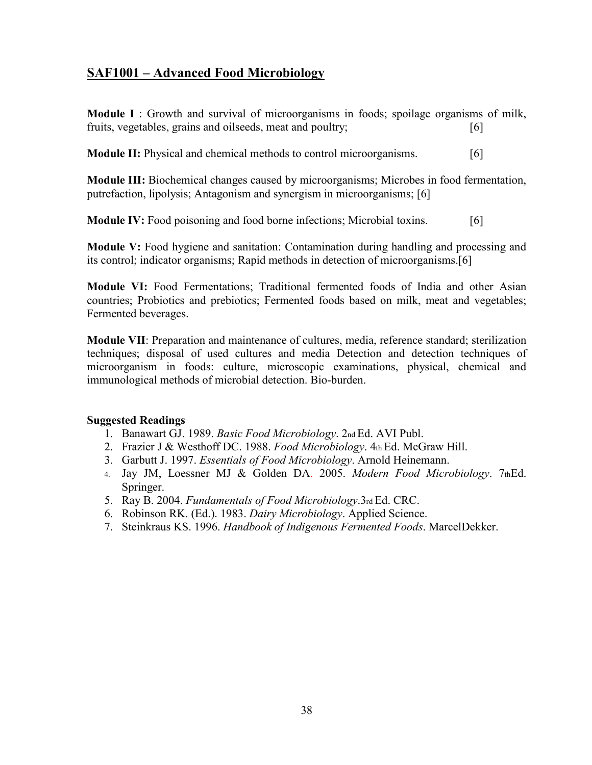## SAF1001 – Advanced Food Microbiology

**Module I** : Growth and survival of microorganisms in foods; spoilage organisms of milk, fruits, vegetables, grains and oilseeds, meat and poultry; [6]

**Module II:** Physical and chemical methods to control microorganisms. [6]

**Module III:** Biochemical changes caused by microorganisms; Microbes in food fermentation, putrefaction, lipolysis; Antagonism and synergism in microorganisms; [6]

**Module IV:** Food poisoning and food borne infections; Microbial toxins. [6]

**Module V:** Food hygiene and sanitation: Contamination during handling and processing and its control; indicator organisms; Rapid methods in detection of microorganisms.[6]

**Module VI:** Food Fermentations; Traditional fermented foods of India and other Asian countries; Probiotics and prebiotics; Fermented foods based on milk, meat and vegetables; Fermented beverages.

**Module VII**: Preparation and maintenance of cultures, media, reference standard; sterilization techniques; disposal of used cultures and media Detection and detection techniques of microorganism in foods: culture, microscopic examinations, physical, chemical and immunological methods of microbial detection. Bio-burden.

**Suggested Readings**

1. Banawart GJ. 1989. *Basic Food Microbiology*. 2nd Ed. AVI Publ.
2. Frazier J & Westhoff DC. 1988. *Food Microbiology*. 4th Ed. McGraw Hill.
3. Garbutt J. 1997. *Essentials of Food Microbiology*. Arnold Heinemann.
4. Jay JM, Loessner MJ & Golden DA. 2005. *Modern Food Microbiology*. 7thEd. Springer.
5. Ray B. 2004. *Fundamentals of Food Microbiology*.3rd Ed. CRC.
6. Robinson RK. (Ed.). 1983. *Dairy Microbiology*. Applied Science.
7. Steinkraus KS. 1996. *Handbook of Indigenous Fermented Foods*. MarcelDekker.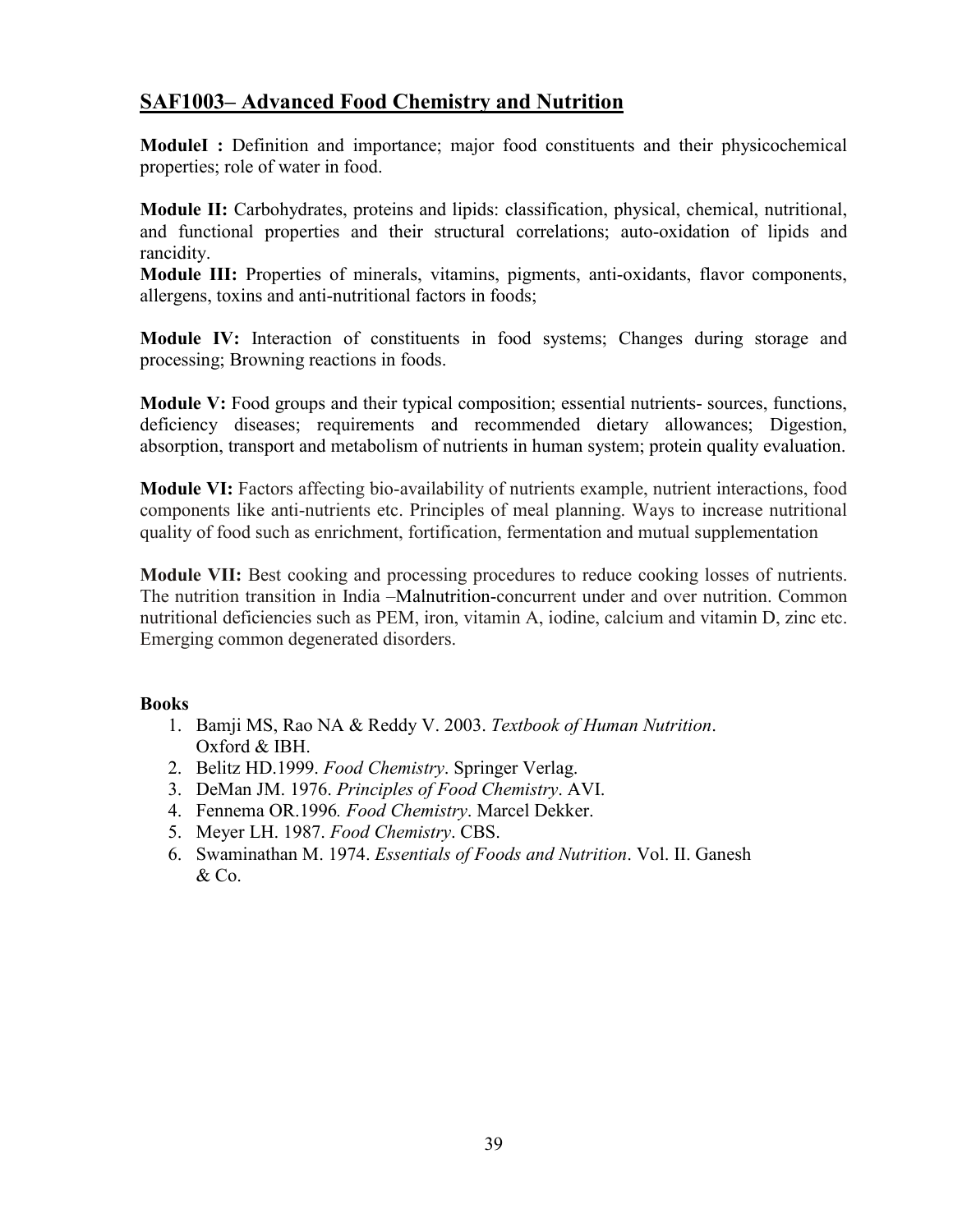## SAF1003– Advanced Food Chemistry and Nutrition

**ModuleI :** Definition and importance; major food constituents and their physicochemical properties; role of water in food.

**Module II:** Carbohydrates, proteins and lipids: classification, physical, chemical, nutritional, and functional properties and their structural correlations; auto-oxidation of lipids and rancidity.

**Module III:** Properties of minerals, vitamins, pigments, anti-oxidants, flavor components, allergens, toxins and anti-nutritional factors in foods;

**Module IV:** Interaction of constituents in food systems; Changes during storage and processing; Browning reactions in foods.

**Module V:** Food groups and their typical composition; essential nutrients- sources, functions, deficiency diseases; requirements and recommended dietary allowances; Digestion, absorption, transport and metabolism of nutrients in human system; protein quality evaluation.

**Module VI:** Factors affecting bio-availability of nutrients example, nutrient interactions, food components like anti-nutrients etc. Principles of meal planning. Ways to increase nutritional quality of food such as enrichment, fortification, fermentation and mutual supplementation

**Module VII:** Best cooking and processing procedures to reduce cooking losses of nutrients. The nutrition transition in India –Malnutrition-concurrent under and over nutrition. Common nutritional deficiencies such as PEM, iron, vitamin A, iodine, calcium and vitamin D, zinc etc. Emerging common degenerated disorders.

**Books**

1. Bamji MS, Rao NA & Reddy V. 2003. *Textbook of Human Nutrition*. Oxford & IBH.
2. Belitz HD.1999. *Food Chemistry*. Springer Verlag.
3. DeMan JM. 1976. *Principles of Food Chemistry*. AVI.
4. Fennema OR.1996*. Food Chemistry*. Marcel Dekker.
5. Meyer LH. 1987. *Food Chemistry*. CBS.
6. Swaminathan M. 1974. *Essentials of Foods and Nutrition*. Vol. II. Ganesh & Co.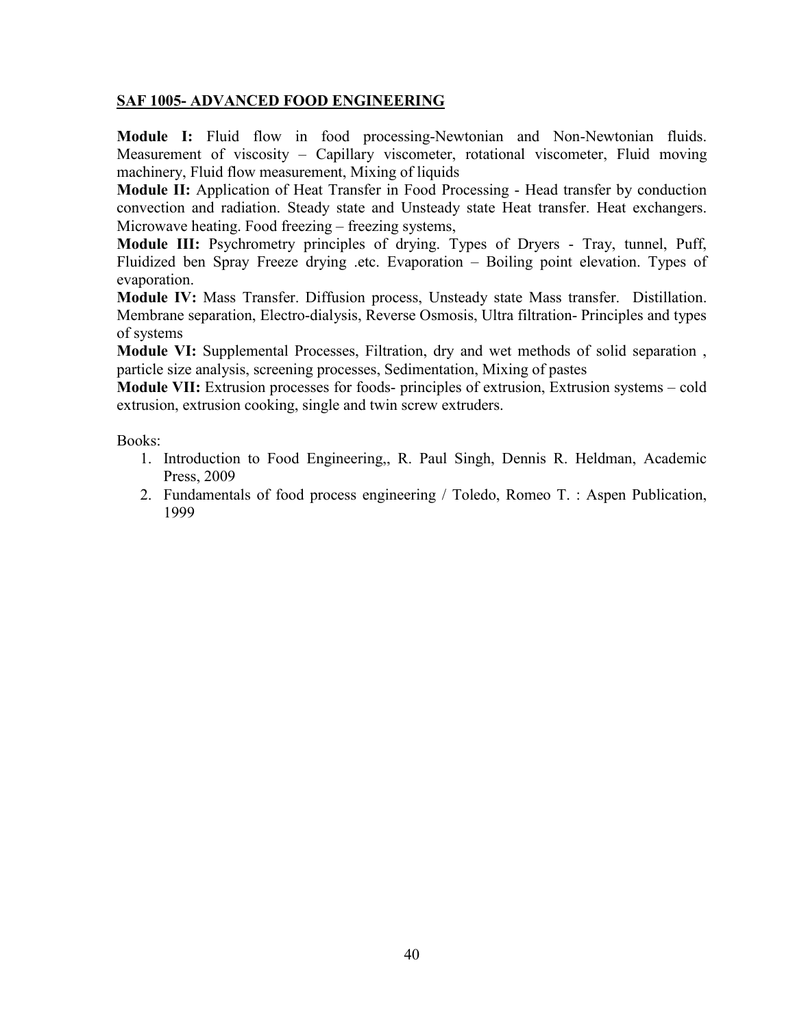## SAF 1005- ADVANCED FOOD ENGINEERING

**Module I:** Fluid flow in food processing-Newtonian and Non-Newtonian fluids. Measurement of viscosity – Capillary viscometer, rotational viscometer, Fluid moving machinery, Fluid flow measurement, Mixing of liquids

**Module II:** Application of Heat Transfer in Food Processing - Head transfer by conduction convection and radiation. Steady state and Unsteady state Heat transfer. Heat exchangers. Microwave heating. Food freezing – freezing systems,

**Module III:** Psychrometry principles of drying. Types of Dryers - Tray, tunnel, Puff, Fluidized ben Spray Freeze drying .etc. Evaporation – Boiling point elevation. Types of evaporation.

**Module IV:** Mass Transfer. Diffusion process, Unsteady state Mass transfer. Distillation. Membrane separation, Electro-dialysis, Reverse Osmosis, Ultra filtration- Principles and types of systems

**Module VI:** Supplemental Processes, Filtration, dry and wet methods of solid separation , particle size analysis, screening processes, Sedimentation, Mixing of pastes

**Module VII:** Extrusion processes for foods- principles of extrusion, Extrusion systems – cold extrusion, extrusion cooking, single and twin screw extruders.

Books:

1. Introduction to Food Engineering,, R. Paul Singh, Dennis R. Heldman, Academic Press, 2009
2. Fundamentals of food process engineering / Toledo, Romeo T. : Aspen Publication, 1999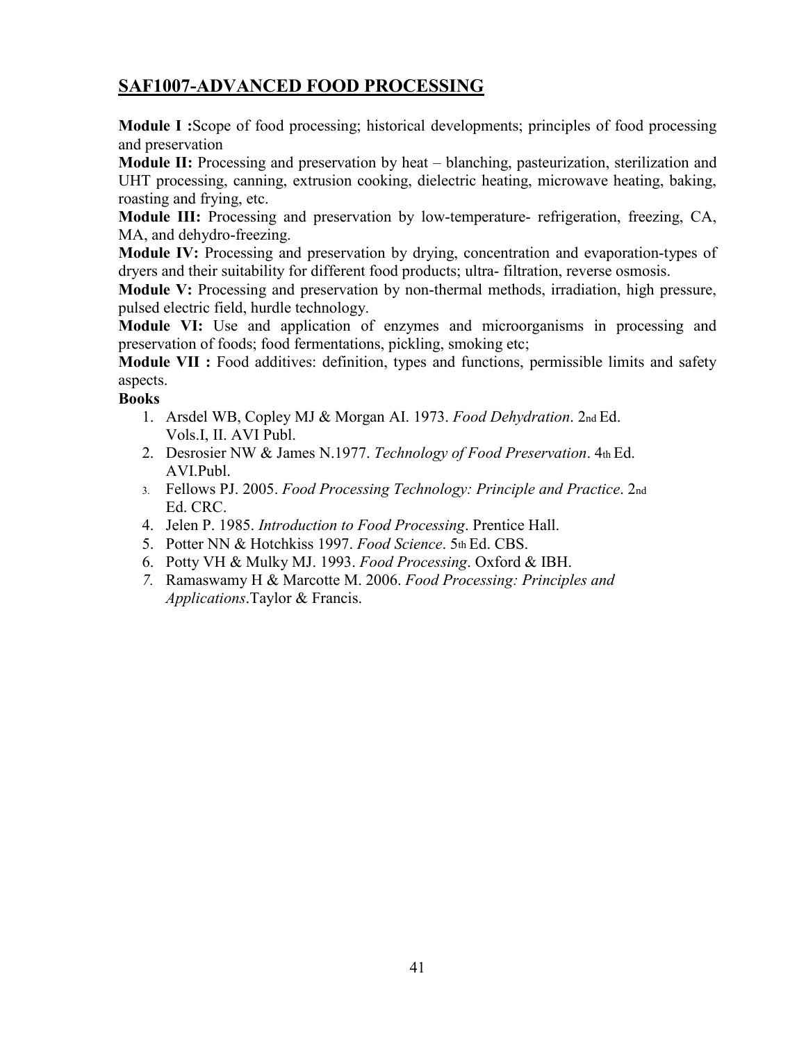## SAF1007-ADVANCED FOOD PROCESSING

**Module I :**Scope of food processing; historical developments; principles of food processing and preservation

**Module II:** Processing and preservation by heat – blanching, pasteurization, sterilization and UHT processing, canning, extrusion cooking, dielectric heating, microwave heating, baking, roasting and frying, etc.

**Module III:** Processing and preservation by low-temperature- refrigeration, freezing, CA, MA, and dehydro-freezing.

**Module IV:** Processing and preservation by drying, concentration and evaporation-types of dryers and their suitability for different food products; ultra- filtration, reverse osmosis.

**Module V:** Processing and preservation by non-thermal methods, irradiation, high pressure, pulsed electric field, hurdle technology.

**Module VI:** Use and application of enzymes and microorganisms in processing and preservation of foods; food fermentations, pickling, smoking etc;

**Module VII :** Food additives: definition, types and functions, permissible limits and safety aspects.

**Books**

1. Arsdel WB, Copley MJ & Morgan AI. 1973. *Food Dehydration*. 2nd Ed. Vols.I, II. AVI Publ.
2. Desrosier NW & James N.1977. *Technology of Food Preservation*. 4th Ed. AVI.Publ.
3. Fellows PJ. 2005. *Food Processing Technology: Principle and Practice*. 2nd Ed. CRC.
4. Jelen P. 1985. *Introduction to Food Processing*. Prentice Hall.
5. Potter NN & Hotchkiss 1997. *Food Science*. 5th Ed. CBS.
6. Potty VH & Mulky MJ. 1993. *Food Processing*. Oxford & IBH.
7. Ramaswamy H & Marcotte M. 2006. *Food Processing: Principles and Applications*.Taylor & Francis.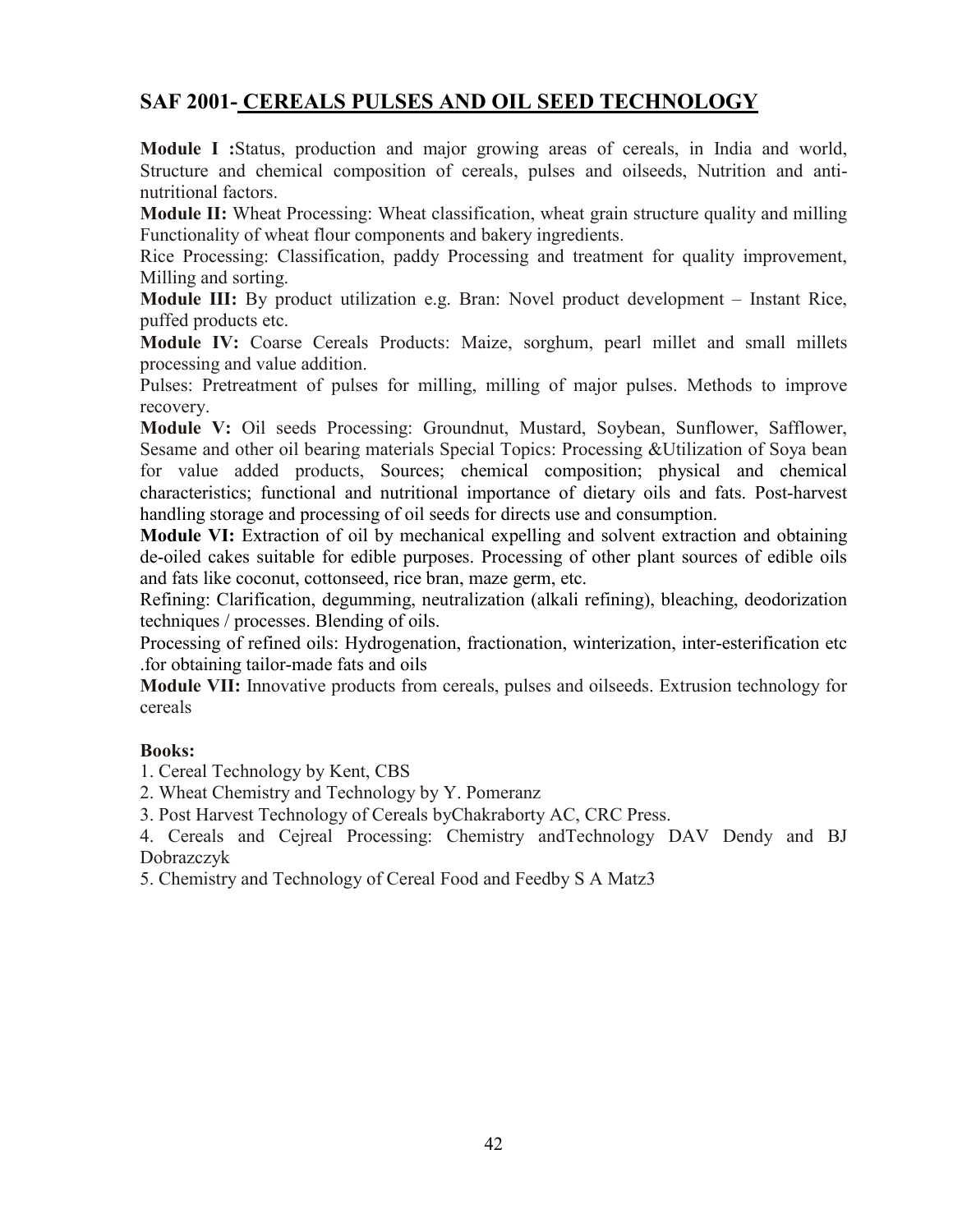## SAF 2001- <u>CEREALS PULSES AND OIL SEED TECHNOLOGY</u>

**Module I :**Status, production and major growing areas of cereals, in India and world, Structure and chemical composition of cereals, pulses and oilseeds, Nutrition and anti-nutritional factors.

**Module II:** Wheat Processing: Wheat classification, wheat grain structure quality and milling Functionality of wheat flour components and bakery ingredients.

Rice Processing: Classification, paddy Processing and treatment for quality improvement, Milling and sorting.

**Module III:** By product utilization e.g. Bran: Novel product development – Instant Rice, puffed products etc.

**Module IV:** Coarse Cereals Products: Maize, sorghum, pearl millet and small millets processing and value addition.

Pulses: Pretreatment of pulses for milling, milling of major pulses. Methods to improve recovery.

**Module V:** Oil seeds Processing: Groundnut, Mustard, Soybean, Sunflower, Safflower, Sesame and other oil bearing materials Special Topics: Processing &Utilization of Soya bean for value added products, Sources; chemical composition; physical and chemical characteristics; functional and nutritional importance of dietary oils and fats. Post-harvest handling storage and processing of oil seeds for directs use and consumption.

**Module VI:** Extraction of oil by mechanical expelling and solvent extraction and obtaining de-oiled cakes suitable for edible purposes. Processing of other plant sources of edible oils and fats like coconut, cottonseed, rice bran, maze germ, etc.

Refining: Clarification, degumming, neutralization (alkali refining), bleaching, deodorization techniques / processes. Blending of oils.

Processing of refined oils: Hydrogenation, fractionation, winterization, inter-esterification etc .for obtaining tailor-made fats and oils

**Module VII:** Innovative products from cereals, pulses and oilseeds. Extrusion technology for cereals

**Books:**

1. Cereal Technology by Kent, CBS
2. Wheat Chemistry and Technology by Y. Pomeranz
3. Post Harvest Technology of Cereals byChakraborty AC, CRC Press.
4. Cereals and Cejreal Processing: Chemistry andTechnology DAV Dendy and BJ Dobrazczyk
5. Chemistry and Technology of Cereal Food and Feedby S A Matz3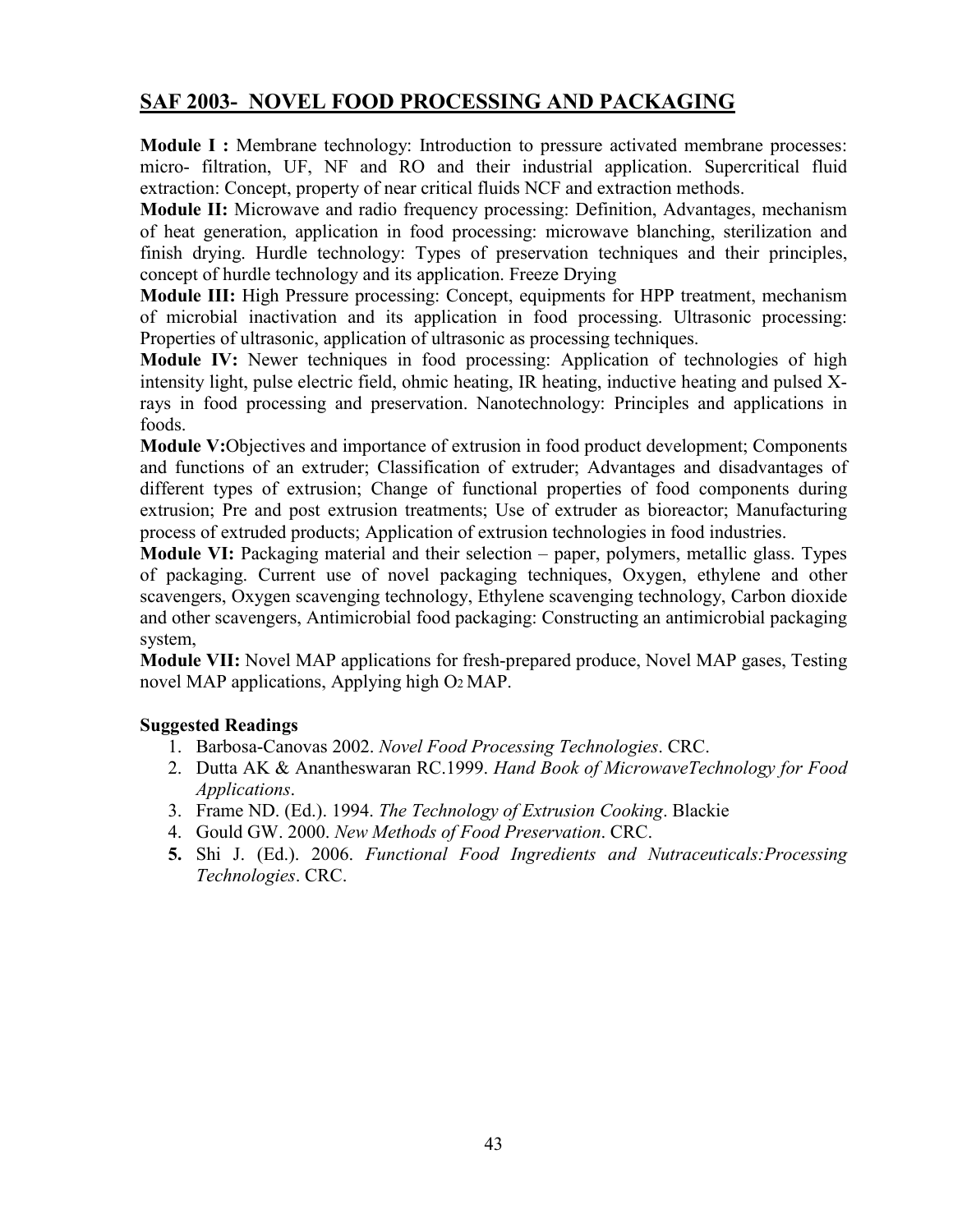## SAF 2003- NOVEL FOOD PROCESSING AND PACKAGING

**Module I :** Membrane technology: Introduction to pressure activated membrane processes: micro- filtration, UF, NF and RO and their industrial application. Supercritical fluid extraction: Concept, property of near critical fluids NCF and extraction methods.

**Module II:** Microwave and radio frequency processing: Definition, Advantages, mechanism of heat generation, application in food processing: microwave blanching, sterilization and finish drying. Hurdle technology: Types of preservation techniques and their principles, concept of hurdle technology and its application. Freeze Drying

**Module III:** High Pressure processing: Concept, equipments for HPP treatment, mechanism of microbial inactivation and its application in food processing. Ultrasonic processing: Properties of ultrasonic, application of ultrasonic as processing techniques.

**Module IV:** Newer techniques in food processing: Application of technologies of high intensity light, pulse electric field, ohmic heating, IR heating, inductive heating and pulsed X-rays in food processing and preservation. Nanotechnology: Principles and applications in foods.

**Module V:**Objectives and importance of extrusion in food product development; Components and functions of an extruder; Classification of extruder; Advantages and disadvantages of different types of extrusion; Change of functional properties of food components during extrusion; Pre and post extrusion treatments; Use of extruder as bioreactor; Manufacturing process of extruded products; Application of extrusion technologies in food industries.

**Module VI:** Packaging material and their selection – paper, polymers, metallic glass. Types of packaging. Current use of novel packaging techniques, Oxygen, ethylene and other scavengers, Oxygen scavenging technology, Ethylene scavenging technology, Carbon dioxide and other scavengers, Antimicrobial food packaging: Constructing an antimicrobial packaging system,

**Module VII:** Novel MAP applications for fresh-prepared produce, Novel MAP gases, Testing novel MAP applications, Applying high $O_2$ MAP.

**Suggested Readings**

1. Barbosa-Canovas 2002. *Novel Food Processing Technologies*. CRC.
2. Dutta AK & Anantheswaran RC.1999. *Hand Book of MicrowaveTechnology for Food Applications*.
3. Frame ND. (Ed.). 1994. *The Technology of Extrusion Cooking*. Blackie
4. Gould GW. 2000. *New Methods of Food Preservation*. CRC.
5. Shi J. (Ed.). 2006. *Functional Food Ingredients and Nutraceuticals:Processing Technologies*. CRC.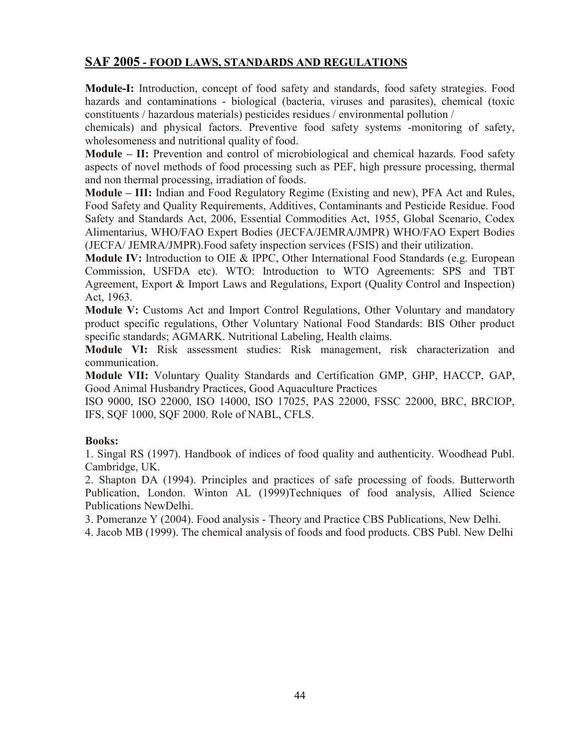## SAF 2005 - FOOD LAWS, STANDARDS AND REGULATIONS

**Module-I:** Introduction, concept of food safety and standards, food safety strategies. Food hazards and contaminations - biological (bacteria, viruses and parasites), chemical (toxic constituents / hazardous materials) pesticides residues / environmental pollution / chemicals) and physical factors. Preventive food safety systems -monitoring of safety, wholesomeness and nutritional quality of food.

**Module – II:** Prevention and control of microbiological and chemical hazards. Food safety aspects of novel methods of food processing such as PEF, high pressure processing, thermal and non thermal processing, irradiation of foods.

**Module – III:** Indian and Food Regulatory Regime (Existing and new), PFA Act and Rules, Food Safety and Quality Requirements, Additives, Contaminants and Pesticide Residue. Food Safety and Standards Act, 2006, Essential Commodities Act, 1955, Global Scenario, Codex Alimentarius, WHO/FAO Expert Bodies (JECFA/JEMRA/JMPR) WHO/FAO Expert Bodies (JECFA/ JEMRA/JMPR).Food safety inspection services (FSIS) and their utilization.

**Module IV:** Introduction to OIE & IPPC, Other International Food Standards (e.g. European Commission, USFDA etc). WTO: Introduction to WTO Agreements: SPS and TBT Agreement, Export & Import Laws and Regulations, Export (Quality Control and Inspection) Act, 1963.

**Module V:** Customs Act and Import Control Regulations, Other Voluntary and mandatory product specific regulations, Other Voluntary National Food Standards: BIS Other product specific standards; AGMARK. Nutritional Labeling, Health claims.

**Module VI:** Risk assessment studies: Risk management, risk characterization and communication.

**Module VII:** Voluntary Quality Standards and Certification GMP, GHP, HACCP, GAP, Good Animal Husbandry Practices, Good Aquaculture Practices
ISO 9000, ISO 22000, ISO 14000, ISO 17025, PAS 22000, FSSC 22000, BRC, BRCIOP, IFS, SQF 1000, SQF 2000. Role of NABL, CFLS.

**Books:**

1. Singal RS (1997). Handbook of indices of food quality and authenticity. Woodhead Publ. Cambridge, UK.
2. Shapton DA (1994). Principles and practices of safe processing of foods. Butterworth Publication, London. Winton AL (1999)Techniques of food analysis, Allied Science Publications NewDelhi.
3. Pomeranze Y (2004). Food analysis - Theory and Practice CBS Publications, New Delhi.
4. Jacob MB (1999). The chemical analysis of foods and food products. CBS Publ. New Delhi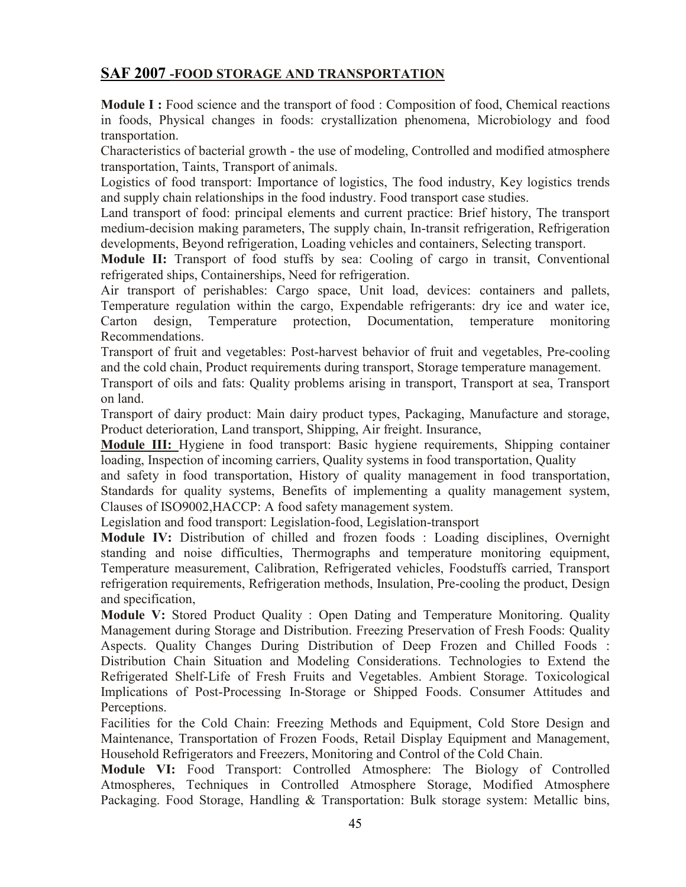## SAF 2007 -FOOD STORAGE AND TRANSPORTATION

**Module I :** Food science and the transport of food : Composition of food, Chemical reactions in foods, Physical changes in foods: crystallization phenomena, Microbiology and food transportation.

Characteristics of bacterial growth - the use of modeling, Controlled and modified atmosphere transportation, Taints, Transport of animals.

Logistics of food transport: Importance of logistics, The food industry, Key logistics trends and supply chain relationships in the food industry. Food transport case studies.

Land transport of food: principal elements and current practice: Brief history, The transport medium-decision making parameters, The supply chain, In-transit refrigeration, Refrigeration developments, Beyond refrigeration, Loading vehicles and containers, Selecting transport.

**Module II:** Transport of food stuffs by sea: Cooling of cargo in transit, Conventional refrigerated ships, Containerships, Need for refrigeration.

Air transport of perishables: Cargo space, Unit load, devices: containers and pallets, Temperature regulation within the cargo, Expendable refrigerants: dry ice and water ice, Carton design, Temperature protection, Documentation, temperature monitoring Recommendations.

Transport of fruit and vegetables: Post-harvest behavior of fruit and vegetables, Pre-cooling and the cold chain, Product requirements during transport, Storage temperature management.

Transport of oils and fats: Quality problems arising in transport, Transport at sea, Transport on land.

Transport of dairy product: Main dairy product types, Packaging, Manufacture and storage, Product deterioration, Land transport, Shipping, Air freight. Insurance,

**Module III:** Hygiene in food transport: Basic hygiene requirements, Shipping container loading, Inspection of incoming carriers, Quality systems in food transportation, Quality and safety in food transportation, History of quality management in food transportation, Standards for quality systems, Benefits of implementing a quality management system, Clauses of ISO9002,HACCP: A food safety management system.

Legislation and food transport: Legislation-food, Legislation-transport

**Module IV:** Distribution of chilled and frozen foods : Loading disciplines, Overnight standing and noise difficulties, Thermographs and temperature monitoring equipment, Temperature measurement, Calibration, Refrigerated vehicles, Foodstuffs carried, Transport refrigeration requirements, Refrigeration methods, Insulation, Pre-cooling the product, Design and specification,

**Module V:** Stored Product Quality : Open Dating and Temperature Monitoring. Quality Management during Storage and Distribution. Freezing Preservation of Fresh Foods: Quality Aspects. Quality Changes During Distribution of Deep Frozen and Chilled Foods : Distribution Chain Situation and Modeling Considerations. Technologies to Extend the Refrigerated Shelf-Life of Fresh Fruits and Vegetables. Ambient Storage. Toxicological Implications of Post-Processing In-Storage or Shipped Foods. Consumer Attitudes and Perceptions.

Facilities for the Cold Chain: Freezing Methods and Equipment, Cold Store Design and Maintenance, Transportation of Frozen Foods, Retail Display Equipment and Management, Household Refrigerators and Freezers, Monitoring and Control of the Cold Chain.

**Module VI:** Food Transport: Controlled Atmosphere: The Biology of Controlled Atmospheres, Techniques in Controlled Atmosphere Storage, Modified Atmosphere Packaging. Food Storage, Handling & Transportation: Bulk storage system: Metallic bins,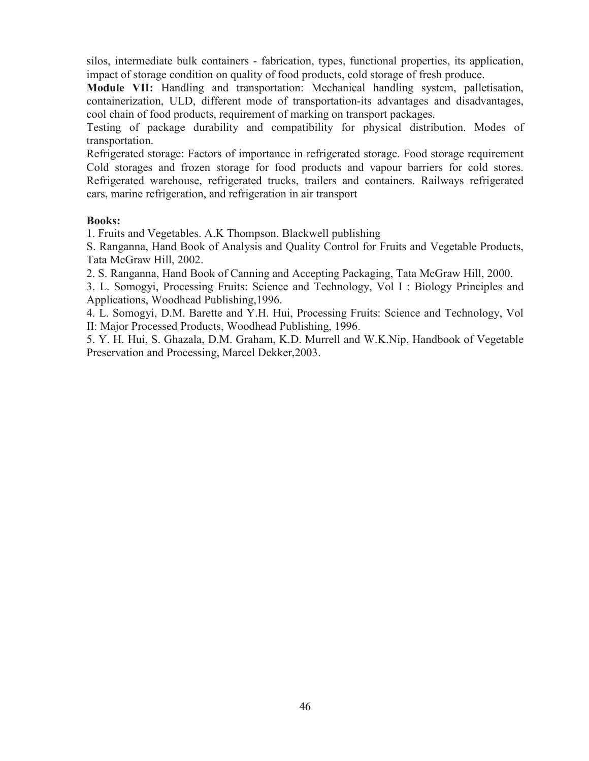silos, intermediate bulk containers - fabrication, types, functional properties, its application, impact of storage condition on quality of food products, cold storage of fresh produce.

**Module VII:** Handling and transportation: Mechanical handling system, palletisation, containerization, ULD, different mode of transportation-its advantages and disadvantages, cool chain of food products, requirement of marking on transport packages.

Testing of package durability and compatibility for physical distribution. Modes of transportation.

Refrigerated storage: Factors of importance in refrigerated storage. Food storage requirement Cold storages and frozen storage for food products and vapour barriers for cold stores. Refrigerated warehouse, refrigerated trucks, trailers and containers. Railways refrigerated cars, marine refrigeration, and refrigeration in air transport

**Books:**

1. Fruits and Vegetables. A.K Thompson. Blackwell publishing

S. Ranganna, Hand Book of Analysis and Quality Control for Fruits and Vegetable Products, Tata McGraw Hill, 2002.

2. S. Ranganna, Hand Book of Canning and Accepting Packaging, Tata McGraw Hill, 2000.
3. L. Somogyi, Processing Fruits: Science and Technology, Vol I : Biology Principles and Applications, Woodhead Publishing,1996.
4. L. Somogyi, D.M. Barette and Y.H. Hui, Processing Fruits: Science and Technology, Vol II: Major Processed Products, Woodhead Publishing, 1996.
5. Y. H. Hui, S. Ghazala, D.M. Graham, K.D. Murrell and W.K.Nip, Handbook of Vegetable Preservation and Processing, Marcel Dekker,2003.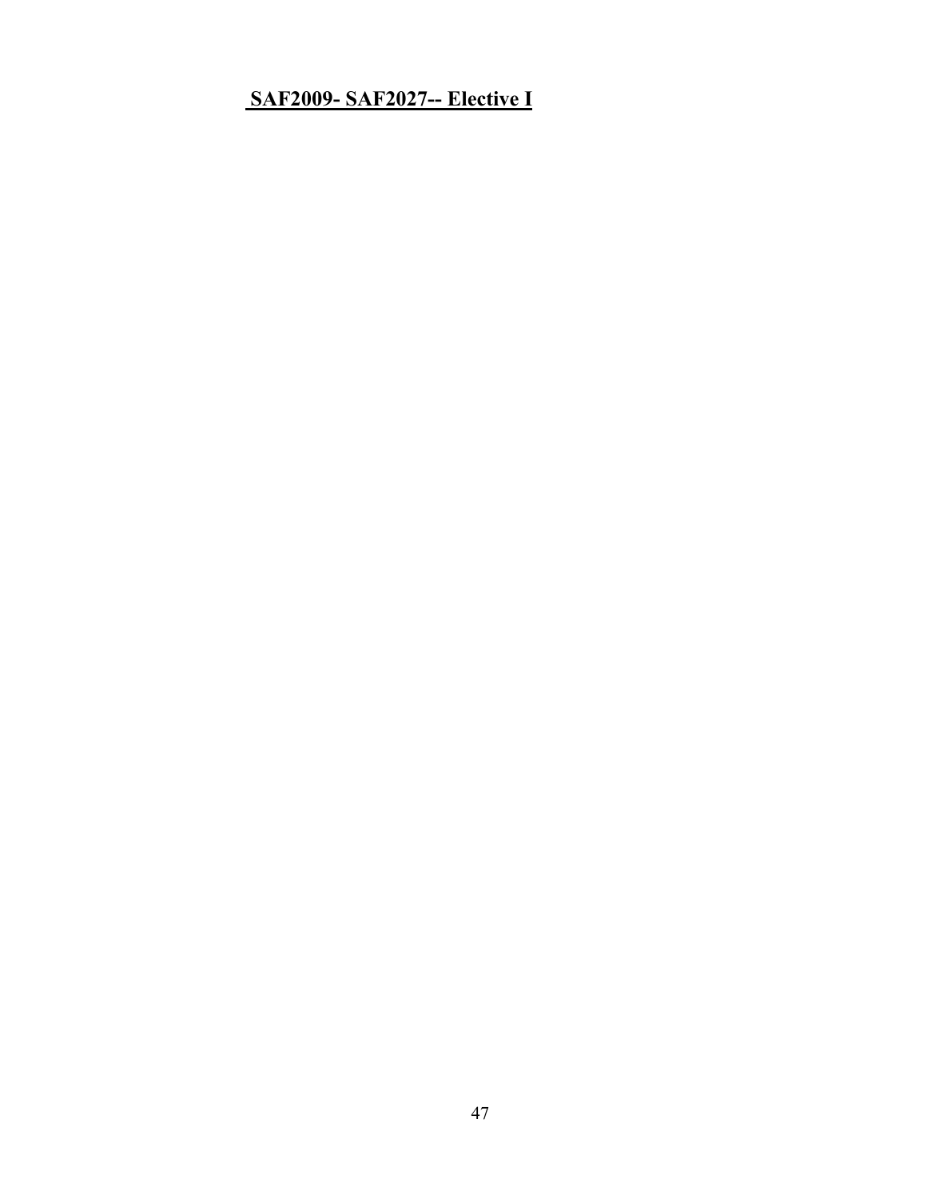## SAF2009- SAF2027-- Elective I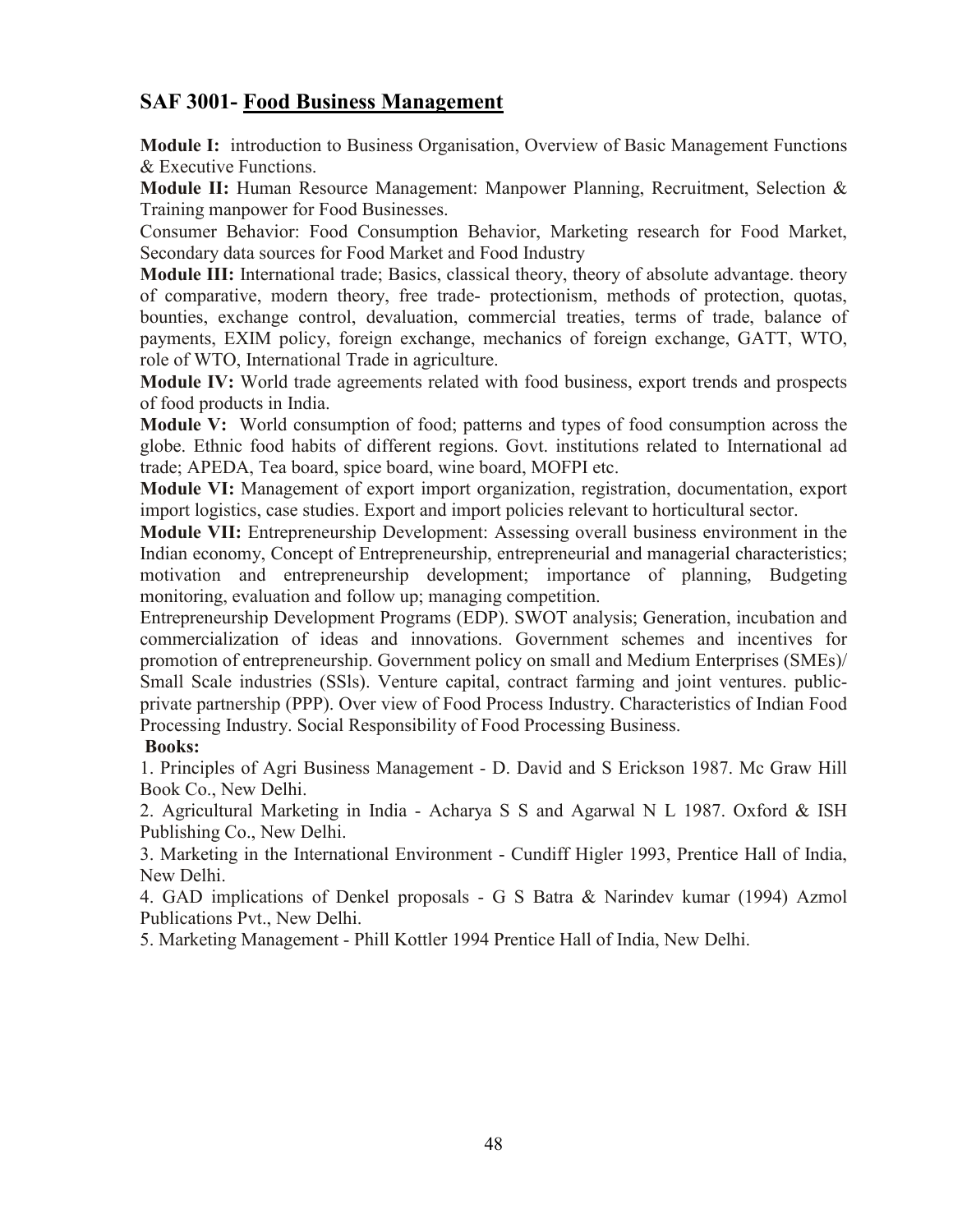## SAF 3001- <u>Food Business Management</u>

**Module I:** introduction to Business Organisation, Overview of Basic Management Functions & Executive Functions.

**Module II:** Human Resource Management: Manpower Planning, Recruitment, Selection & Training manpower for Food Businesses.

Consumer Behavior: Food Consumption Behavior, Marketing research for Food Market, Secondary data sources for Food Market and Food Industry

**Module III:** International trade; Basics, classical theory, theory of absolute advantage. theory of comparative, modern theory, free trade- protectionism, methods of protection, quotas, bounties, exchange control, devaluation, commercial treaties, terms of trade, balance of payments, EXIM policy, foreign exchange, mechanics of foreign exchange, GATT, WTO, role of WTO, International Trade in agriculture.

**Module IV:** World trade agreements related with food business, export trends and prospects of food products in India.

**Module V:** World consumption of food; patterns and types of food consumption across the globe. Ethnic food habits of different regions. Govt. institutions related to International ad trade; APEDA, Tea board, spice board, wine board, MOFPI etc.

**Module VI:** Management of export import organization, registration, documentation, export import logistics, case studies. Export and import policies relevant to horticultural sector.

**Module VII:** Entrepreneurship Development: Assessing overall business environment in the Indian economy, Concept of Entrepreneurship, entrepreneurial and managerial characteristics; motivation and entrepreneurship development; importance of planning, Budgeting monitoring, evaluation and follow up; managing competition.

Entrepreneurship Development Programs (EDP). SWOT analysis; Generation, incubation and commercialization of ideas and innovations. Government schemes and incentives for promotion of entrepreneurship. Government policy on small and Medium Enterprises (SMEs)/ Small Scale industries (SSls). Venture capital, contract farming and joint ventures. public-private partnership (PPP). Over view of Food Process Industry. Characteristics of Indian Food Processing Industry. Social Responsibility of Food Processing Business.

**Books:**

1. Principles of Agri Business Management - D. David and S Erickson 1987. Mc Graw Hill Book Co., New Delhi.
2. Agricultural Marketing in India - Acharya S S and Agarwal N L 1987. Oxford & ISH Publishing Co., New Delhi.
3. Marketing in the International Environment - Cundiff Higler 1993, Prentice Hall of India, New Delhi.
4. GAD implications of Denkel proposals - G S Batra & Narindev kumar (1994) Azmol Publications Pvt., New Delhi.
5. Marketing Management - Phill Kottler 1994 Prentice Hall of India, New Delhi.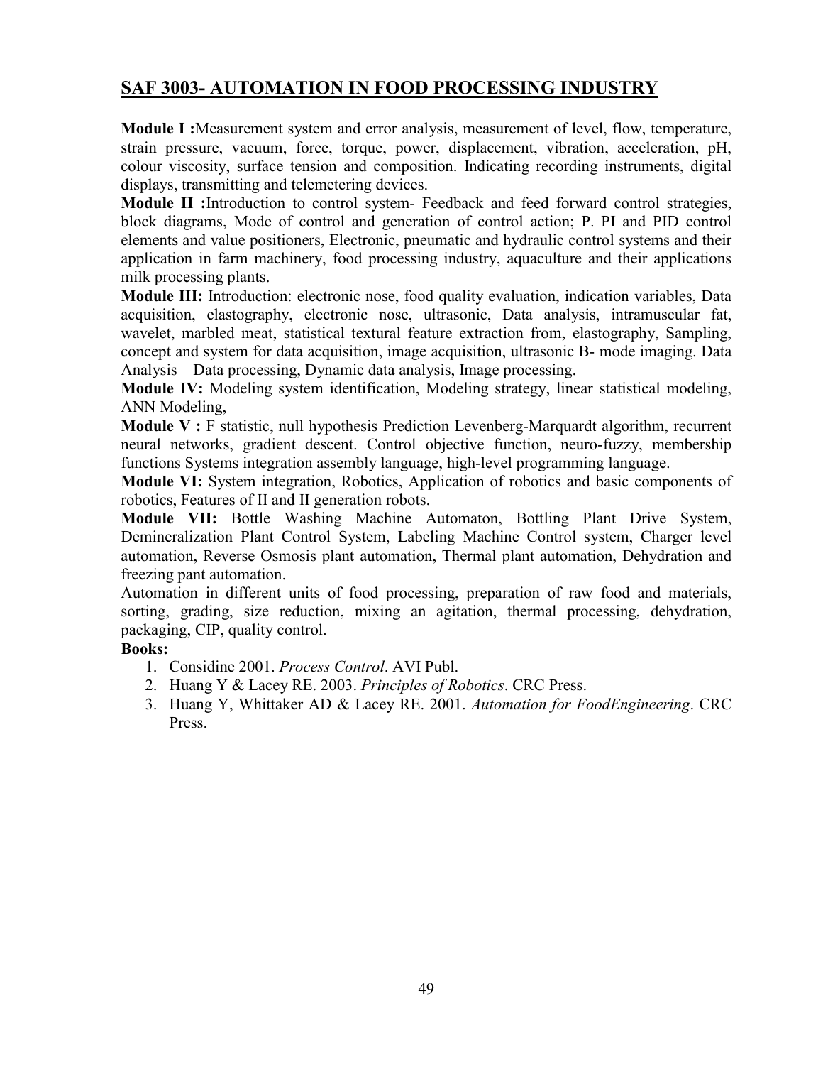## SAF 3003- AUTOMATION IN FOOD PROCESSING INDUSTRY

**Module I :**Measurement system and error analysis, measurement of level, flow, temperature, strain pressure, vacuum, force, torque, power, displacement, vibration, acceleration, pH, colour viscosity, surface tension and composition. Indicating recording instruments, digital displays, transmitting and telemetering devices.

**Module II :**Introduction to control system- Feedback and feed forward control strategies, block diagrams, Mode of control and generation of control action; P. PI and PID control elements and value positioners, Electronic, pneumatic and hydraulic control systems and their application in farm machinery, food processing industry, aquaculture and their applications milk processing plants.

**Module III:** Introduction: electronic nose, food quality evaluation, indication variables, Data acquisition, elastography, electronic nose, ultrasonic, Data analysis, intramuscular fat, wavelet, marbled meat, statistical textural feature extraction from, elastography, Sampling, concept and system for data acquisition, image acquisition, ultrasonic B- mode imaging. Data Analysis – Data processing, Dynamic data analysis, Image processing.

**Module IV:** Modeling system identification, Modeling strategy, linear statistical modeling, ANN Modeling,

**Module V :** F statistic, null hypothesis Prediction Levenberg-Marquardt algorithm, recurrent neural networks, gradient descent. Control objective function, neuro-fuzzy, membership functions Systems integration assembly language, high-level programming language.

**Module VI:** System integration, Robotics, Application of robotics and basic components of robotics, Features of II and II generation robots.

**Module VII:** Bottle Washing Machine Automaton, Bottling Plant Drive System, Demineralization Plant Control System, Labeling Machine Control system, Charger level automation, Reverse Osmosis plant automation, Thermal plant automation, Dehydration and freezing pant automation.

Automation in different units of food processing, preparation of raw food and materials, sorting, grading, size reduction, mixing an agitation, thermal processing, dehydration, packaging, CIP, quality control.

**Books:**

1. Considine 2001. *Process Control*. AVI Publ.
2. Huang Y & Lacey RE. 2003. *Principles of Robotics*. CRC Press.
3. Huang Y, Whittaker AD & Lacey RE. 2001. *Automation for FoodEngineering*. CRC Press.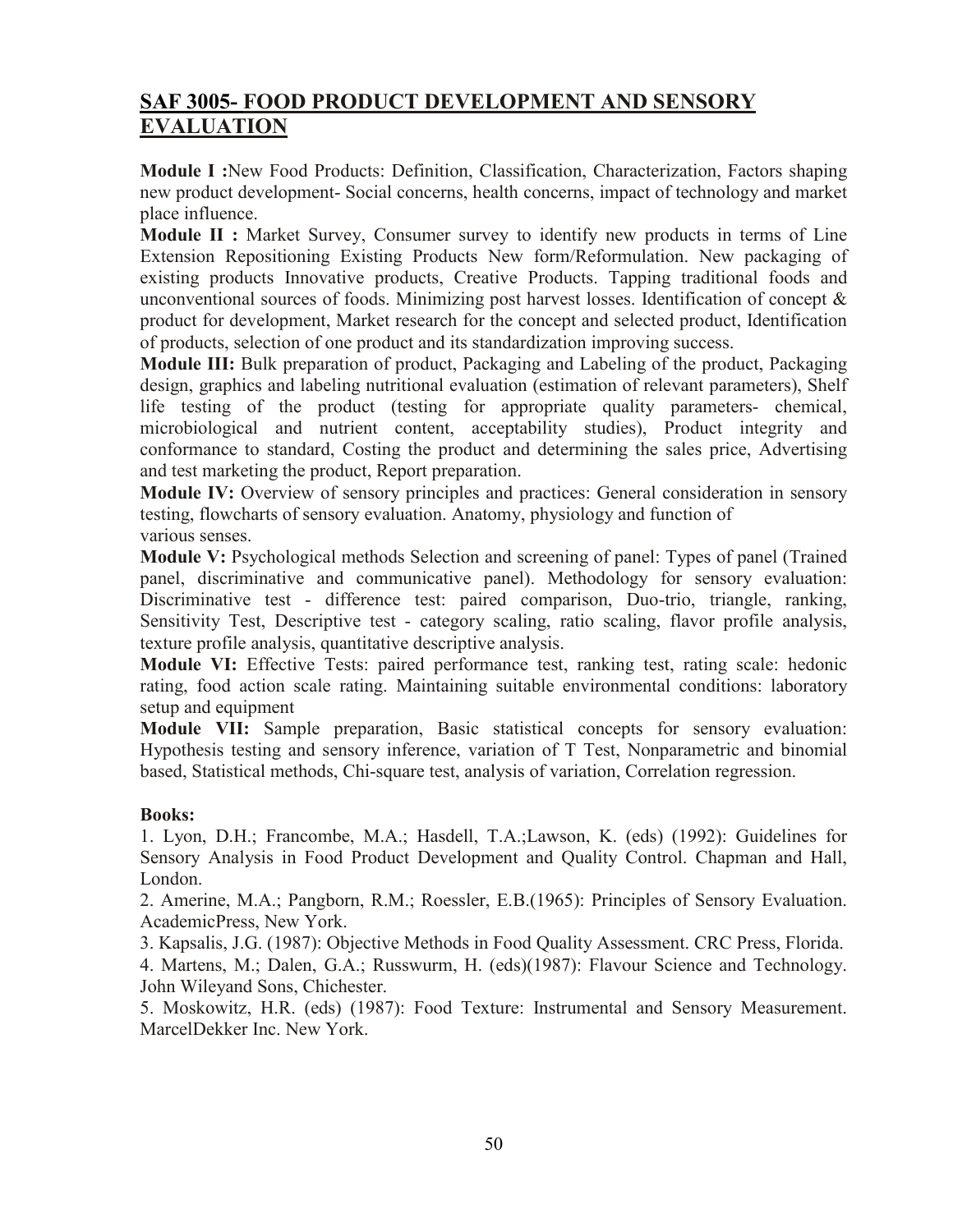## SAF 3005- FOOD PRODUCT DEVELOPMENT AND SENSORY EVALUATION

**Module I :**New Food Products: Definition, Classification, Characterization, Factors shaping new product development- Social concerns, health concerns, impact of technology and market place influence.

**Module II :** Market Survey, Consumer survey to identify new products in terms of Line Extension Repositioning Existing Products New form/Reformulation. New packaging of existing products Innovative products, Creative Products. Tapping traditional foods and unconventional sources of foods. Minimizing post harvest losses. Identification of concept & product for development, Market research for the concept and selected product, Identification of products, selection of one product and its standardization improving success.

**Module III:** Bulk preparation of product, Packaging and Labeling of the product, Packaging design, graphics and labeling nutritional evaluation (estimation of relevant parameters), Shelf life testing of the product (testing for appropriate quality parameters- chemical, microbiological and nutrient content, acceptability studies), Product integrity and conformance to standard, Costing the product and determining the sales price, Advertising and test marketing the product, Report preparation.

**Module IV:** Overview of sensory principles and practices: General consideration in sensory testing, flowcharts of sensory evaluation. Anatomy, physiology and function of various senses.

**Module V:** Psychological methods Selection and screening of panel: Types of panel (Trained panel, discriminative and communicative panel). Methodology for sensory evaluation: Discriminative test - difference test: paired comparison, Duo-trio, triangle, ranking, Sensitivity Test, Descriptive test - category scaling, ratio scaling, flavor profile analysis, texture profile analysis, quantitative descriptive analysis.

**Module VI:** Effective Tests: paired performance test, ranking test, rating scale: hedonic rating, food action scale rating. Maintaining suitable environmental conditions: laboratory setup and equipment

**Module VII:** Sample preparation, Basic statistical concepts for sensory evaluation: Hypothesis testing and sensory inference, variation of T Test, Nonparametric and binomial based, Statistical methods, Chi-square test, analysis of variation, Correlation regression.

**Books:**

1. Lyon, D.H.; Francombe, M.A.; Hasdell, T.A.;Lawson, K. (eds) (1992): Guidelines for Sensory Analysis in Food Product Development and Quality Control. Chapman and Hall, London.
2. Amerine, M.A.; Pangborn, R.M.; Roessler, E.B.(1965): Principles of Sensory Evaluation. AcademicPress, New York.
3. Kapsalis, J.G. (1987): Objective Methods in Food Quality Assessment. CRC Press, Florida.
4. Martens, M.; Dalen, G.A.; Russwurm, H. (eds)(1987): Flavour Science and Technology. John Wileyand Sons, Chichester.
5. Moskowitz, H.R. (eds) (1987): Food Texture: Instrumental and Sensory Measurement. MarcelDekker Inc. New York.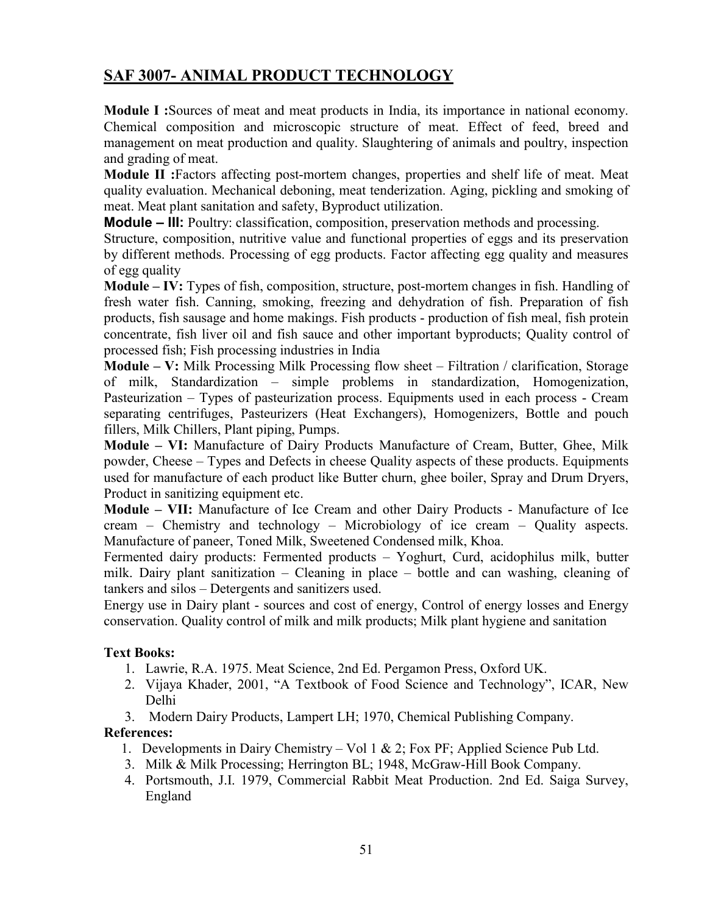## SAF 3007- ANIMAL PRODUCT TECHNOLOGY

**Module I :**Sources of meat and meat products in India, its importance in national economy. Chemical composition and microscopic structure of meat. Effect of feed, breed and management on meat production and quality. Slaughtering of animals and poultry, inspection and grading of meat.

**Module II :**Factors affecting post-mortem changes, properties and shelf life of meat. Meat quality evaluation. Mechanical deboning, meat tenderization. Aging, pickling and smoking of meat. Meat plant sanitation and safety, Byproduct utilization.

**Module – III:** Poultry: classification, composition, preservation methods and processing.
Structure, composition, nutritive value and functional properties of eggs and its preservation by different methods. Processing of egg products. Factor affecting egg quality and measures of egg quality

**Module – IV:** Types of fish, composition, structure, post-mortem changes in fish. Handling of fresh water fish. Canning, smoking, freezing and dehydration of fish. Preparation of fish products, fish sausage and home makings. Fish products - production of fish meal, fish protein concentrate, fish liver oil and fish sauce and other important byproducts; Quality control of processed fish; Fish processing industries in India

**Module – V:** Milk Processing Milk Processing flow sheet – Filtration / clarification, Storage of milk, Standardization – simple problems in standardization, Homogenization, Pasteurization – Types of pasteurization process. Equipments used in each process - Cream separating centrifuges, Pasteurizers (Heat Exchangers), Homogenizers, Bottle and pouch fillers, Milk Chillers, Plant piping, Pumps.

**Module – VI:** Manufacture of Dairy Products Manufacture of Cream, Butter, Ghee, Milk powder, Cheese – Types and Defects in cheese Quality aspects of these products. Equipments used for manufacture of each product like Butter churn, ghee boiler, Spray and Drum Dryers, Product in sanitizing equipment etc.

**Module – VII:** Manufacture of Ice Cream and other Dairy Products - Manufacture of Ice cream – Chemistry and technology – Microbiology of ice cream – Quality aspects. Manufacture of paneer, Toned Milk, Sweetened Condensed milk, Khoa.
Fermented dairy products: Fermented products – Yoghurt, Curd, acidophilus milk, butter milk. Dairy plant sanitization – Cleaning in place – bottle and can washing, cleaning of tankers and silos – Detergents and sanitizers used.
Energy use in Dairy plant - sources and cost of energy, Control of energy losses and Energy conservation. Quality control of milk and milk products; Milk plant hygiene and sanitation

**Text Books:**

1. Lawrie, R.A. 1975. Meat Science, 2nd Ed. Pergamon Press, Oxford UK.
2. Vijaya Khader, 2001, "A Textbook of Food Science and Technology", ICAR, New Delhi
3. Modern Dairy Products, Lampert LH; 1970, Chemical Publishing Company.

**References:**

1. Developments in Dairy Chemistry – Vol 1 & 2; Fox PF; Applied Science Pub Ltd.
3. Milk & Milk Processing; Herrington BL; 1948, McGraw-Hill Book Company.
4. Portsmouth, J.I. 1979, Commercial Rabbit Meat Production. 2nd Ed. Saiga Survey, England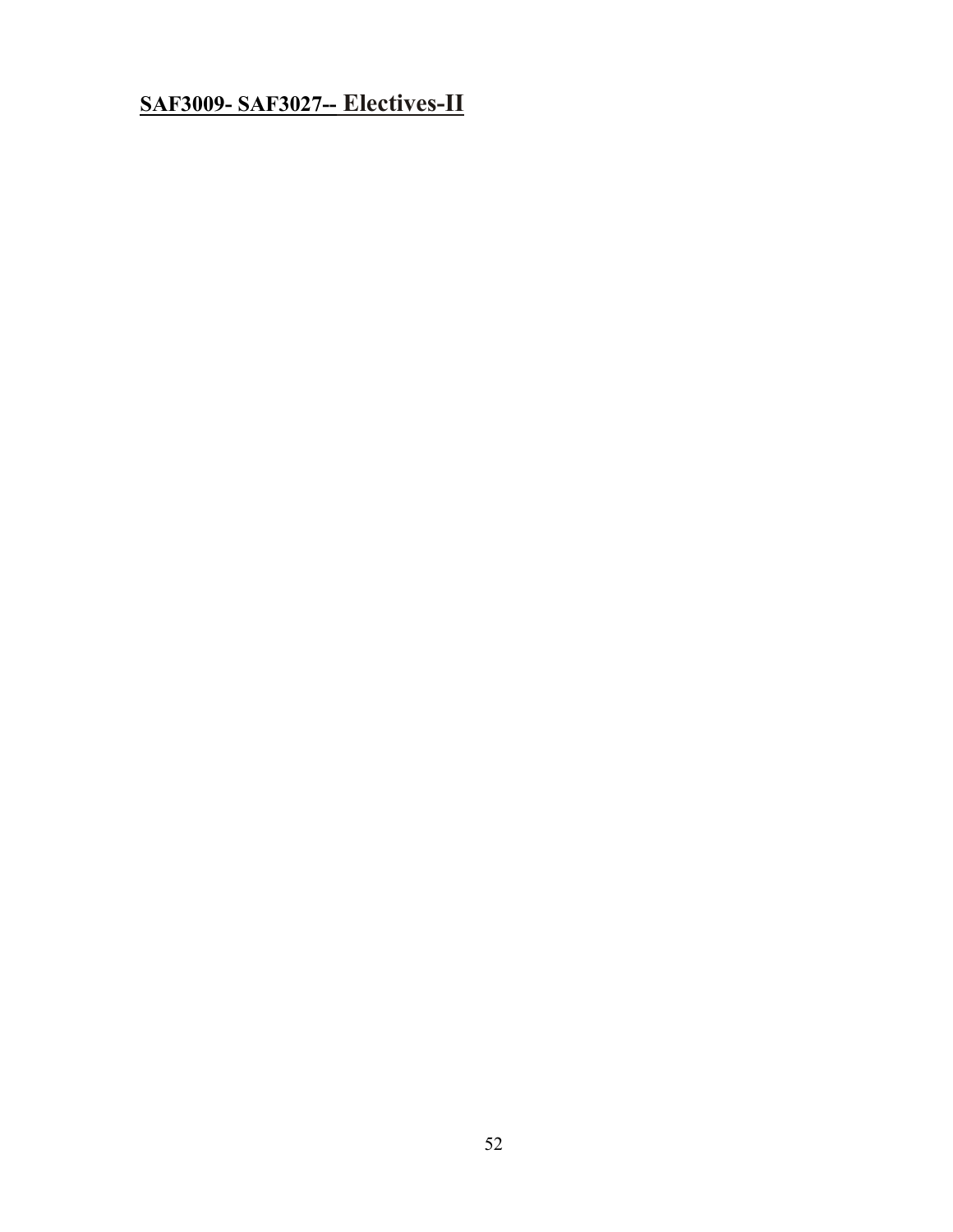## SAF3009- SAF3027-- Electives-II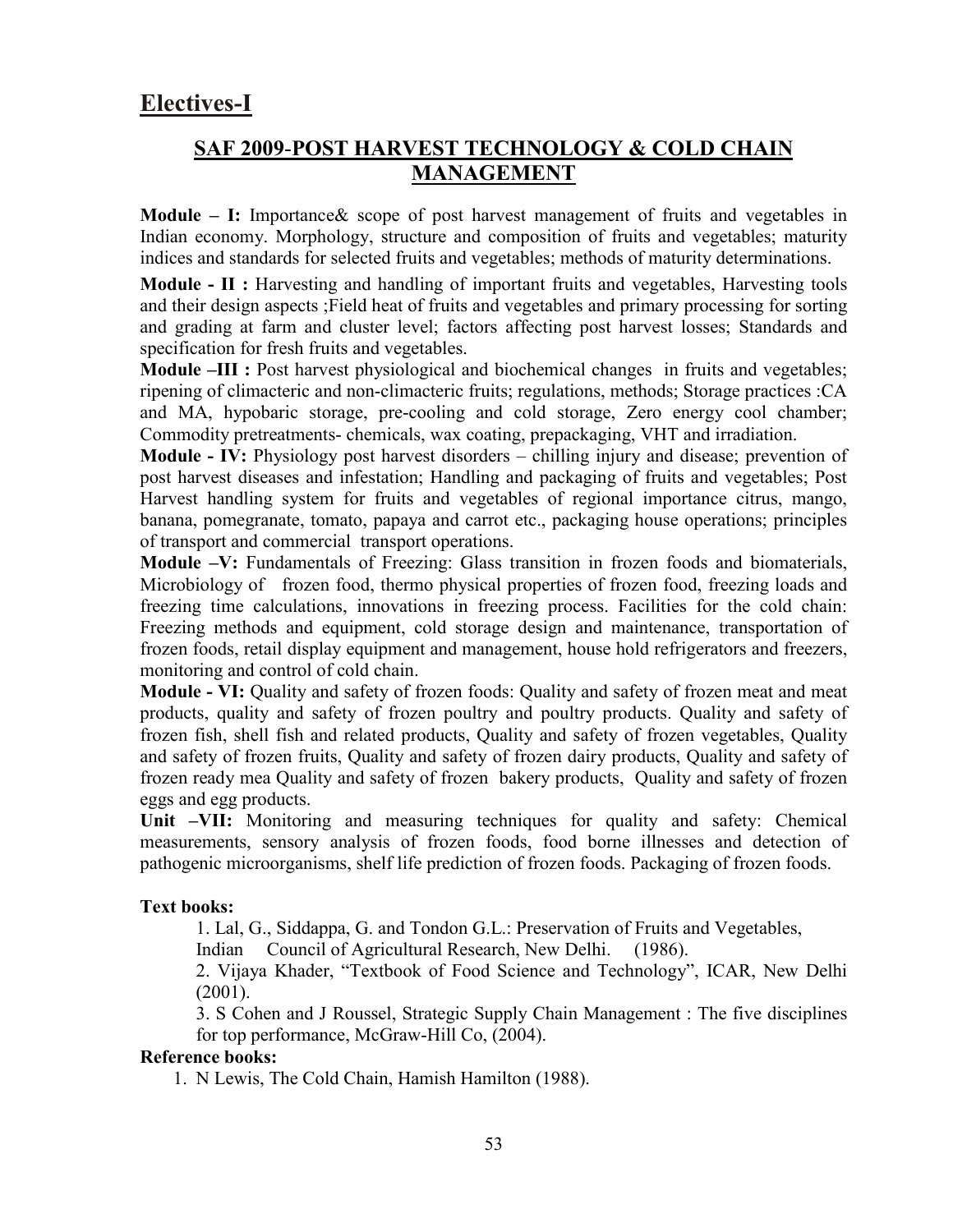## Electives-I

### SAF 2009-POST HARVEST TECHNOLOGY & COLD CHAIN MANAGEMENT

**Module – I:** Importance& scope of post harvest management of fruits and vegetables in Indian economy. Morphology, structure and composition of fruits and vegetables; maturity indices and standards for selected fruits and vegetables; methods of maturity determinations.

**Module - II :** Harvesting and handling of important fruits and vegetables, Harvesting tools and their design aspects ;Field heat of fruits and vegetables and primary processing for sorting and grading at farm and cluster level; factors affecting post harvest losses; Standards and specification for fresh fruits and vegetables.

**Module –III :** Post harvest physiological and biochemical changes in fruits and vegetables; ripening of climacteric and non-climacteric fruits; regulations, methods; Storage practices :CA and MA, hypobaric storage, pre-cooling and cold storage, Zero energy cool chamber; Commodity pretreatments- chemicals, wax coating, prepackaging, VHT and irradiation.

**Module - IV:** Physiology post harvest disorders – chilling injury and disease; prevention of post harvest diseases and infestation; Handling and packaging of fruits and vegetables; Post Harvest handling system for fruits and vegetables of regional importance citrus, mango, banana, pomegranate, tomato, papaya and carrot etc., packaging house operations; principles of transport and commercial transport operations.

**Module –V:** Fundamentals of Freezing: Glass transition in frozen foods and biomaterials, Microbiology of frozen food, thermo physical properties of frozen food, freezing loads and freezing time calculations, innovations in freezing process. Facilities for the cold chain: Freezing methods and equipment, cold storage design and maintenance, transportation of frozen foods, retail display equipment and management, house hold refrigerators and freezers, monitoring and control of cold chain.

**Module - VI:** Quality and safety of frozen foods: Quality and safety of frozen meat and meat products, quality and safety of frozen poultry and poultry products. Quality and safety of frozen fish, shell fish and related products, Quality and safety of frozen vegetables, Quality and safety of frozen fruits, Quality and safety of frozen dairy products, Quality and safety of frozen ready mea Quality and safety of frozen bakery products, Quality and safety of frozen eggs and egg products.

**Unit –VII:** Monitoring and measuring techniques for quality and safety: Chemical measurements, sensory analysis of frozen foods, food borne illnesses and detection of pathogenic microorganisms, shelf life prediction of frozen foods. Packaging of frozen foods.

**Text books:**

1. Lal, G., Siddappa, G. and Tondon G.L.: Preservation of Fruits and Vegetables, Indian Council of Agricultural Research, New Delhi. (1986).
2. Vijaya Khader, "Textbook of Food Science and Technology", ICAR, New Delhi (2001).
3. S Cohen and J Roussel, Strategic Supply Chain Management : The five disciplines for top performance, McGraw-Hill Co, (2004).

**Reference books:**

1. N Lewis, The Cold Chain, Hamish Hamilton (1988).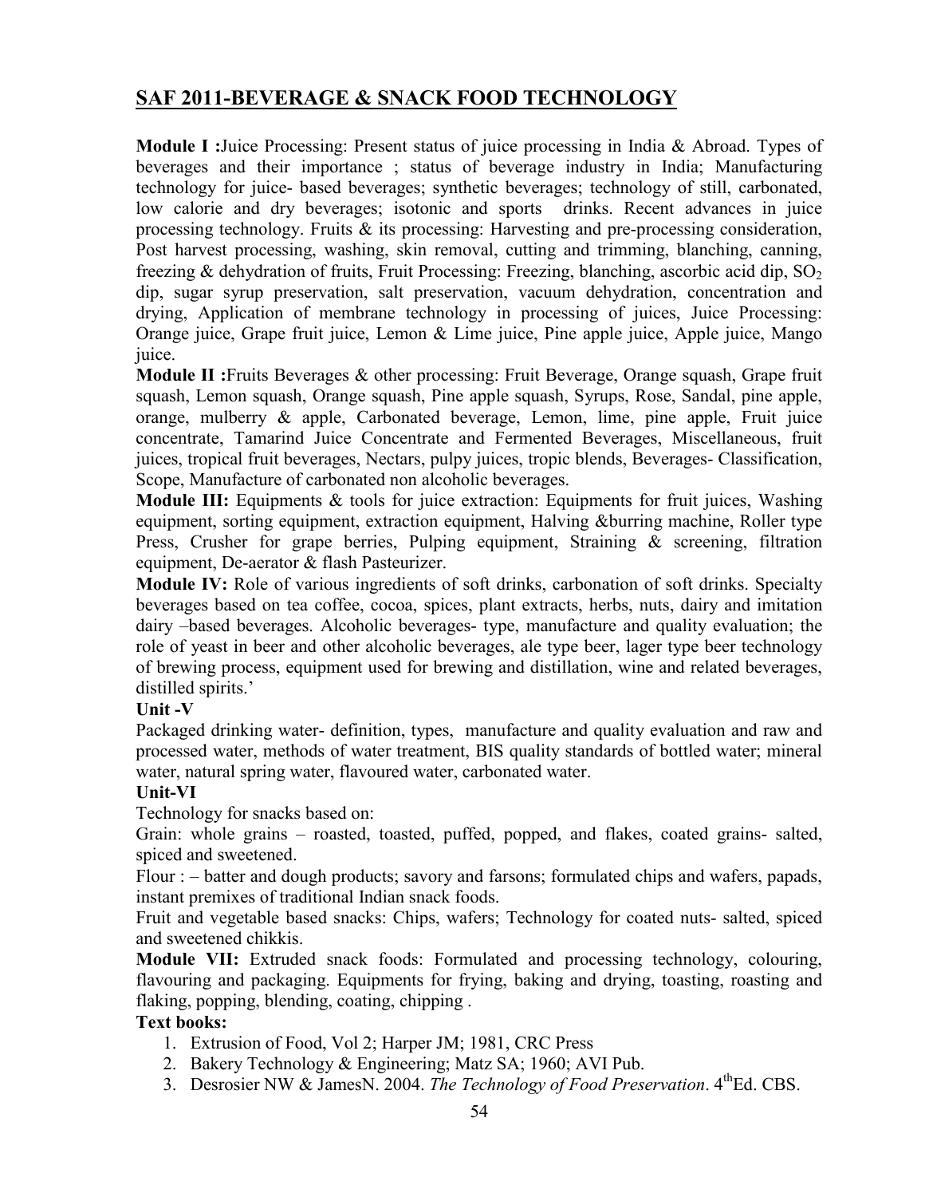## SAF 2011-BEVERAGE & SNACK FOOD TECHNOLOGY

**Module I :**Juice Processing: Present status of juice processing in India & Abroad. Types of beverages and their importance ; status of beverage industry in India; Manufacturing technology for juice- based beverages; synthetic beverages; technology of still, carbonated, low calorie and dry beverages; isotonic and sports drinks. Recent advances in juice processing technology. Fruits & its processing: Harvesting and pre-processing consideration, Post harvest processing, washing, skin removal, cutting and trimming, blanching, canning, freezing & dehydration of fruits, Fruit Processing: Freezing, blanching, ascorbic acid dip, $SO_2$ dip, sugar syrup preservation, salt preservation, vacuum dehydration, concentration and drying, Application of membrane technology in processing of juices, Juice Processing: Orange juice, Grape fruit juice, Lemon & Lime juice, Pine apple juice, Apple juice, Mango juice.

**Module II :**Fruits Beverages & other processing: Fruit Beverage, Orange squash, Grape fruit squash, Lemon squash, Orange squash, Pine apple squash, Syrups, Rose, Sandal, pine apple, orange, mulberry & apple, Carbonated beverage, Lemon, lime, pine apple, Fruit juice concentrate, Tamarind Juice Concentrate and Fermented Beverages, Miscellaneous, fruit juices, tropical fruit beverages, Nectars, pulpy juices, tropic blends, Beverages- Classification, Scope, Manufacture of carbonated non alcoholic beverages.

**Module III:** Equipments & tools for juice extraction: Equipments for fruit juices, Washing equipment, sorting equipment, extraction equipment, Halving &burring machine, Roller type Press, Crusher for grape berries, Pulping equipment, Straining & screening, filtration equipment, De-aerator & flash Pasteurizer.

**Module IV:** Role of various ingredients of soft drinks, carbonation of soft drinks. Specialty beverages based on tea coffee, cocoa, spices, plant extracts, herbs, nuts, dairy and imitation dairy –based beverages. Alcoholic beverages- type, manufacture and quality evaluation; the role of yeast in beer and other alcoholic beverages, ale type beer, lager type beer technology of brewing process, equipment used for brewing and distillation, wine and related beverages, distilled spirits.'

**Unit -V**

Packaged drinking water- definition, types, manufacture and quality evaluation and raw and processed water, methods of water treatment, BIS quality standards of bottled water; mineral water, natural spring water, flavoured water, carbonated water.

**Unit-VI**

Technology for snacks based on:

Grain: whole grains – roasted, toasted, puffed, popped, and flakes, coated grains- salted, spiced and sweetened.

Flour : – batter and dough products; savory and farsons; formulated chips and wafers, papads, instant premixes of traditional Indian snack foods.

Fruit and vegetable based snacks: Chips, wafers; Technology for coated nuts- salted, spiced and sweetened chikkis.

**Module VII:** Extruded snack foods: Formulated and processing technology, colouring, flavouring and packaging. Equipments for frying, baking and drying, toasting, roasting and flaking, popping, blending, coating, chipping .

**Text books:**

1. Extrusion of Food, Vol 2; Harper JM; 1981, CRC Press
2. Bakery Technology & Engineering; Matz SA; 1960; AVI Pub.
3. Desrosier NW & JamesN. 2004. *The Technology of Food Preservation*. 4th Ed. CBS.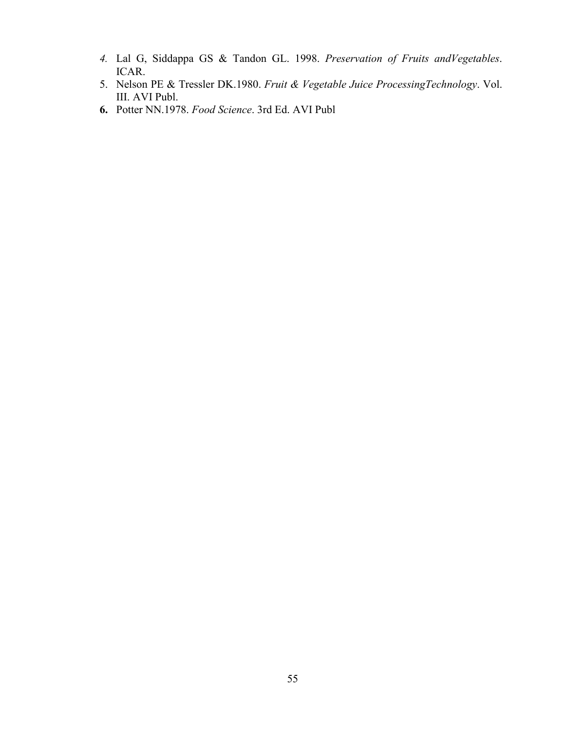4. Lal G, Siddappa GS & Tandon GL. 1998. *Preservation of Fruits andVegetables*. ICAR.
5. Nelson PE & Tressler DK.1980. *Fruit & Vegetable Juice ProcessingTechnology*. Vol. III. AVI Publ.
6. Potter NN.1978. *Food Science*. 3rd Ed. AVI Publ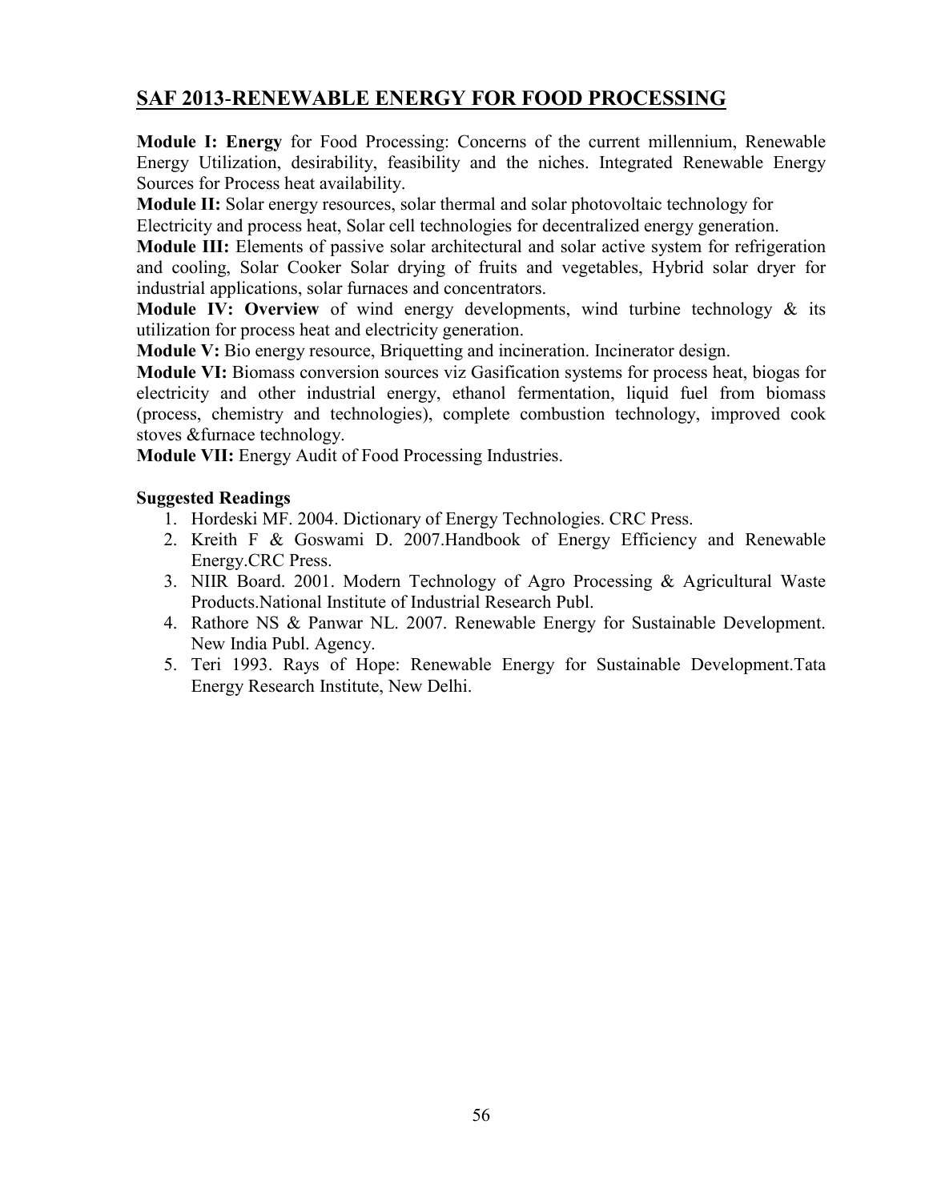## SAF 2013-RENEWABLE ENERGY FOR FOOD PROCESSING

**Module I: Energy** for Food Processing: Concerns of the current millennium, Renewable Energy Utilization, desirability, feasibility and the niches. Integrated Renewable Energy Sources for Process heat availability.

**Module II:** Solar energy resources, solar thermal and solar photovoltaic technology for Electricity and process heat, Solar cell technologies for decentralized energy generation.

**Module III:** Elements of passive solar architectural and solar active system for refrigeration and cooling, Solar Cooker Solar drying of fruits and vegetables, Hybrid solar dryer for industrial applications, solar furnaces and concentrators.

**Module IV: Overview** of wind energy developments, wind turbine technology & its utilization for process heat and electricity generation.

**Module V:** Bio energy resource, Briquetting and incineration. Incinerator design.

**Module VI:** Biomass conversion sources viz Gasification systems for process heat, biogas for electricity and other industrial energy, ethanol fermentation, liquid fuel from biomass (process, chemistry and technologies), complete combustion technology, improved cook stoves &furnace technology.

**Module VII:** Energy Audit of Food Processing Industries.

**Suggested Readings**

1. Hordeski MF. 2004. Dictionary of Energy Technologies. CRC Press.
2. Kreith F & Goswami D. 2007.Handbook of Energy Efficiency and Renewable Energy.CRC Press.
3. NIIR Board. 2001. Modern Technology of Agro Processing & Agricultural Waste Products.National Institute of Industrial Research Publ.
4. Rathore NS & Panwar NL. 2007. Renewable Energy for Sustainable Development. New India Publ. Agency.
5. Teri 1993. Rays of Hope: Renewable Energy for Sustainable Development.Tata Energy Research Institute, New Delhi.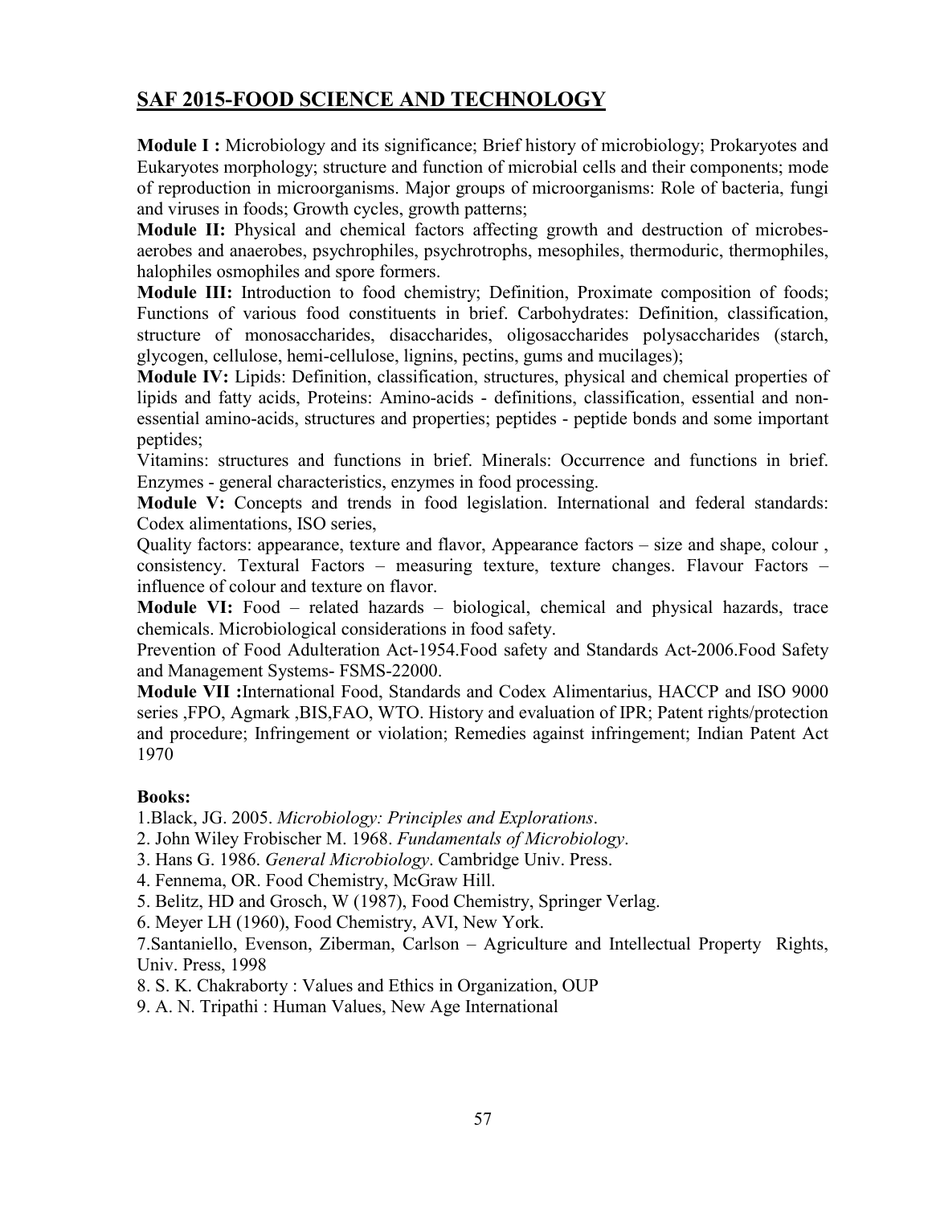## SAF 2015-FOOD SCIENCE AND TECHNOLOGY

**Module I :** Microbiology and its significance; Brief history of microbiology; Prokaryotes and Eukaryotes morphology; structure and function of microbial cells and their components; mode of reproduction in microorganisms. Major groups of microorganisms: Role of bacteria, fungi and viruses in foods; Growth cycles, growth patterns;

**Module II:** Physical and chemical factors affecting growth and destruction of microbes-aerobes and anaerobes, psychrophiles, psychrotrophs, mesophiles, thermoduric, thermophiles, halophiles osmophiles and spore formers.

**Module III:** Introduction to food chemistry; Definition, Proximate composition of foods; Functions of various food constituents in brief. Carbohydrates: Definition, classification, structure of monosaccharides, disaccharides, oligosaccharides polysaccharides (starch, glycogen, cellulose, hemi-cellulose, lignins, pectins, gums and mucilages);

**Module IV:** Lipids: Definition, classification, structures, physical and chemical properties of lipids and fatty acids, Proteins: Amino-acids - definitions, classification, essential and non-essential amino-acids, structures and properties; peptides - peptide bonds and some important peptides;

Vitamins: structures and functions in brief. Minerals: Occurrence and functions in brief. Enzymes - general characteristics, enzymes in food processing.

**Module V:** Concepts and trends in food legislation. International and federal standards: Codex alimentations, ISO series,

Quality factors: appearance, texture and flavor, Appearance factors – size and shape, colour , consistency. Textural Factors – measuring texture, texture changes. Flavour Factors – influence of colour and texture on flavor.

**Module VI:** Food – related hazards – biological, chemical and physical hazards, trace chemicals. Microbiological considerations in food safety.

Prevention of Food Adulteration Act-1954.Food safety and Standards Act-2006.Food Safety and Management Systems- FSMS-22000.

**Module VII :**International Food, Standards and Codex Alimentarius, HACCP and ISO 9000 series ,FPO, Agmark ,BIS,FAO, WTO. History and evaluation of IPR; Patent rights/protection and procedure; Infringement or violation; Remedies against infringement; Indian Patent Act 1970

**Books:**

1.Black, JG. 2005. *Microbiology: Principles and Explorations*.

2. John Wiley Frobischer M. 1968. *Fundamentals of Microbiology*.

3. Hans G. 1986. *General Microbiology*. Cambridge Univ. Press.

4. Fennema, OR. Food Chemistry, McGraw Hill.

5. Belitz, HD and Grosch, W (1987), Food Chemistry, Springer Verlag.

6. Meyer LH (1960), Food Chemistry, AVI, New York.

7.Santaniello, Evenson, Ziberman, Carlson – Agriculture and Intellectual Property Rights, Univ. Press, 1998

8. S. K. Chakraborty : Values and Ethics in Organization, OUP

9. A. N. Tripathi : Human Values, New Age International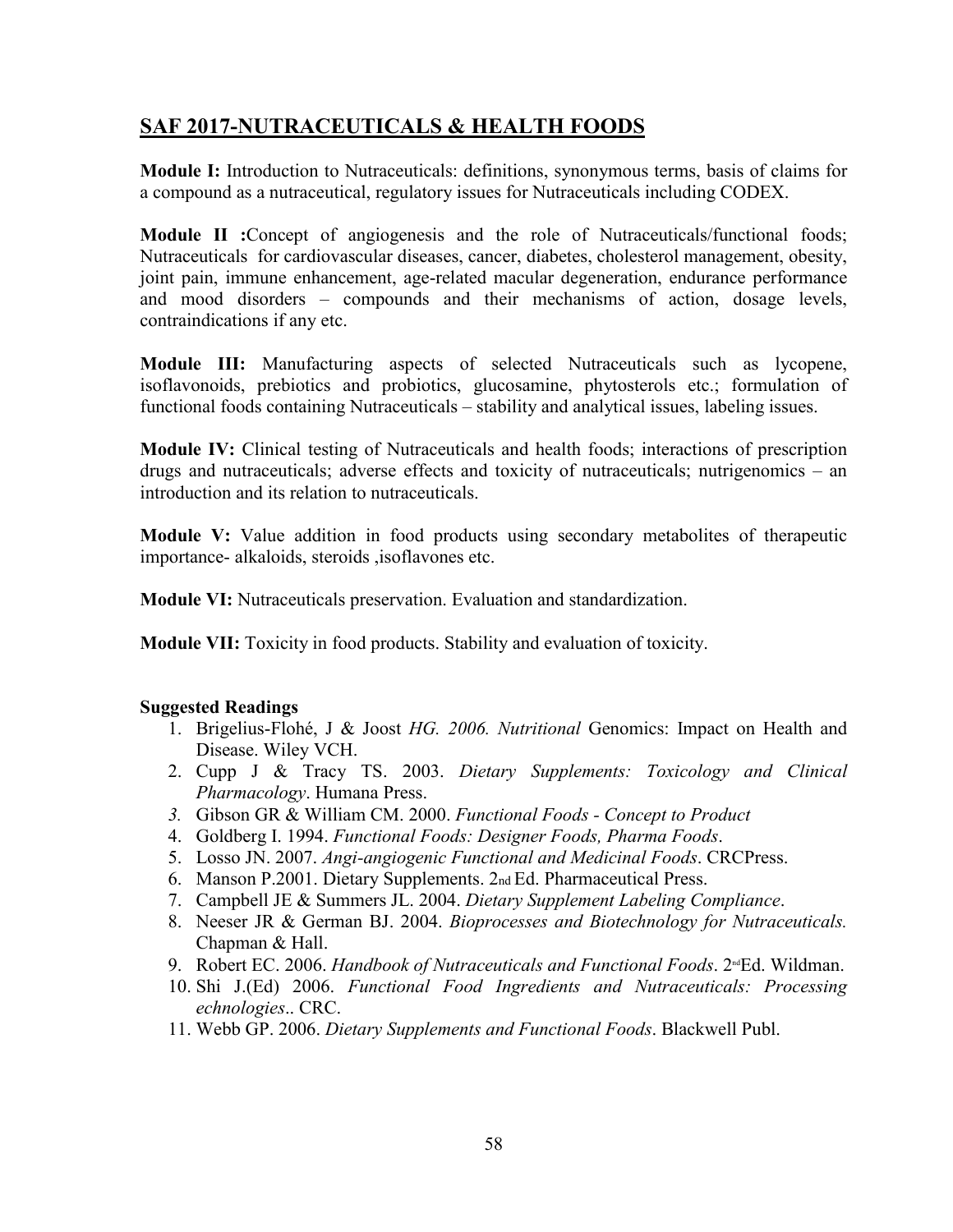## SAF 2017-NUTRACEUTICALS & HEALTH FOODS

**Module I:** Introduction to Nutraceuticals: definitions, synonymous terms, basis of claims for a compound as a nutraceutical, regulatory issues for Nutraceuticals including CODEX.

**Module II :**Concept of angiogenesis and the role of Nutraceuticals/functional foods; Nutraceuticals for cardiovascular diseases, cancer, diabetes, cholesterol management, obesity, joint pain, immune enhancement, age-related macular degeneration, endurance performance and mood disorders – compounds and their mechanisms of action, dosage levels, contraindications if any etc.

**Module III:** Manufacturing aspects of selected Nutraceuticals such as lycopene, isoflavonoids, prebiotics and probiotics, glucosamine, phytosterols etc.; formulation of functional foods containing Nutraceuticals – stability and analytical issues, labeling issues.

**Module IV:** Clinical testing of Nutraceuticals and health foods; interactions of prescription drugs and nutraceuticals; adverse effects and toxicity of nutraceuticals; nutrigenomics – an introduction and its relation to nutraceuticals.

**Module V:** Value addition in food products using secondary metabolites of therapeutic importance- alkaloids, steroids ,isoflavones etc.

**Module VI:** Nutraceuticals preservation. Evaluation and standardization.

**Module VII:** Toxicity in food products. Stability and evaluation of toxicity.

**Suggested Readings**

1. Brigelius-Flohé, J & Joost *HG. 2006. Nutritional* Genomics: Impact on Health and Disease. Wiley VCH.
2. Cupp J & Tracy TS. 2003. *Dietary Supplements: Toxicology and Clinical Pharmacology*. Humana Press.
3. Gibson GR & William CM. 2000. *Functional Foods - Concept to Product*
4. Goldberg I. 1994. *Functional Foods: Designer Foods, Pharma Foods*.
5. Losso JN. 2007. *Angi-angiogenic Functional and Medicinal Foods*. CRCPress.
6. Manson P.2001. Dietary Supplements. 2nd Ed. Pharmaceutical Press.
7. Campbell JE & Summers JL. 2004. *Dietary Supplement Labeling Compliance*.
8. Neeser JR & German BJ. 2004. *Bioprocesses and Biotechnology for Nutraceuticals.* Chapman & Hall.
9. Robert EC. 2006. *Handbook of Nutraceuticals and Functional Foods*. 2ndEd. Wildman.
10. Shi J.(Ed) 2006. *Functional Food Ingredients and Nutraceuticals: Processing echnologies*.. CRC.
11. Webb GP. 2006. *Dietary Supplements and Functional Foods*. Blackwell Publ.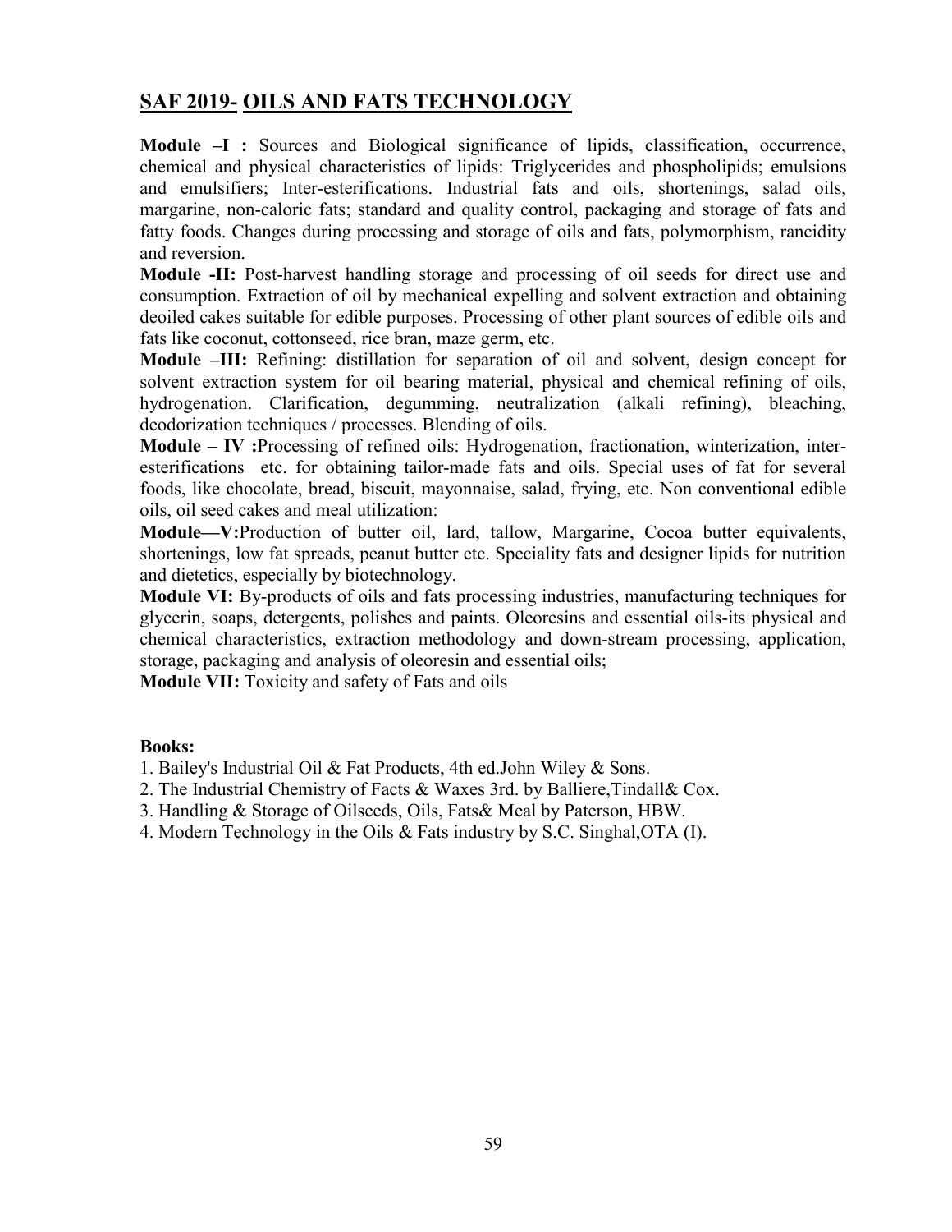## SAF 2019- OILS AND FATS TECHNOLOGY

**Module –I :** Sources and Biological significance of lipids, classification, occurrence, chemical and physical characteristics of lipids: Triglycerides and phospholipids; emulsions and emulsifiers; Inter-esterifications. Industrial fats and oils, shortenings, salad oils, margarine, non-caloric fats; standard and quality control, packaging and storage of fats and fatty foods. Changes during processing and storage of oils and fats, polymorphism, rancidity and reversion.

**Module -II:** Post-harvest handling storage and processing of oil seeds for direct use and consumption. Extraction of oil by mechanical expelling and solvent extraction and obtaining deoiled cakes suitable for edible purposes. Processing of other plant sources of edible oils and fats like coconut, cottonseed, rice bran, maze germ, etc.

**Module –III:** Refining: distillation for separation of oil and solvent, design concept for solvent extraction system for oil bearing material, physical and chemical refining of oils, hydrogenation. Clarification, degumming, neutralization (alkali refining), bleaching, deodorization techniques / processes. Blending of oils.

**Module – IV :**Processing of refined oils: Hydrogenation, fractionation, winterization, inter-esterifications etc. for obtaining tailor-made fats and oils. Special uses of fat for several foods, like chocolate, bread, biscuit, mayonnaise, salad, frying, etc. Non conventional edible oils, oil seed cakes and meal utilization:

**Module—V:**Production of butter oil, lard, tallow, Margarine, Cocoa butter equivalents, shortenings, low fat spreads, peanut butter etc. Speciality fats and designer lipids for nutrition and dietetics, especially by biotechnology.

**Module VI:** By-products of oils and fats processing industries, manufacturing techniques for glycerin, soaps, detergents, polishes and paints. Oleoresins and essential oils-its physical and chemical characteristics, extraction methodology and down-stream processing, application, storage, packaging and analysis of oleoresin and essential oils;

**Module VII:** Toxicity and safety of Fats and oils

**Books:**

1. Bailey's Industrial Oil & Fat Products, 4th ed.John Wiley & Sons.
2. The Industrial Chemistry of Facts & Waxes 3rd. by Balliere,Tindall& Cox.
3. Handling & Storage of Oilseeds, Oils, Fats& Meal by Paterson, HBW.
4. Modern Technology in the Oils & Fats industry by S.C. Singhal,OTA (I).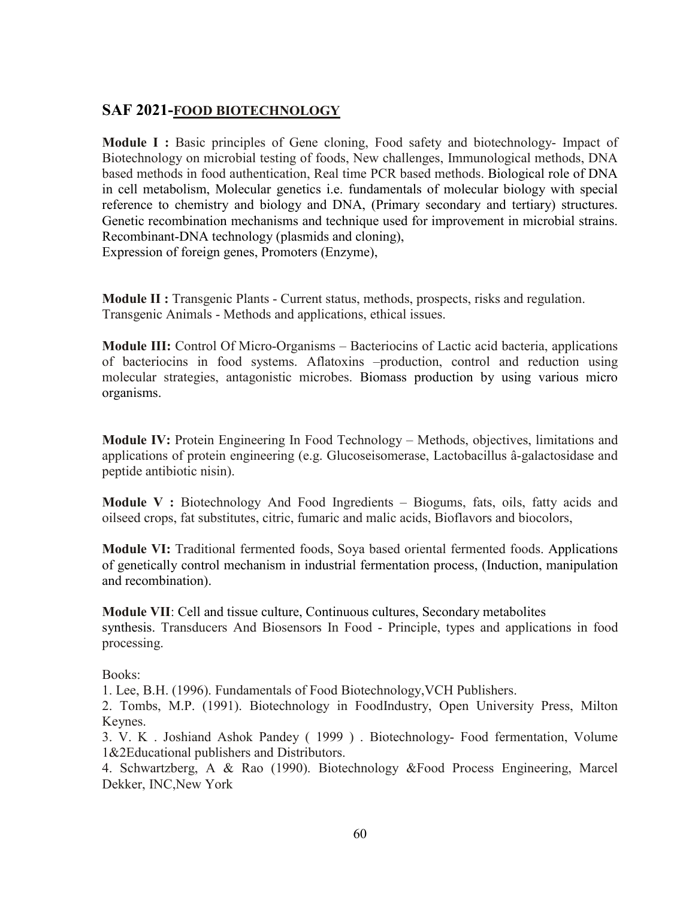## SAF 2021-<u>FOOD BIOTECHNOLOGY</u>

**Module I :** Basic principles of Gene cloning, Food safety and biotechnology- Impact of Biotechnology on microbial testing of foods, New challenges, Immunological methods, DNA based methods in food authentication, Real time PCR based methods. Biological role of DNA in cell metabolism, Molecular genetics i.e. fundamentals of molecular biology with special reference to chemistry and biology and DNA, (Primary secondary and tertiary) structures. Genetic recombination mechanisms and technique used for improvement in microbial strains. Recombinant-DNA technology (plasmids and cloning),
Expression of foreign genes, Promoters (Enzyme),

**Module II :** Transgenic Plants - Current status, methods, prospects, risks and regulation. Transgenic Animals - Methods and applications, ethical issues.

**Module III:** Control Of Micro-Organisms – Bacteriocins of Lactic acid bacteria, applications of bacteriocins in food systems. Aflatoxins –production, control and reduction using molecular strategies, antagonistic microbes. Biomass production by using various micro organisms.

**Module IV:** Protein Engineering In Food Technology – Methods, objectives, limitations and applications of protein engineering (e.g. Glucoseisomerase, Lactobacillus â-galactosidase and peptide antibiotic nisin).

**Module V :** Biotechnology And Food Ingredients – Biogums, fats, oils, fatty acids and oilseed crops, fat substitutes, citric, fumaric and malic acids, Bioflavors and biocolors,

**Module VI:** Traditional fermented foods, Soya based oriental fermented foods. Applications of genetically control mechanism in industrial fermentation process, (Induction, manipulation and recombination).

**Module VII**: Cell and tissue culture, Continuous cultures, Secondary metabolites synthesis. Transducers And Biosensors In Food - Principle, types and applications in food processing.

Books:

1. Lee, B.H. (1996). Fundamentals of Food Biotechnology,VCH Publishers.
2. Tombs, M.P. (1991). Biotechnology in FoodIndustry, Open University Press, Milton Keynes.
3. V. K . Joshiand Ashok Pandey ( 1999 ) . Biotechnology- Food fermentation, Volume 1&2Educational publishers and Distributors.
4. Schwartzberg, A & Rao (1990). Biotechnology &Food Process Engineering, Marcel Dekker, INC,New York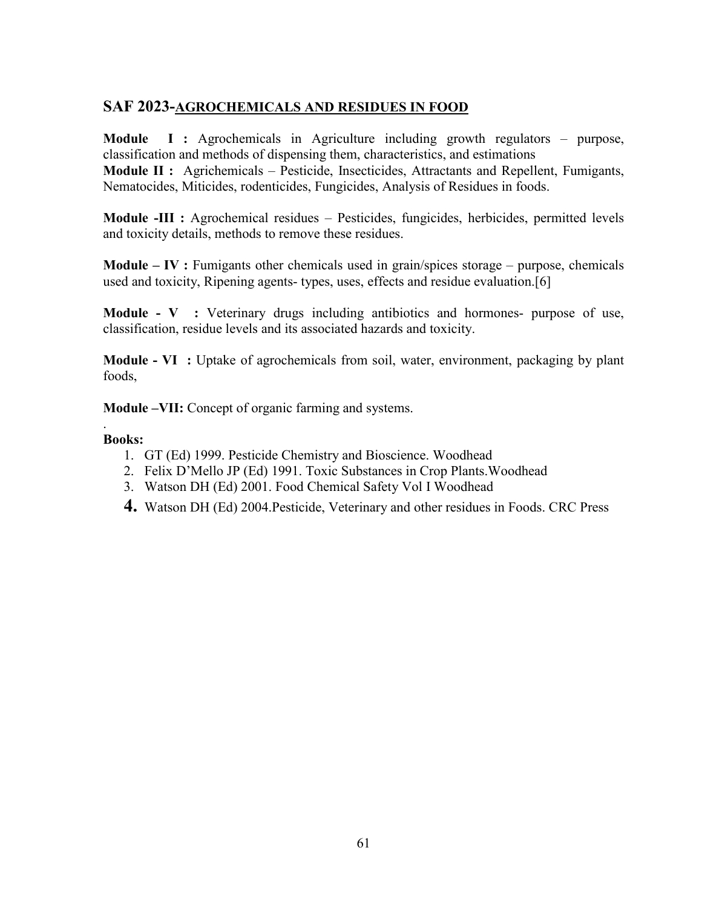## SAF 2023-AGROCHEMICALS AND RESIDUES IN FOOD

**Module I :** Agrochemicals in Agriculture including growth regulators – purpose, classification and methods of dispensing them, characteristics, and estimations

**Module II :** Agrichemicals – Pesticide, Insecticides, Attractants and Repellent, Fumigants, Nematocides, Miticides, rodenticides, Fungicides, Analysis of Residues in foods.

**Module -III :** Agrochemical residues – Pesticides, fungicides, herbicides, permitted levels and toxicity details, methods to remove these residues.

**Module – IV :** Fumigants other chemicals used in grain/spices storage – purpose, chemicals used and toxicity, Ripening agents- types, uses, effects and residue evaluation.[6]

**Module - V :** Veterinary drugs including antibiotics and hormones- purpose of use, classification, residue levels and its associated hazards and toxicity.

**Module - VI :** Uptake of agrochemicals from soil, water, environment, packaging by plant foods,

**Module –VII:** Concept of organic farming and systems.

.

**Books:**

1. GT (Ed) 1999. Pesticide Chemistry and Bioscience. Woodhead
2. Felix D'Mello JP (Ed) 1991. Toxic Substances in Crop Plants.Woodhead
3. Watson DH (Ed) 2001. Food Chemical Safety Vol I Woodhead
4. Watson DH (Ed) 2004.Pesticide, Veterinary and other residues in Foods. CRC Press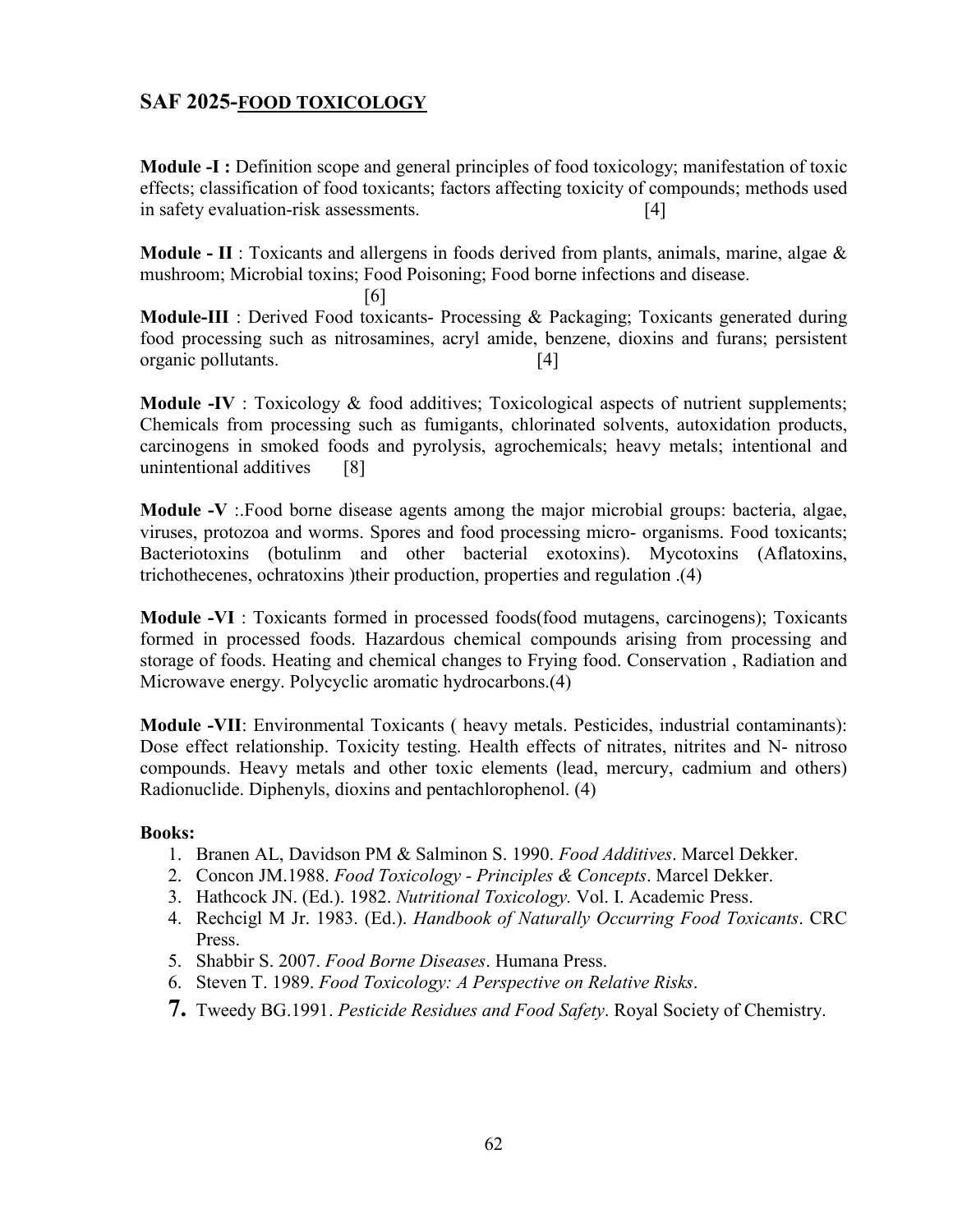## SAF 2025-<u>FOOD TOXICOLOGY</u>

**Module -I :** Definition scope and general principles of food toxicology; manifestation of toxic effects; classification of food toxicants; factors affecting toxicity of compounds; methods used in safety evaluation-risk assessments. [4]

**Module - II** : Toxicants and allergens in foods derived from plants, animals, marine, algae & mushroom; Microbial toxins; Food Poisoning; Food borne infections and disease. [6]

**Module-III** : Derived Food toxicants- Processing & Packaging; Toxicants generated during food processing such as nitrosamines, acryl amide, benzene, dioxins and furans; persistent organic pollutants. [4]

**Module -IV** : Toxicology & food additives; Toxicological aspects of nutrient supplements; Chemicals from processing such as fumigants, chlorinated solvents, autoxidation products, carcinogens in smoked foods and pyrolysis, agrochemicals; heavy metals; intentional and unintentional additives [8]

**Module -V** :.Food borne disease agents among the major microbial groups: bacteria, algae, viruses, protozoa and worms. Spores and food processing micro- organisms. Food toxicants; Bacteriotoxins (botulinm and other bacterial exotoxins). Mycotoxins (Aflatoxins, trichothecenes, ochratoxins )their production, properties and regulation .(4)

**Module -VI** : Toxicants formed in processed foods(food mutagens, carcinogens); Toxicants formed in processed foods. Hazardous chemical compounds arising from processing and storage of foods. Heating and chemical changes to Frying food. Conservation , Radiation and Microwave energy. Polycyclic aromatic hydrocarbons.(4)

**Module -VII**: Environmental Toxicants ( heavy metals. Pesticides, industrial contaminants): Dose effect relationship. Toxicity testing. Health effects of nitrates, nitrites and N- nitroso compounds. Heavy metals and other toxic elements (lead, mercury, cadmium and others) Radionuclide. Diphenyls, dioxins and pentachlorophenol. (4)

**Books:**

1. Branen AL, Davidson PM & Salminon S. 1990. *Food Additives*. Marcel Dekker.
2. Concon JM.1988. *Food Toxicology - Principles & Concepts*. Marcel Dekker.
3. Hathcock JN. (Ed.). 1982. *Nutritional Toxicology.* Vol. I. Academic Press.
4. Rechcigl M Jr. 1983. (Ed.). *Handbook of Naturally Occurring Food Toxicants*. CRC Press.
5. Shabbir S. 2007. *Food Borne Diseases*. Humana Press.
6. Steven T. 1989. *Food Toxicology: A Perspective on Relative Risks*.
7. Tweedy BG.1991. *Pesticide Residues and Food Safety*. Royal Society of Chemistry.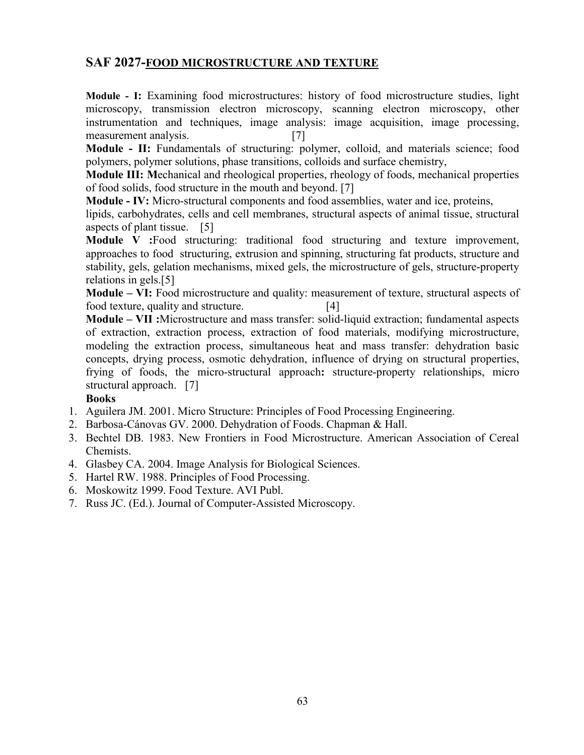## SAF 2027-FOOD MICROSTRUCTURE AND TEXTURE

**Module - I:** Examining food microstructures: history of food microstructure studies, light microscopy, transmission electron microscopy, scanning electron microscopy, other instrumentation and techniques, image analysis: image acquisition, image processing, measurement analysis. [7]

**Module - II:** Fundamentals of structuring: polymer, colloid, and materials science; food polymers, polymer solutions, phase transitions, colloids and surface chemistry,

**Module III: M**echanical and rheological properties, rheology of foods, mechanical properties of food solids, food structure in the mouth and beyond. [7]

**Module - IV:** Micro-structural components and food assemblies, water and ice, proteins, lipids, carbohydrates, cells and cell membranes, structural aspects of animal tissue, structural aspects of plant tissue. [5]

**Module V :**Food structuring: traditional food structuring and texture improvement, approaches to food structuring, extrusion and spinning, structuring fat products, structure and stability, gels, gelation mechanisms, mixed gels, the microstructure of gels, structure-property relations in gels.[5]

**Module – VI:** Food microstructure and quality: measurement of texture, structural aspects of food texture, quality and structure. [4]

**Module – VII :**Microstructure and mass transfer: solid-liquid extraction; fundamental aspects of extraction, extraction process, extraction of food materials, modifying microstructure, modeling the extraction process, simultaneous heat and mass transfer: dehydration basic concepts, drying process, osmotic dehydration, influence of drying on structural properties, frying of foods, the micro-structural approach**:** structure-property relationships, micro structural approach. [7]

**Books**

1. Aguilera JM. 2001. Micro Structure: Principles of Food Processing Engineering.
2. Barbosa-Cánovas GV. 2000. Dehydration of Foods. Chapman & Hall.
3. Bechtel DB. 1983. New Frontiers in Food Microstructure. American Association of Cereal Chemists.
4. Glasbey CA. 2004. Image Analysis for Biological Sciences.
5. Hartel RW. 1988. Principles of Food Processing.
6. Moskowitz 1999. Food Texture. AVI Publ.
7. Russ JC. (Ed.). Journal of Computer-Assisted Microscopy.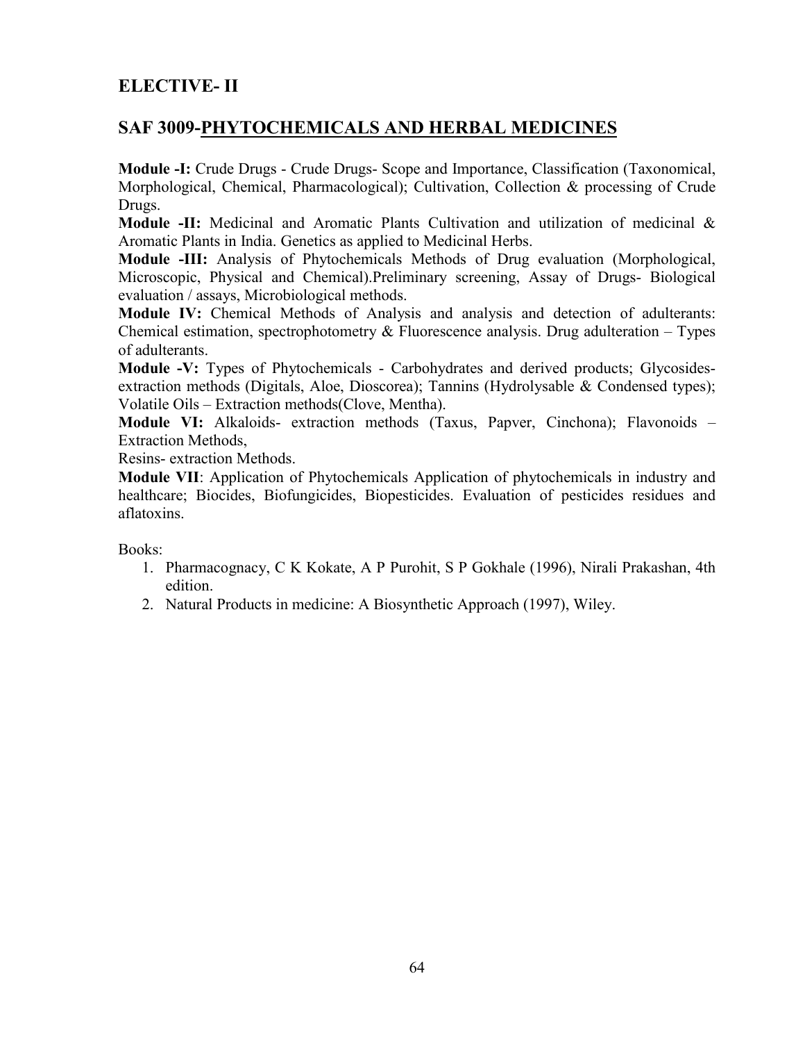## ELECTIVE- II

## SAF 3009-PHYTOCHEMICALS AND HERBAL MEDICINES

**Module -I:** Crude Drugs - Crude Drugs- Scope and Importance, Classification (Taxonomical, Morphological, Chemical, Pharmacological); Cultivation, Collection & processing of Crude Drugs.

**Module -II:** Medicinal and Aromatic Plants Cultivation and utilization of medicinal & Aromatic Plants in India. Genetics as applied to Medicinal Herbs.

**Module -III:** Analysis of Phytochemicals Methods of Drug evaluation (Morphological, Microscopic, Physical and Chemical).Preliminary screening, Assay of Drugs- Biological evaluation / assays, Microbiological methods.

**Module IV:** Chemical Methods of Analysis and analysis and detection of adulterants: Chemical estimation, spectrophotometry & Fluorescence analysis. Drug adulteration – Types of adulterants.

**Module -V:** Types of Phytochemicals - Carbohydrates and derived products; Glycosides-extraction methods (Digitals, Aloe, Dioscorea); Tannins (Hydrolysable & Condensed types); Volatile Oils – Extraction methods(Clove, Mentha).

**Module VI:** Alkaloids- extraction methods (Taxus, Papver, Cinchona); Flavonoids – Extraction Methods,

Resins- extraction Methods.

**Module VII**: Application of Phytochemicals Application of phytochemicals in industry and healthcare; Biocides, Biofungicides, Biopesticides. Evaluation of pesticides residues and aflatoxins.

Books:

1. Pharmacognacy, C K Kokate, A P Purohit, S P Gokhale (1996), Nirali Prakashan, 4th edition.
2. Natural Products in medicine: A Biosynthetic Approach (1997), Wiley.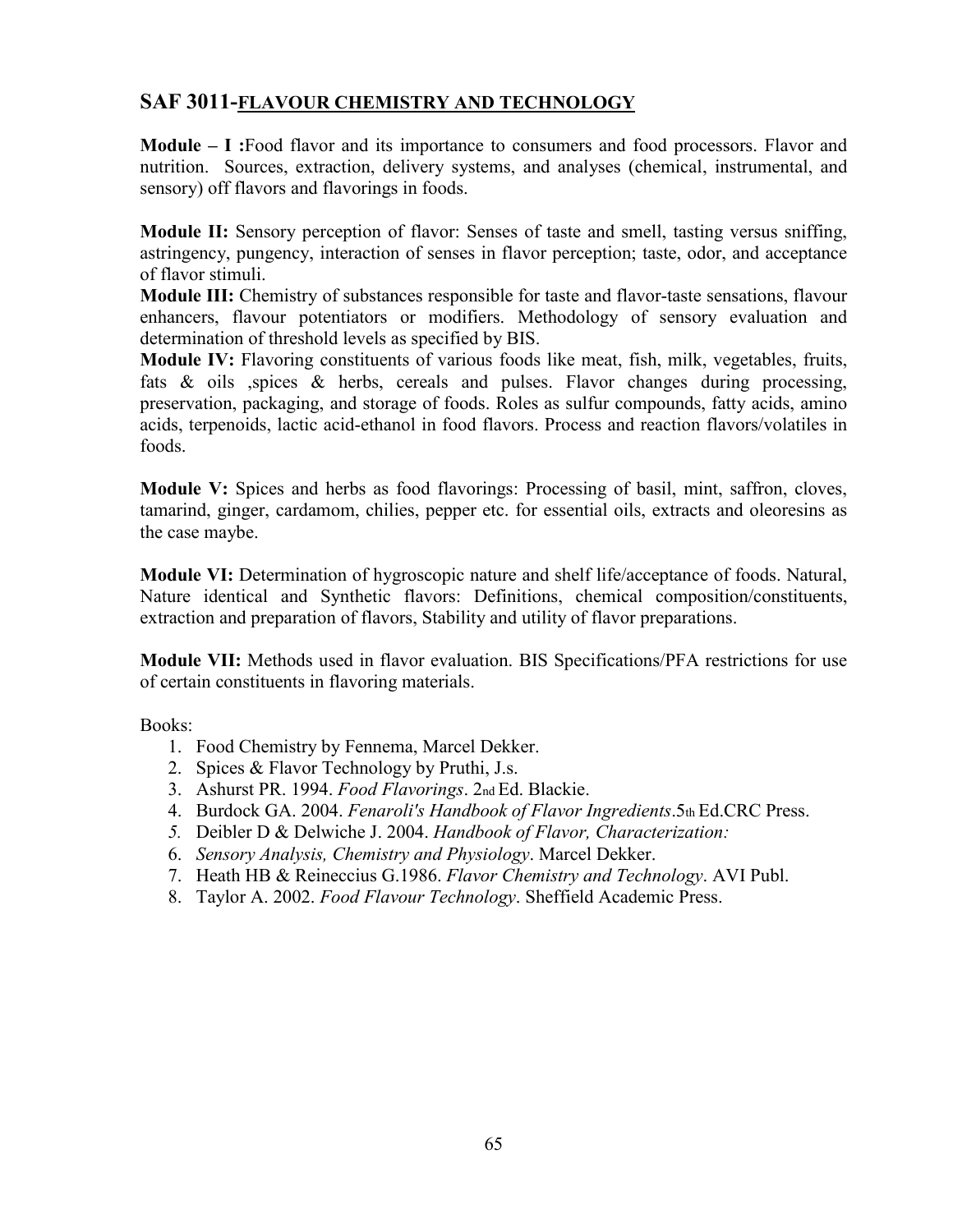## SAF 3011-<u>FLAVOUR CHEMISTRY AND TECHNOLOGY</u>

**Module – I :**Food flavor and its importance to consumers and food processors. Flavor and nutrition. Sources, extraction, delivery systems, and analyses (chemical, instrumental, and sensory) off flavors and flavorings in foods.

**Module II:** Sensory perception of flavor: Senses of taste and smell, tasting versus sniffing, astringency, pungency, interaction of senses in flavor perception; taste, odor, and acceptance of flavor stimuli.

**Module III:** Chemistry of substances responsible for taste and flavor-taste sensations, flavour enhancers, flavour potentiators or modifiers. Methodology of sensory evaluation and determination of threshold levels as specified by BIS.

**Module IV:** Flavoring constituents of various foods like meat, fish, milk, vegetables, fruits, fats & oils ,spices & herbs, cereals and pulses. Flavor changes during processing, preservation, packaging, and storage of foods. Roles as sulfur compounds, fatty acids, amino acids, terpenoids, lactic acid-ethanol in food flavors. Process and reaction flavors/volatiles in foods.

**Module V:** Spices and herbs as food flavorings: Processing of basil, mint, saffron, cloves, tamarind, ginger, cardamom, chilies, pepper etc. for essential oils, extracts and oleoresins as the case maybe.

**Module VI:** Determination of hygroscopic nature and shelf life/acceptance of foods. Natural, Nature identical and Synthetic flavors: Definitions, chemical composition/constituents, extraction and preparation of flavors, Stability and utility of flavor preparations.

**Module VII:** Methods used in flavor evaluation. BIS Specifications/PFA restrictions for use of certain constituents in flavoring materials.

Books:

1. Food Chemistry by Fennema, Marcel Dekker.
2. Spices & Flavor Technology by Pruthi, J.s.
3. Ashurst PR. 1994. *Food Flavorings*. 2nd Ed. Blackie.
4. Burdock GA. 2004. *Fenaroli's Handbook of Flavor Ingredients*.5th Ed.CRC Press.
5. Deibler D & Delwiche J. 2004. *Handbook of Flavor, Characterization:*
6. *Sensory Analysis, Chemistry and Physiology*. Marcel Dekker.
7. Heath HB & Reineccius G.1986. *Flavor Chemistry and Technology*. AVI Publ.
8. Taylor A. 2002. *Food Flavour Technology*. Sheffield Academic Press.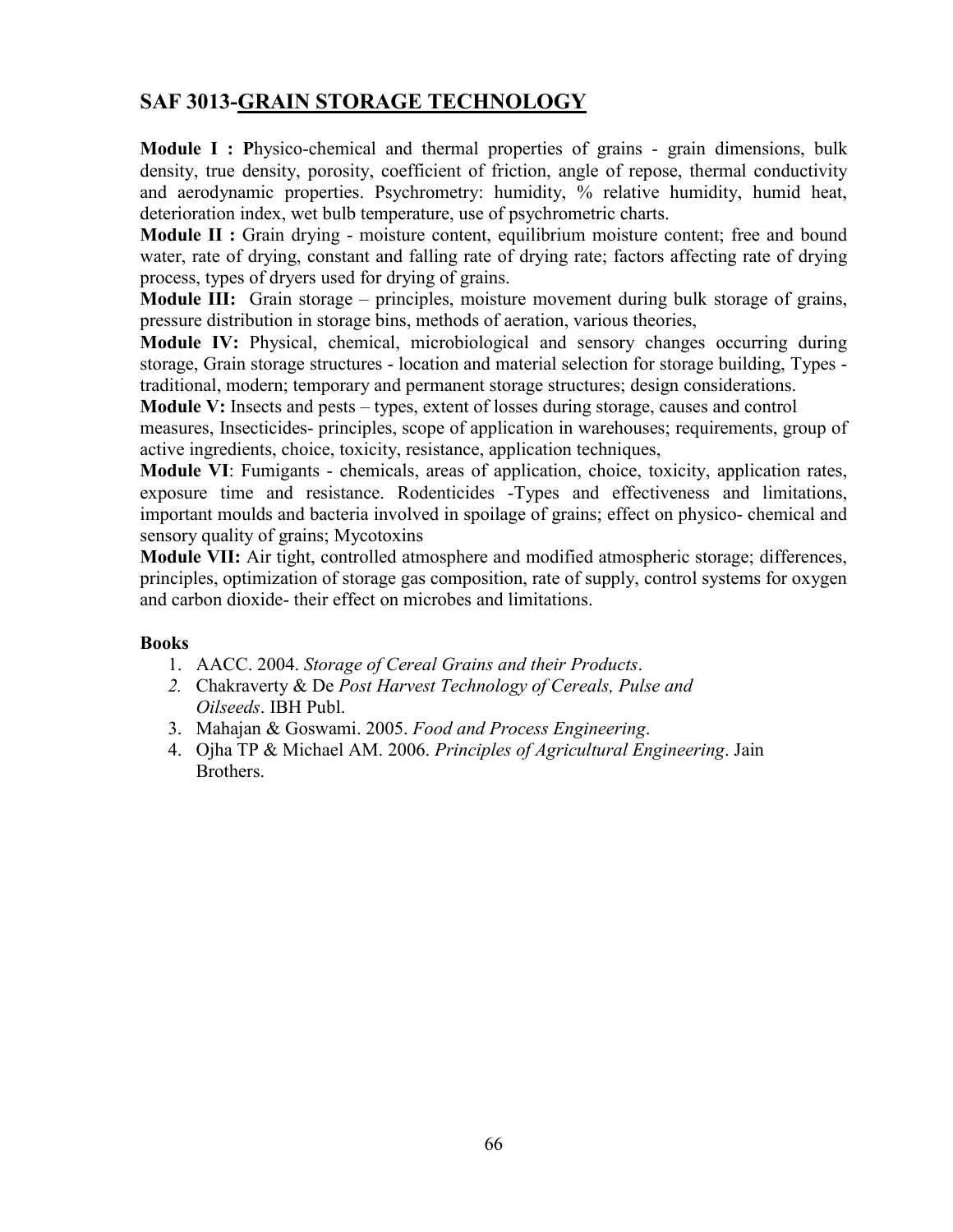## SAF 3013-GRAIN STORAGE TECHNOLOGY

**Module I : P**hysico-chemical and thermal properties of grains - grain dimensions, bulk density, true density, porosity, coefficient of friction, angle of repose, thermal conductivity and aerodynamic properties. Psychrometry: humidity, % relative humidity, humid heat, deterioration index, wet bulb temperature, use of psychrometric charts.

**Module II :** Grain drying - moisture content, equilibrium moisture content; free and bound water, rate of drying, constant and falling rate of drying rate; factors affecting rate of drying process, types of dryers used for drying of grains.

**Module III:** Grain storage – principles, moisture movement during bulk storage of grains, pressure distribution in storage bins, methods of aeration, various theories,

**Module IV:** Physical, chemical, microbiological and sensory changes occurring during storage, Grain storage structures - location and material selection for storage building, Types - traditional, modern; temporary and permanent storage structures; design considerations.

**Module V:** Insects and pests – types, extent of losses during storage, causes and control measures, Insecticides- principles, scope of application in warehouses; requirements, group of active ingredients, choice, toxicity, resistance, application techniques,

**Module VI**: Fumigants - chemicals, areas of application, choice, toxicity, application rates, exposure time and resistance. Rodenticides -Types and effectiveness and limitations, important moulds and bacteria involved in spoilage of grains; effect on physico- chemical and sensory quality of grains; Mycotoxins

**Module VII:** Air tight, controlled atmosphere and modified atmospheric storage; differences, principles, optimization of storage gas composition, rate of supply, control systems for oxygen and carbon dioxide- their effect on microbes and limitations.

**Books**

1. AACC. 2004. *Storage of Cereal Grains and their Products*.
2. Chakraverty & De *Post Harvest Technology of Cereals, Pulse and Oilseeds*. IBH Publ.
3. Mahajan & Goswami. 2005. *Food and Process Engineering*.
4. Ojha TP & Michael AM. 2006. *Principles of Agricultural Engineering*. Jain Brothers.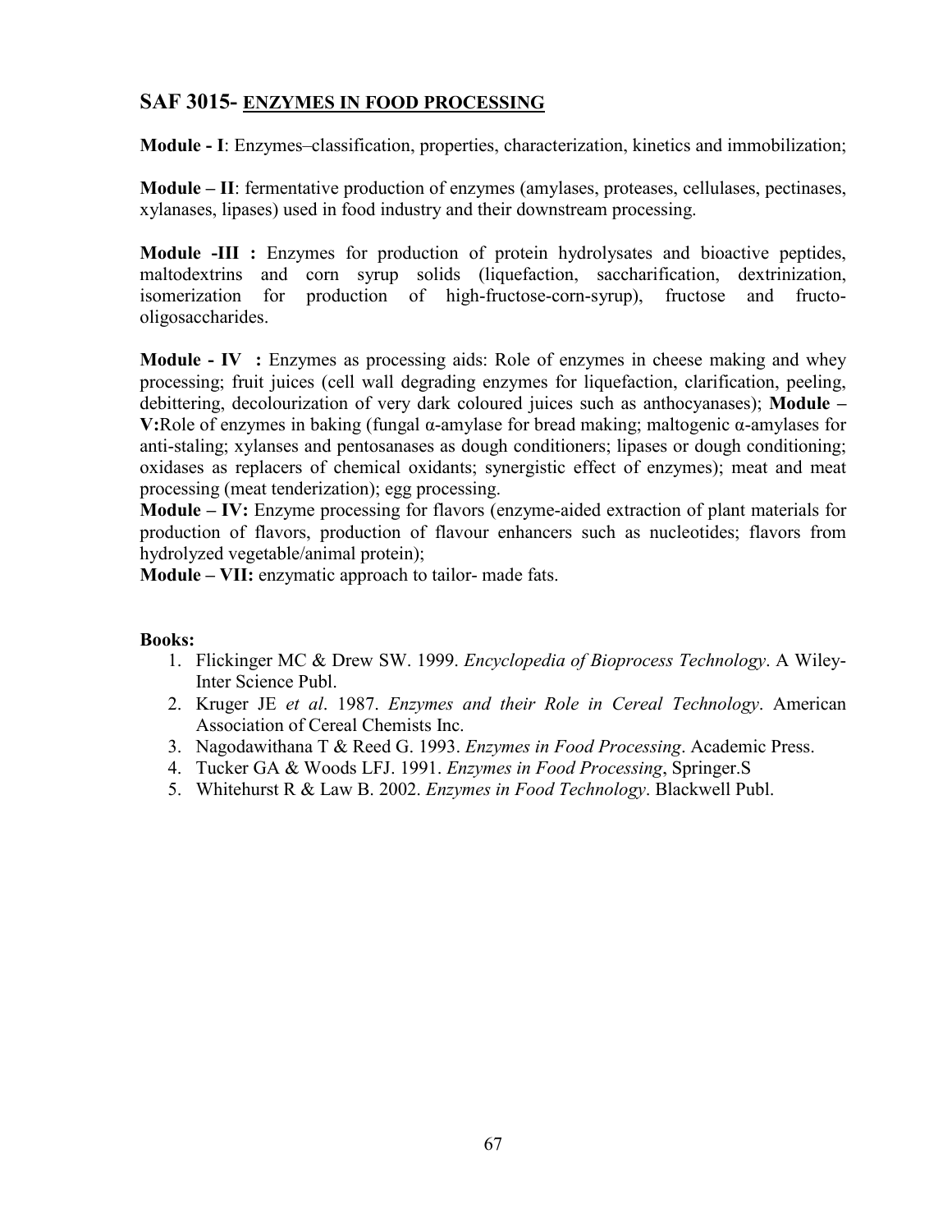## SAF 3015- <u>ENZYMES IN FOOD PROCESSING</u>

**Module - I**: Enzymes–classification, properties, characterization, kinetics and immobilization;

**Module – II**: fermentative production of enzymes (amylases, proteases, cellulases, pectinases, xylanases, lipases) used in food industry and their downstream processing.

**Module -III :** Enzymes for production of protein hydrolysates and bioactive peptides, maltodextrins and corn syrup solids (liquefaction, saccharification, dextrinization, isomerization for production of high-fructose-corn-syrup), fructose and fructo-oligosaccharides.

**Module - IV :** Enzymes as processing aids: Role of enzymes in cheese making and whey processing; fruit juices (cell wall degrading enzymes for liquefaction, clarification, peeling, debittering, decolourization of very dark coloured juices such as anthocyanases); **Module – V:**Role of enzymes in baking (fungal α-amylase for bread making; maltogenic α-amylases for anti-staling; xylanses and pentosanases as dough conditioners; lipases or dough conditioning; oxidases as replacers of chemical oxidants; synergistic effect of enzymes); meat and meat processing (meat tenderization); egg processing.

**Module – IV:** Enzyme processing for flavors (enzyme-aided extraction of plant materials for production of flavors, production of flavour enhancers such as nucleotides; flavors from hydrolyzed vegetable/animal protein);

**Module – VII:** enzymatic approach to tailor- made fats.

**Books:**

1. Flickinger MC & Drew SW. 1999. *Encyclopedia of Bioprocess Technology*. A Wiley-Inter Science Publ.
2. Kruger JE *et al*. 1987. *Enzymes and their Role in Cereal Technology*. American Association of Cereal Chemists Inc.
3. Nagodawithana T & Reed G. 1993. *Enzymes in Food Processing*. Academic Press.
4. Tucker GA & Woods LFJ. 1991. *Enzymes in Food Processing*, Springer.S
5. Whitehurst R & Law B. 2002. *Enzymes in Food Technology*. Blackwell Publ.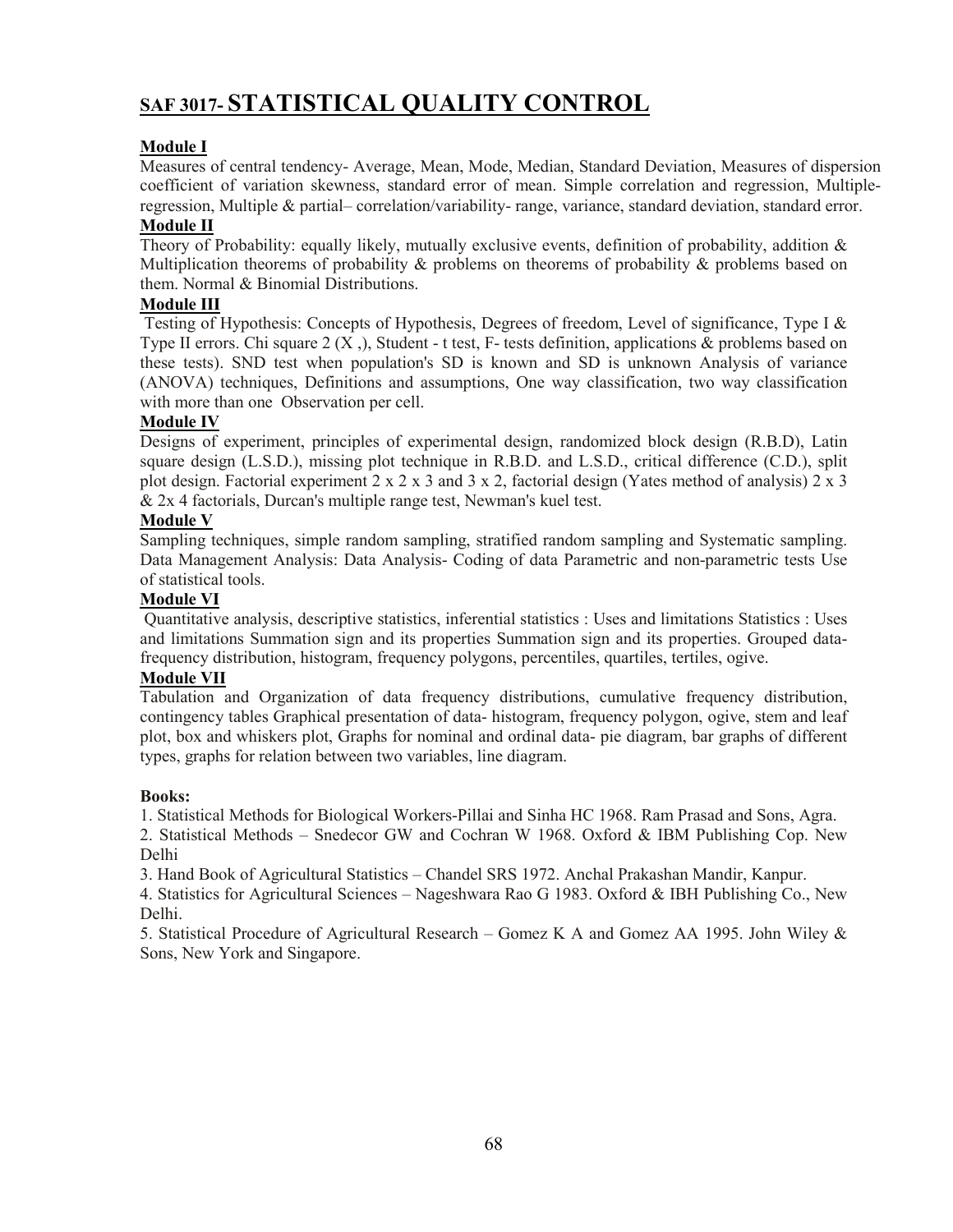# SAF 3017- STATISTICAL QUALITY CONTROL

**Module I**

Measures of central tendency- Average, Mean, Mode, Median, Standard Deviation, Measures of dispersion coefficient of variation skewness, standard error of mean. Simple correlation and regression, Multiple-regression, Multiple & partial– correlation/variability- range, variance, standard deviation, standard error.

**Module II**

Theory of Probability: equally likely, mutually exclusive events, definition of probability, addition & Multiplication theorems of probability & problems on theorems of probability & problems based on them. Normal & Binomial Distributions.

**Module III**

Testing of Hypothesis: Concepts of Hypothesis, Degrees of freedom, Level of significance, Type I & Type II errors. Chi square 2 (X ,), Student - t test, F- tests definition, applications & problems based on these tests). SND test when population's SD is known and SD is unknown Analysis of variance (ANOVA) techniques, Definitions and assumptions, One way classification, two way classification with more than one Observation per cell.

**Module IV**

Designs of experiment, principles of experimental design, randomized block design (R.B.D), Latin square design (L.S.D.), missing plot technique in R.B.D. and L.S.D., critical difference (C.D.), split plot design. Factorial experiment 2 x 2 x 3 and 3 x 2, factorial design (Yates method of analysis) 2 x 3 & 2x 4 factorials, Durcan's multiple range test, Newman's kuel test.

**Module V**

Sampling techniques, simple random sampling, stratified random sampling and Systematic sampling. Data Management Analysis: Data Analysis- Coding of data Parametric and non-parametric tests Use of statistical tools.

**Module VI**

Quantitative analysis, descriptive statistics, inferential statistics : Uses and limitations Statistics : Uses and limitations Summation sign and its properties Summation sign and its properties. Grouped data-frequency distribution, histogram, frequency polygons, percentiles, quartiles, tertiles, ogive.

**Module VII**

Tabulation and Organization of data frequency distributions, cumulative frequency distribution, contingency tables Graphical presentation of data- histogram, frequency polygon, ogive, stem and leaf plot, box and whiskers plot, Graphs for nominal and ordinal data- pie diagram, bar graphs of different types, graphs for relation between two variables, line diagram.

**Books:**

1. Statistical Methods for Biological Workers-Pillai and Sinha HC 1968. Ram Prasad and Sons, Agra.
2. Statistical Methods – Snedecor GW and Cochran W 1968. Oxford & IBM Publishing Cop. New Delhi
3. Hand Book of Agricultural Statistics – Chandel SRS 1972. Anchal Prakashan Mandir, Kanpur.
4. Statistics for Agricultural Sciences – Nageshwara Rao G 1983. Oxford & IBH Publishing Co., New Delhi.
5. Statistical Procedure of Agricultural Research – Gomez K A and Gomez AA 1995. John Wiley & Sons, New York and Singapore.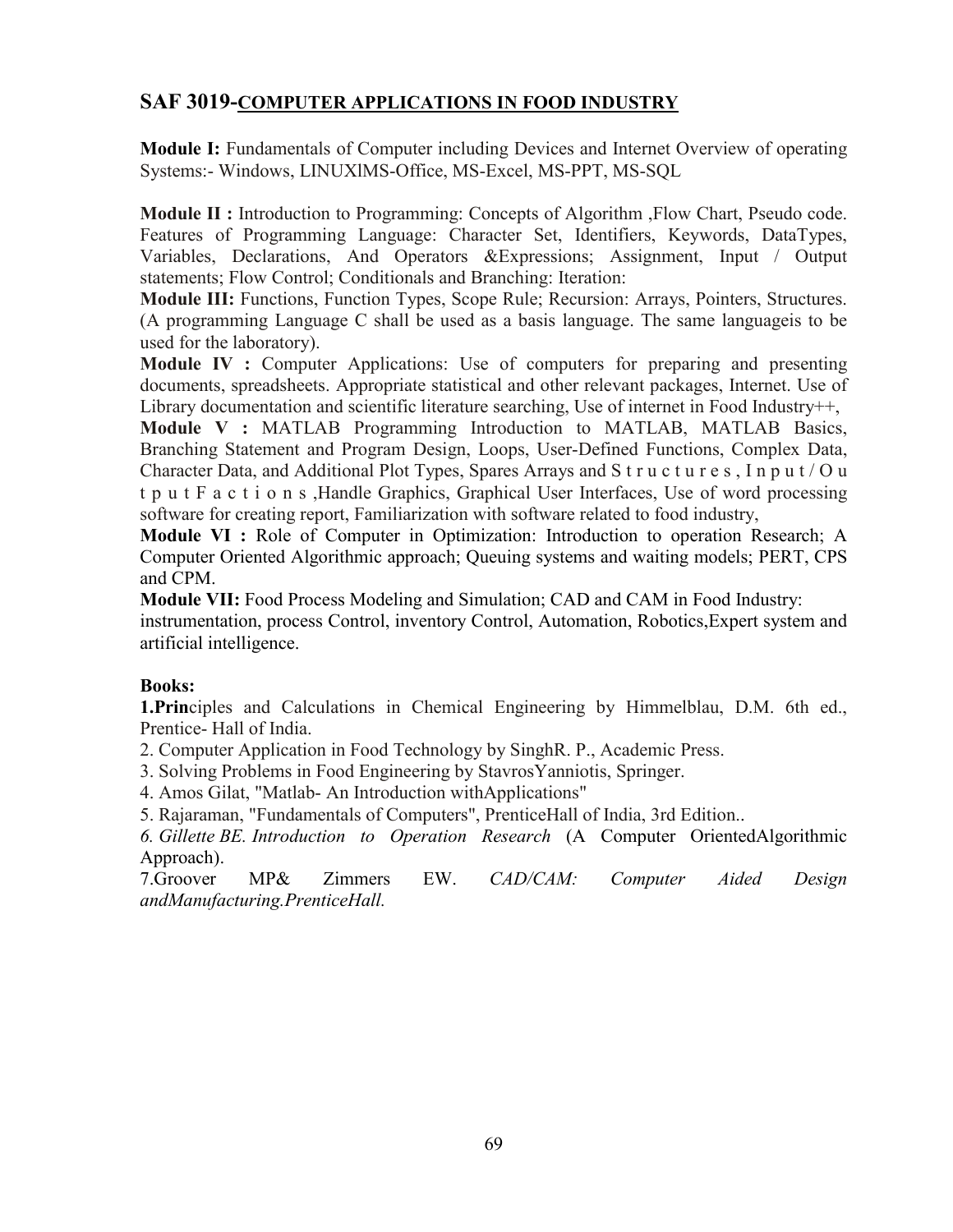## SAF 3019-COMPUTER APPLICATIONS IN FOOD INDUSTRY

**Module I:** Fundamentals of Computer including Devices and Internet Overview of operating Systems:- Windows, LINUXlMS-Office, MS-Excel, MS-PPT, MS-SQL

**Module II :** Introduction to Programming: Concepts of Algorithm ,Flow Chart, Pseudo code. Features of Programming Language: Character Set, Identifiers, Keywords, DataTypes, Variables, Declarations, And Operators &Expressions; Assignment, Input / Output statements; Flow Control; Conditionals and Branching: Iteration:

**Module III:** Functions, Function Types, Scope Rule; Recursion: Arrays, Pointers, Structures. (A programming Language C shall be used as a basis language. The same languageis to be used for the laboratory).

**Module IV :** Computer Applications: Use of computers for preparing and presenting documents, spreadsheets. Appropriate statistical and other relevant packages, Internet. Use of Library documentation and scientific literature searching, Use of internet in Food Industry++,

**Module V :** MATLAB Programming Introduction to MATLAB, MATLAB Basics, Branching Statement and Program Design, Loops, User-Defined Functions, Complex Data, Character Data, and Additional Plot Types, Spares Arrays and Structures, Input/Output Factions ,Handle Graphics, Graphical User Interfaces, Use of word processing software for creating report, Familiarization with software related to food industry,

**Module VI :** Role of Computer in Optimization: Introduction to operation Research; A Computer Oriented Algorithmic approach; Queuing systems and waiting models; PERT, CPS and CPM.

**Module VII:** Food Process Modeling and Simulation; CAD and CAM in Food Industry: instrumentation, process Control, inventory Control, Automation, Robotics,Expert system and artificial intelligence.

**Books:**

**1.Prin**ciples and Calculations in Chemical Engineering by Himmelblau, D.M. 6th ed., Prentice- Hall of India.

2. Computer Application in Food Technology by SinghR. P., Academic Press.

3. Solving Problems in Food Engineering by StavrosYanniotis, Springer.

4. Amos Gilat, "Matlab- An Introduction withApplications"

5. Rajaraman, "Fundamentals of Computers", PrenticeHall of India, 3rd Edition..

*6. Gillette BE. Introduction to Operation Research* (A Computer OrientedAlgorithmic Approach).

7.Groover MP& Zimmers EW. *CAD/CAM: Computer Aided Design andManufacturing.PrenticeHall.*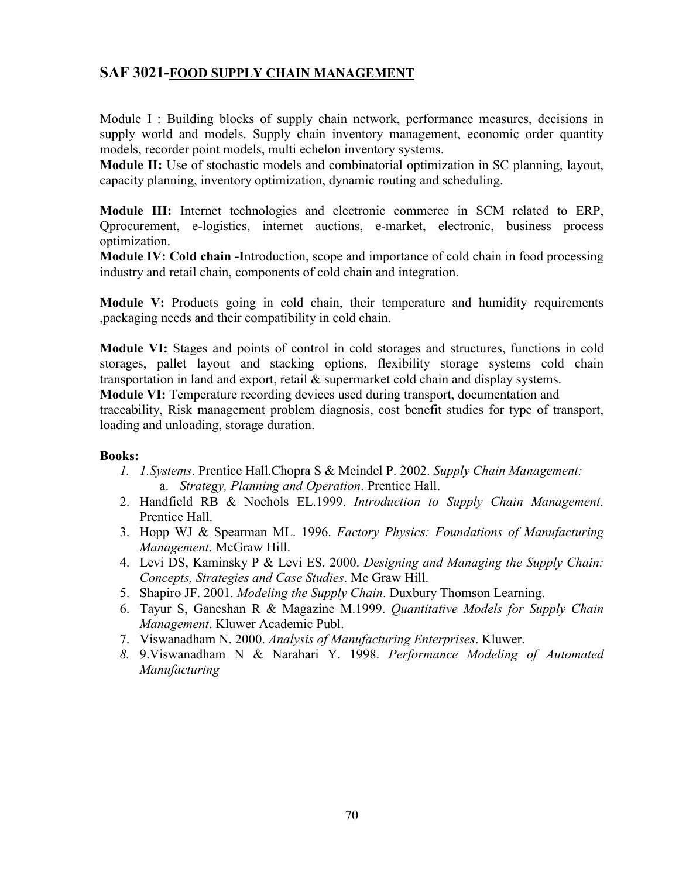## SAF 3021-FOOD SUPPLY CHAIN MANAGEMENT

Module I : Building blocks of supply chain network, performance measures, decisions in supply world and models. Supply chain inventory management, economic order quantity models, recorder point models, multi echelon inventory systems.

**Module II:** Use of stochastic models and combinatorial optimization in SC planning, layout, capacity planning, inventory optimization, dynamic routing and scheduling.

**Module III:** Internet technologies and electronic commerce in SCM related to ERP, Qprocurement, e-logistics, internet auctions, e-market, electronic, business process optimization.

**Module IV: Cold chain -I**ntroduction, scope and importance of cold chain in food processing industry and retail chain, components of cold chain and integration.

**Module V:** Products going in cold chain, their temperature and humidity requirements ,packaging needs and their compatibility in cold chain.

**Module VI:** Stages and points of control in cold storages and structures, functions in cold storages, pallet layout and stacking options, flexibility storage systems cold chain transportation in land and export, retail & supermarket cold chain and display systems.

**Module VI:** Temperature recording devices used during transport, documentation and traceability, Risk management problem diagnosis, cost benefit studies for type of transport, loading and unloading, storage duration.

**Books:**

1. *1.Systems*. Prentice Hall.Chopra S & Meindel P. 2002. *Supply Chain Management:*
   a. *Strategy, Planning and Operation*. Prentice Hall.
2. Handfield RB & Nochols EL.1999. *Introduction to Supply Chain Management*. Prentice Hall.
3. Hopp WJ & Spearman ML. 1996. *Factory Physics: Foundations of Manufacturing Management*. McGraw Hill.
4. Levi DS, Kaminsky P & Levi ES. 2000. *Designing and Managing the Supply Chain: Concepts, Strategies and Case Studies*. Mc Graw Hill.
5. Shapiro JF. 2001. *Modeling the Supply Chain*. Duxbury Thomson Learning.
6. Tayur S, Ganeshan R & Magazine M.1999. *Quantitative Models for Supply Chain Management*. Kluwer Academic Publ.
7. Viswanadham N. 2000. *Analysis of Manufacturing Enterprises*. Kluwer.
8. 9.Viswanadham N & Narahari Y. 1998. *Performance Modeling of Automated Manufacturing*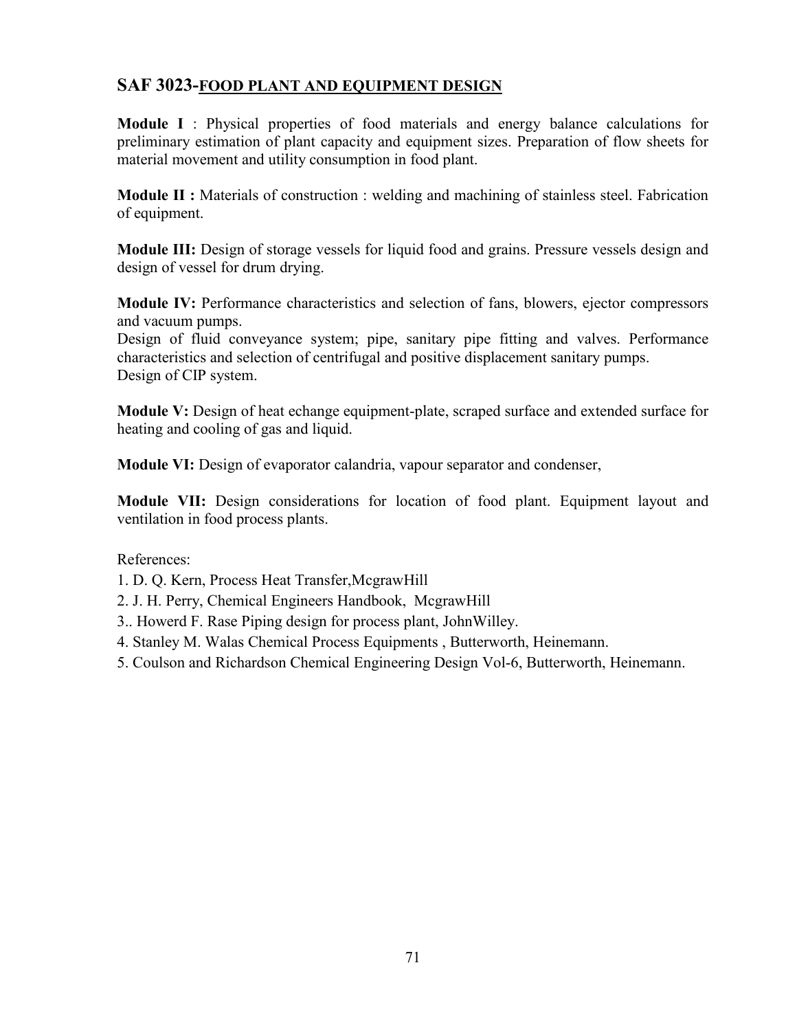## SAF 3023-FOOD PLANT AND EQUIPMENT DESIGN

**Module I** : Physical properties of food materials and energy balance calculations for preliminary estimation of plant capacity and equipment sizes. Preparation of flow sheets for material movement and utility consumption in food plant.

**Module II :** Materials of construction : welding and machining of stainless steel. Fabrication of equipment.

**Module III:** Design of storage vessels for liquid food and grains. Pressure vessels design and design of vessel for drum drying.

**Module IV:** Performance characteristics and selection of fans, blowers, ejector compressors and vacuum pumps.
Design of fluid conveyance system; pipe, sanitary pipe fitting and valves. Performance characteristics and selection of centrifugal and positive displacement sanitary pumps.
Design of CIP system.

**Module V:** Design of heat echange equipment-plate, scraped surface and extended surface for heating and cooling of gas and liquid.

**Module VI:** Design of evaporator calandria, vapour separator and condenser,

**Module VII:** Design considerations for location of food plant. Equipment layout and ventilation in food process plants.

References:

1. D. Q. Kern, Process Heat Transfer,McgrawHill
2. J. H. Perry, Chemical Engineers Handbook, McgrawHill
3. Howerd F. Rase Piping design for process plant, JohnWilley.
4. Stanley M. Walas Chemical Process Equipments , Butterworth, Heinemann.
5. Coulson and Richardson Chemical Engineering Design Vol-6, Butterworth, Heinemann.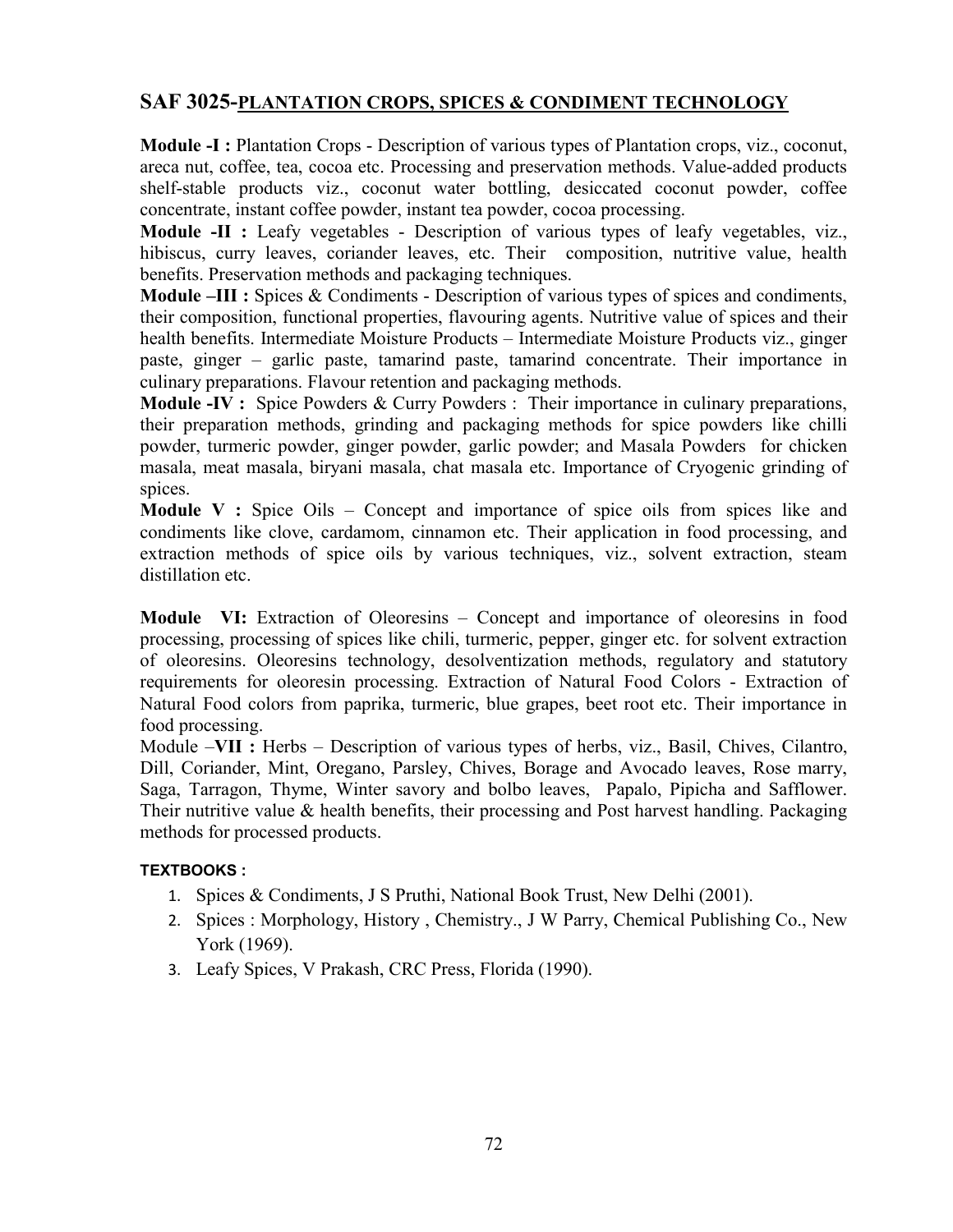## SAF 3025-PLANTATION CROPS, SPICES & CONDIMENT TECHNOLOGY

**Module -I :** Plantation Crops - Description of various types of Plantation crops, viz., coconut, areca nut, coffee, tea, cocoa etc. Processing and preservation methods. Value-added products shelf-stable products viz., coconut water bottling, desiccated coconut powder, coffee concentrate, instant coffee powder, instant tea powder, cocoa processing.

**Module -II :** Leafy vegetables - Description of various types of leafy vegetables, viz., hibiscus, curry leaves, coriander leaves, etc. Their composition, nutritive value, health benefits. Preservation methods and packaging techniques.

**Module –III :** Spices & Condiments - Description of various types of spices and condiments, their composition, functional properties, flavouring agents. Nutritive value of spices and their health benefits. Intermediate Moisture Products – Intermediate Moisture Products viz., ginger paste, ginger – garlic paste, tamarind paste, tamarind concentrate. Their importance in culinary preparations. Flavour retention and packaging methods.

**Module -IV :** Spice Powders & Curry Powders : Their importance in culinary preparations, their preparation methods, grinding and packaging methods for spice powders like chilli powder, turmeric powder, ginger powder, garlic powder; and Masala Powders for chicken masala, meat masala, biryani masala, chat masala etc. Importance of Cryogenic grinding of spices.

**Module V :** Spice Oils – Concept and importance of spice oils from spices like and condiments like clove, cardamom, cinnamon etc. Their application in food processing, and extraction methods of spice oils by various techniques, viz., solvent extraction, steam distillation etc.

**Module VI:** Extraction of Oleoresins – Concept and importance of oleoresins in food processing, processing of spices like chili, turmeric, pepper, ginger etc. for solvent extraction of oleoresins. Oleoresins technology, desolventization methods, regulatory and statutory requirements for oleoresin processing. Extraction of Natural Food Colors - Extraction of Natural Food colors from paprika, turmeric, blue grapes, beet root etc. Their importance in food processing.

Module –**VII :** Herbs – Description of various types of herbs, viz., Basil, Chives, Cilantro, Dill, Coriander, Mint, Oregano, Parsley, Chives, Borage and Avocado leaves, Rose marry, Saga, Tarragon, Thyme, Winter savory and bolbo leaves, Papalo, Pipicha and Safflower. Their nutritive value & health benefits, their processing and Post harvest handling. Packaging methods for processed products.

**TEXTBOOKS :**

1. Spices & Condiments, J S Pruthi, National Book Trust, New Delhi (2001).
2. Spices : Morphology, History , Chemistry., J W Parry, Chemical Publishing Co., New York (1969).
3. Leafy Spices, V Prakash, CRC Press, Florida (1990).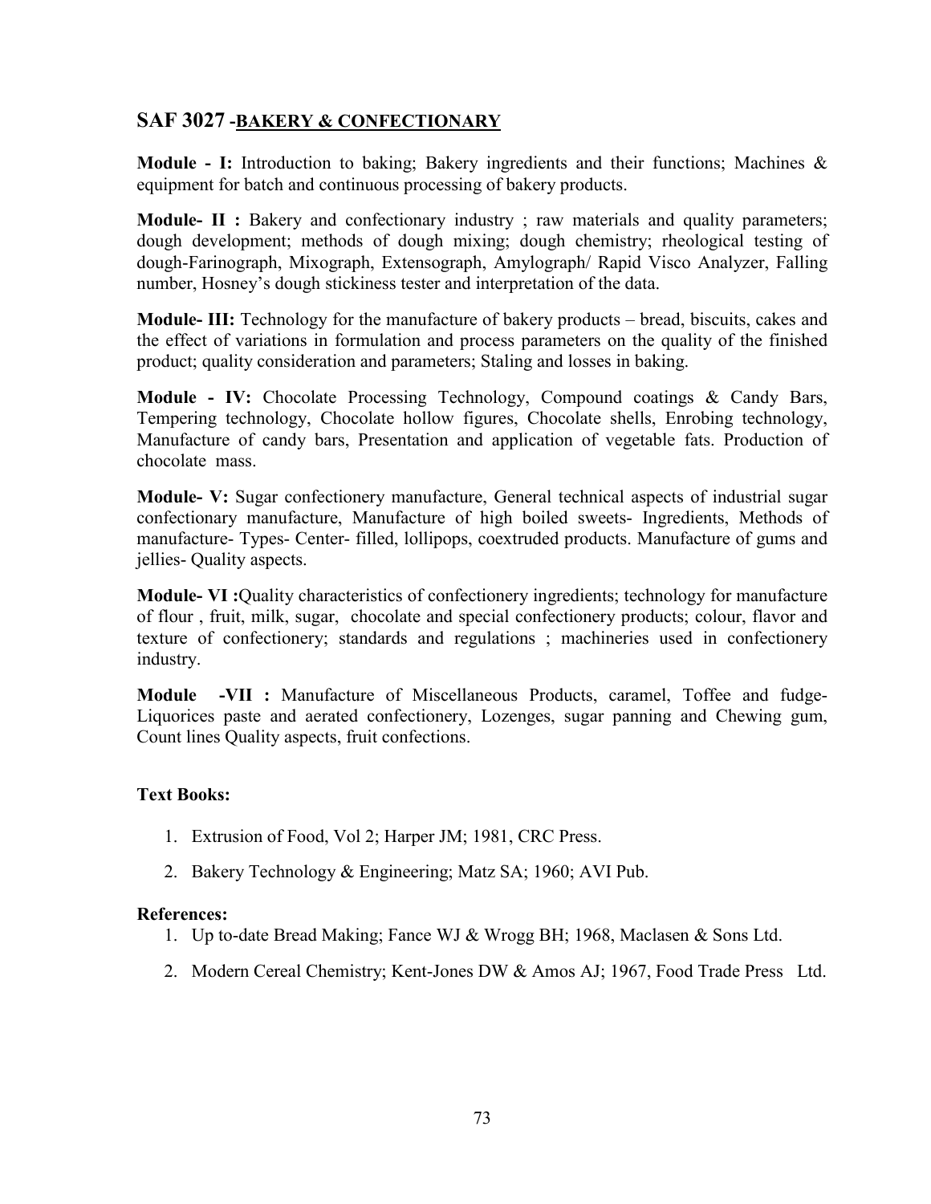## SAF 3027 -<u>BAKERY & CONFECTIONARY</u>

**Module - I:** Introduction to baking; Bakery ingredients and their functions; Machines & equipment for batch and continuous processing of bakery products.

**Module- II :** Bakery and confectionary industry ; raw materials and quality parameters; dough development; methods of dough mixing; dough chemistry; rheological testing of dough-Farinograph, Mixograph, Extensograph, Amylograph/ Rapid Visco Analyzer, Falling number, Hosney's dough stickiness tester and interpretation of the data.

**Module- III:** Technology for the manufacture of bakery products – bread, biscuits, cakes and the effect of variations in formulation and process parameters on the quality of the finished product; quality consideration and parameters; Staling and losses in baking.

**Module - IV:** Chocolate Processing Technology, Compound coatings & Candy Bars, Tempering technology, Chocolate hollow figures, Chocolate shells, Enrobing technology, Manufacture of candy bars, Presentation and application of vegetable fats. Production of chocolate mass.

**Module- V:** Sugar confectionery manufacture, General technical aspects of industrial sugar confectionary manufacture, Manufacture of high boiled sweets- Ingredients, Methods of manufacture- Types- Center- filled, lollipops, coextruded products. Manufacture of gums and jellies- Quality aspects.

**Module- VI :**Quality characteristics of confectionery ingredients; technology for manufacture of flour , fruit, milk, sugar, chocolate and special confectionery products; colour, flavor and texture of confectionery; standards and regulations ; machineries used in confectionery industry.

**Module -VII :** Manufacture of Miscellaneous Products, caramel, Toffee and fudge- Liquorices paste and aerated confectionery, Lozenges, sugar panning and Chewing gum, Count lines Quality aspects, fruit confections.

**Text Books:**

1. Extrusion of Food, Vol 2; Harper JM; 1981, CRC Press.
2. Bakery Technology & Engineering; Matz SA; 1960; AVI Pub.

**References:**

1. Up to-date Bread Making; Fance WJ & Wrogg BH; 1968, Maclasen & Sons Ltd.
2. Modern Cereal Chemistry; Kent-Jones DW & Amos AJ; 1967, Food Trade Press Ltd.